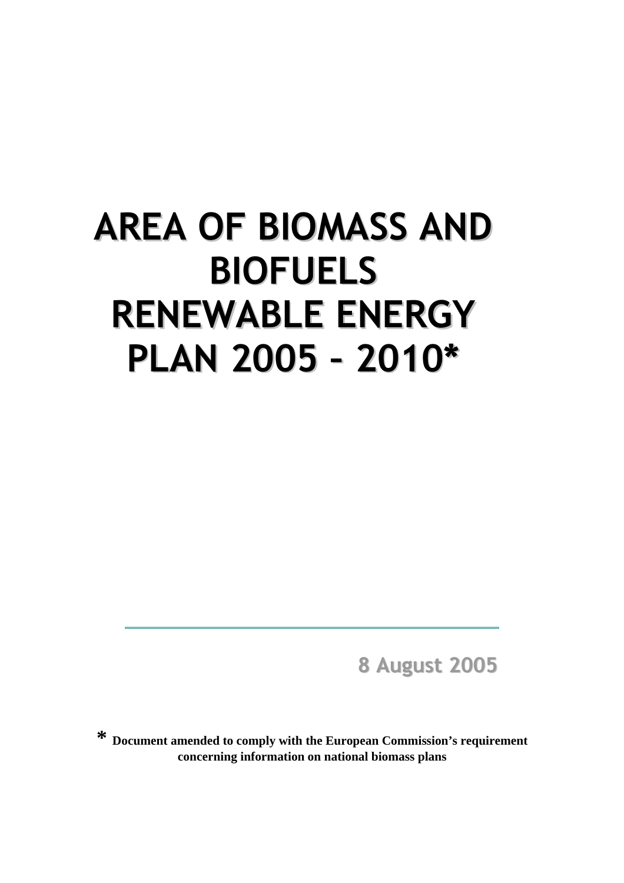# AREA OF BIOMASS AND BIOFUELS RENEWABLE ENERGY PLAN 2005 – 2010*

---

**8 August 2005**

**\* Document amended to comply with the European Commission's requirement concerning information on national biomass plans**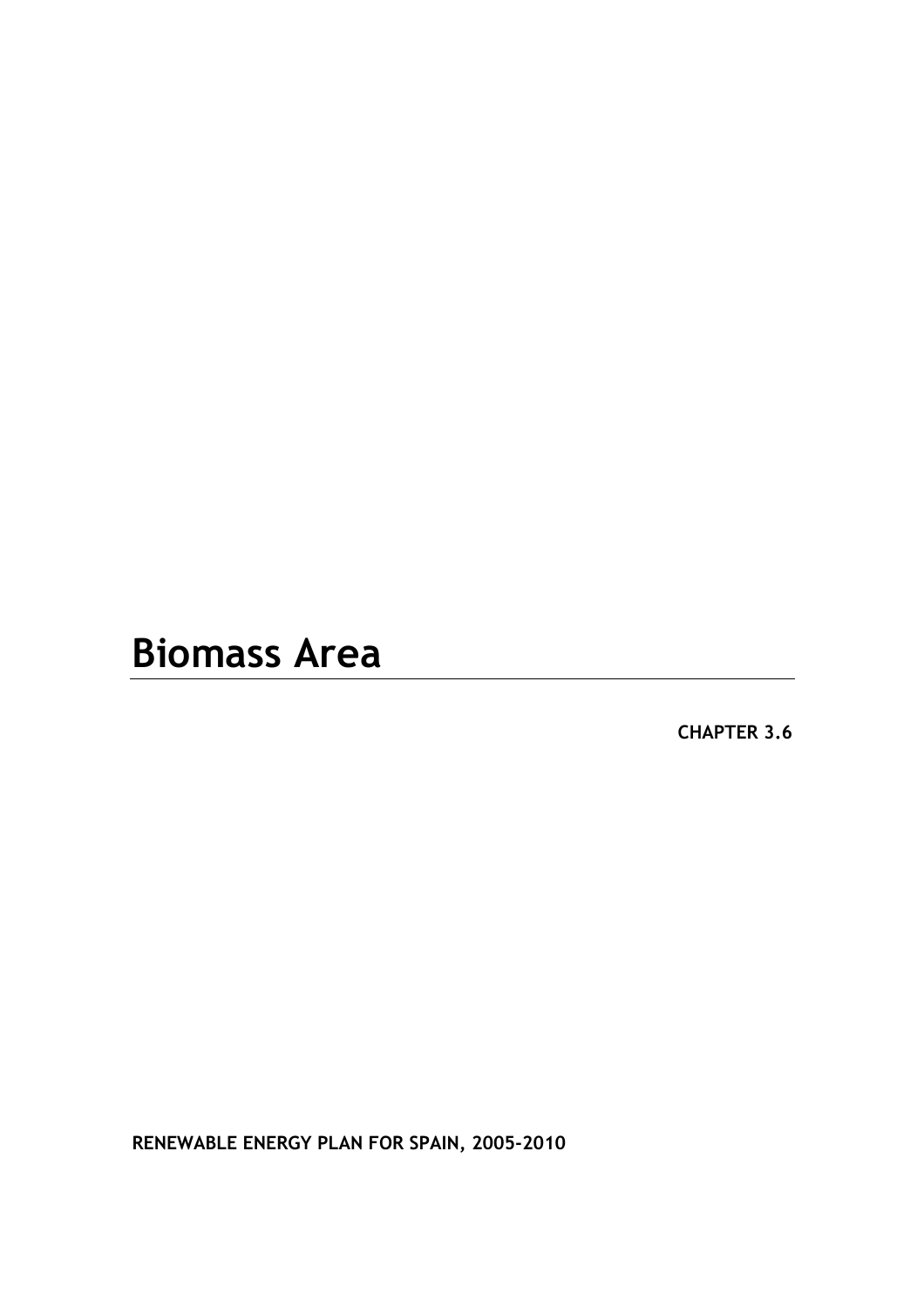# Biomass Area

**CHAPTER 3.6**

**RENEWABLE ENERGY PLAN FOR SPAIN, 2005-2010**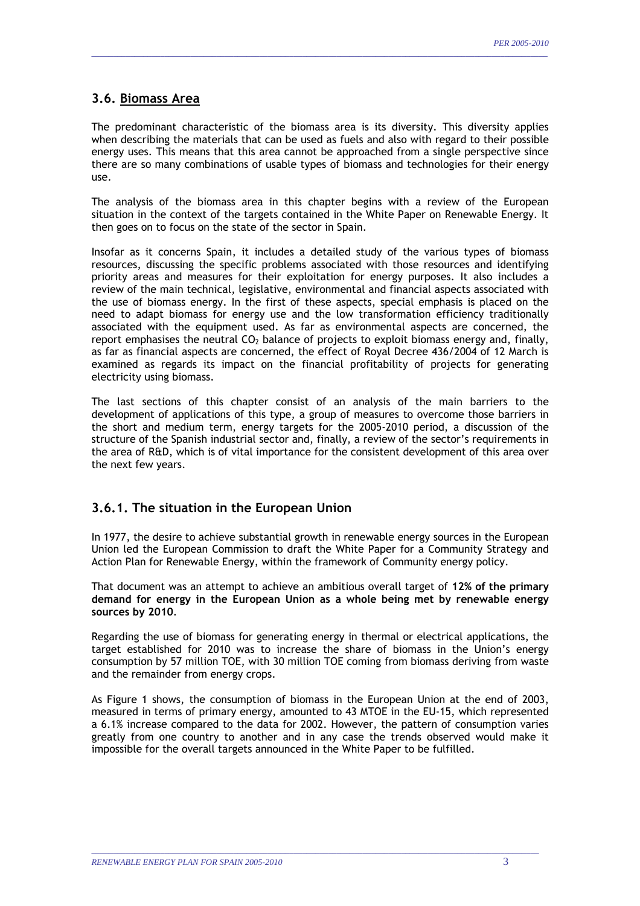## 3.6. Biomass Area

The predominant characteristic of the biomass area is its diversity. This diversity applies when describing the materials that can be used as fuels and also with regard to their possible energy uses. This means that this area cannot be approached from a single perspective since there are so many combinations of usable types of biomass and technologies for their energy use.

The analysis of the biomass area in this chapter begins with a review of the European situation in the context of the targets contained in the White Paper on Renewable Energy. It then goes on to focus on the state of the sector in Spain.

Insofar as it concerns Spain, it includes a detailed study of the various types of biomass resources, discussing the specific problems associated with those resources and identifying priority areas and measures for their exploitation for energy purposes. It also includes a review of the main technical, legislative, environmental and financial aspects associated with the use of biomass energy. In the first of these aspects, special emphasis is placed on the need to adapt biomass for energy use and the low transformation efficiency traditionally associated with the equipment used. As far as environmental aspects are concerned, the report emphasises the neutral $CO_2$ balance of projects to exploit biomass energy and, finally, as far as financial aspects are concerned, the effect of Royal Decree 436/2004 of 12 March is examined as regards its impact on the financial profitability of projects for generating electricity using biomass.

The last sections of this chapter consist of an analysis of the main barriers to the development of applications of this type, a group of measures to overcome those barriers in the short and medium term, energy targets for the 2005-2010 period, a discussion of the structure of the Spanish industrial sector and, finally, a review of the sector's requirements in the area of R&D, which is of vital importance for the consistent development of this area over the next few years.

### 3.6.1. The situation in the European Union

In 1977, the desire to achieve substantial growth in renewable energy sources in the European Union led the European Commission to draft the White Paper for a Community Strategy and Action Plan for Renewable Energy, within the framework of Community energy policy.

That document was an attempt to achieve an ambitious overall target of **12% of the primary demand for energy in the European Union as a whole being met by renewable energy sources by 2010**.

Regarding the use of biomass for generating energy in thermal or electrical applications, the target established for 2010 was to increase the share of biomass in the Union's energy consumption by 57 million TOE, with 30 million TOE coming from biomass deriving from waste and the remainder from energy crops.

As Figure 1 shows, the consumption of biomass in the European Union at the end of 2003, measured in terms of primary energy, amounted to 43 MTOE in the EU-15, which represented a 6.1% increase compared to the data for 2002. However, the pattern of consumption varies greatly from one country to another and in any case the trends observed would make it impossible for the overall targets announced in the White Paper to be fulfilled.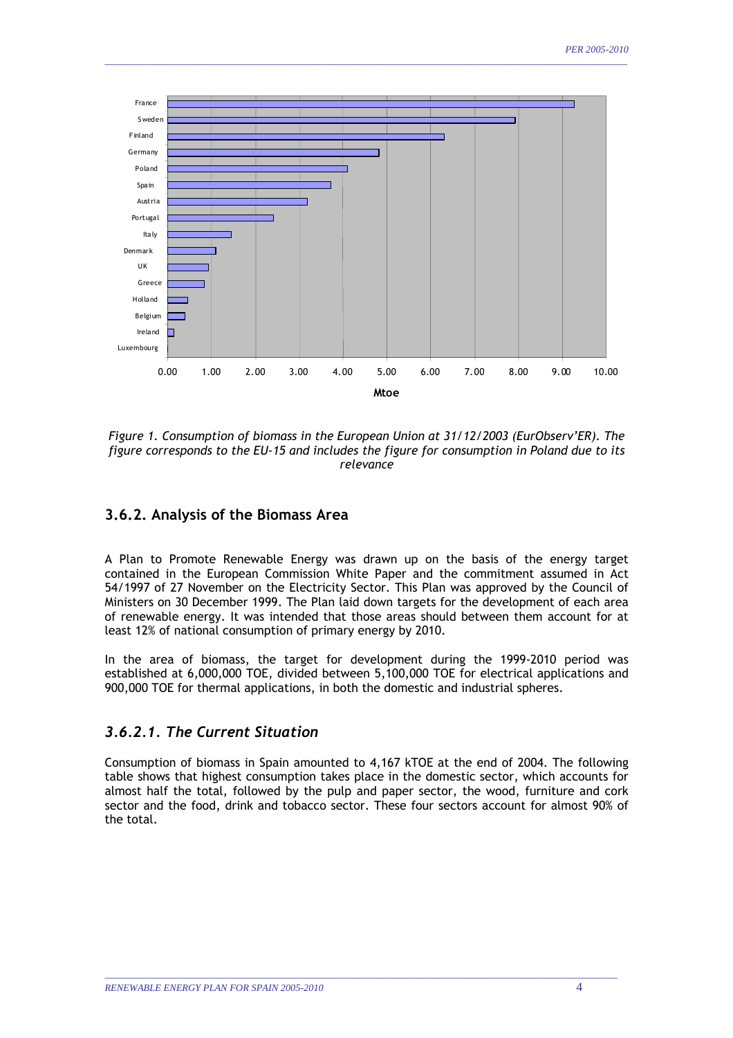Figure 1. Consumption of biomass in the European Union at 31/12/2003 (EurObserv'ER). The figure corresponds to the EU-15 and includes the figure for consumption in Poland due to its relevance

### 3.6.2. Analysis of the Biomass Area

A Plan to Promote Renewable Energy was drawn up on the basis of the energy target contained in the European Commission White Paper and the commitment assumed in Act 54/1997 of 27 November on the Electricity Sector. This Plan was approved by the Council of Ministers on 30 December 1999. The Plan laid down targets for the development of each area of renewable energy. It was intended that those areas should between them account for at least 12% of national consumption of primary energy by 2010.

In the area of biomass, the target for development during the 1999-2010 period was established at 6,000,000 TOE, divided between 5,100,000 TOE for electrical applications and 900,000 TOE for thermal applications, in both the domestic and industrial spheres.

#### *3.6.2.1. The Current Situation*

Consumption of biomass in Spain amounted to 4,167 kTOE at the end of 2004. The following table shows that highest consumption takes place in the domestic sector, which accounts for almost half the total, followed by the pulp and paper sector, the wood, furniture and cork sector and the food, drink and tobacco sector. These four sectors account for almost 90% of the total.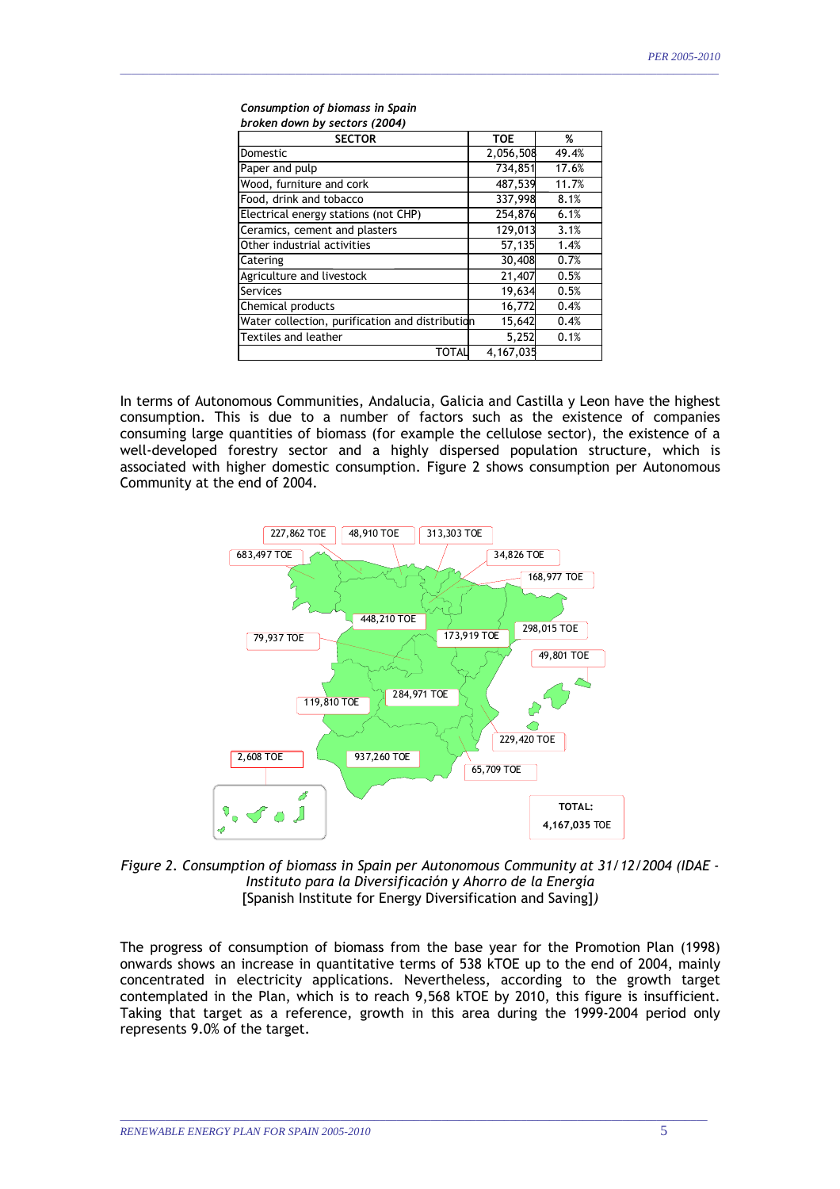*Consumption of biomass in Spain broken down by sectors (2004)*

| SECTOR | TOE | % |
|---|---|---|
| Domestic | 2,056,508 | 49.4% |
| Paper and pulp | 734,851 | 17.6% |
| Wood, furniture and cork | 487,539 | 11.7% |
| Food, drink and tobacco | 337,998 | 8.1% |
| Electrical energy stations (not CHP) | 254,876 | 6.1% |
| Ceramics, cement and plasters | 129,013 | 3.1% |
| Other industrial activities | 57,135 | 1.4% |
| Catering | 30,408 | 0.7% |
| Agriculture and livestock | 21,407 | 0.5% |
| Services | 19,634 | 0.5% |
| Chemical products | 16,772 | 0.4% |
| Water collection, purification and distribution | 15,642 | 0.4% |
| Textiles and leather | 5,252 | 0.1% |
| TOTAL | 4,167,035 | |

In terms of Autonomous Communities, Andalucia, Galicia and Castilla y Leon have the highest consumption. This is due to a number of factors such as the existence of companies consuming large quantities of biomass (for example the cellulose sector), the existence of a well-developed forestry sector and a highly dispersed population structure, which is associated with higher domestic consumption. Figure 2 shows consumption per Autonomous Community at the end of 2004.

227,862 TOE, 48,910 TOE, 313,303 TOE, 683,497 TOE, 34,826 TOE, 168,977 TOE, 448,210 TOE, 173,919 TOE, 298,015 TOE, 79,937 TOE, 49,801 TOE, 284,971 TOE, 119,810 TOE, 229,420 TOE, 2,608 TOE, 937,260 TOE, 65,709 TOE

TOTAL: 4,167,035 TOE

*Figure 2. Consumption of biomass in Spain per Autonomous Community at 31/12/2004 (IDAE - Instituto para la Diversificación y Ahorro de la Energía* [Spanish Institute for Energy Diversification and Saving]*)*

The progress of consumption of biomass from the base year for the Promotion Plan (1998) onwards shows an increase in quantitative terms of 538 kTOE up to the end of 2004, mainly concentrated in electricity applications. Nevertheless, according to the growth target contemplated in the Plan, which is to reach 9,568 kTOE by 2010, this figure is insufficient. Taking that target as a reference, growth in this area during the 1999-2004 period only represents 9.0% of the target.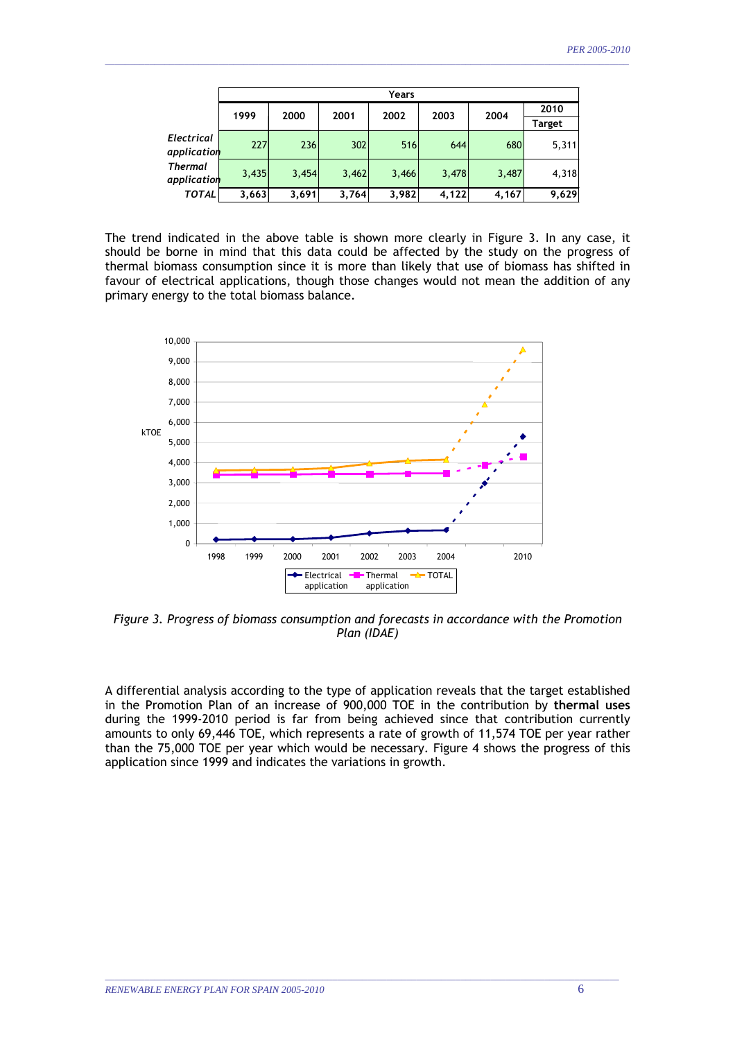| | Years | | | | | | |
|---|---|---|---|---|---|---|---|
| | 1999 | 2000 | 2001 | 2002 | 2003 | 2004 | 2010 Target |
| *Electrical application* | 227 | 236 | 302 | 516 | 644 | 680 | 5,311 |
| *Thermal application* | 3,435 | 3,454 | 3,462 | 3,466 | 3,478 | 3,487 | 4,318 |
| ***TOTAL*** | **3,663** | **3,691** | **3,764** | **3,982** | **4,122** | **4,167** | **9,629** |

The trend indicated in the above table is shown more clearly in Figure 3. In any case, it should be borne in mind that this data could be affected by the study on the progress of thermal biomass consumption since it is more than likely that use of biomass has shifted in favour of electrical applications, though those changes would not mean the addition of any primary energy to the total biomass balance.

*Figure 3. Progress of biomass consumption and forecasts in accordance with the Promotion Plan (IDAE)*

A differential analysis according to the type of application reveals that the target established in the Promotion Plan of an increase of 900,000 TOE in the contribution by **thermal uses** during the 1999-2010 period is far from being achieved since that contribution currently amounts to only 69,446 TOE, which represents a rate of growth of 11,574 TOE per year rather than the 75,000 TOE per year which would be necessary. Figure 4 shows the progress of this application since 1999 and indicates the variations in growth.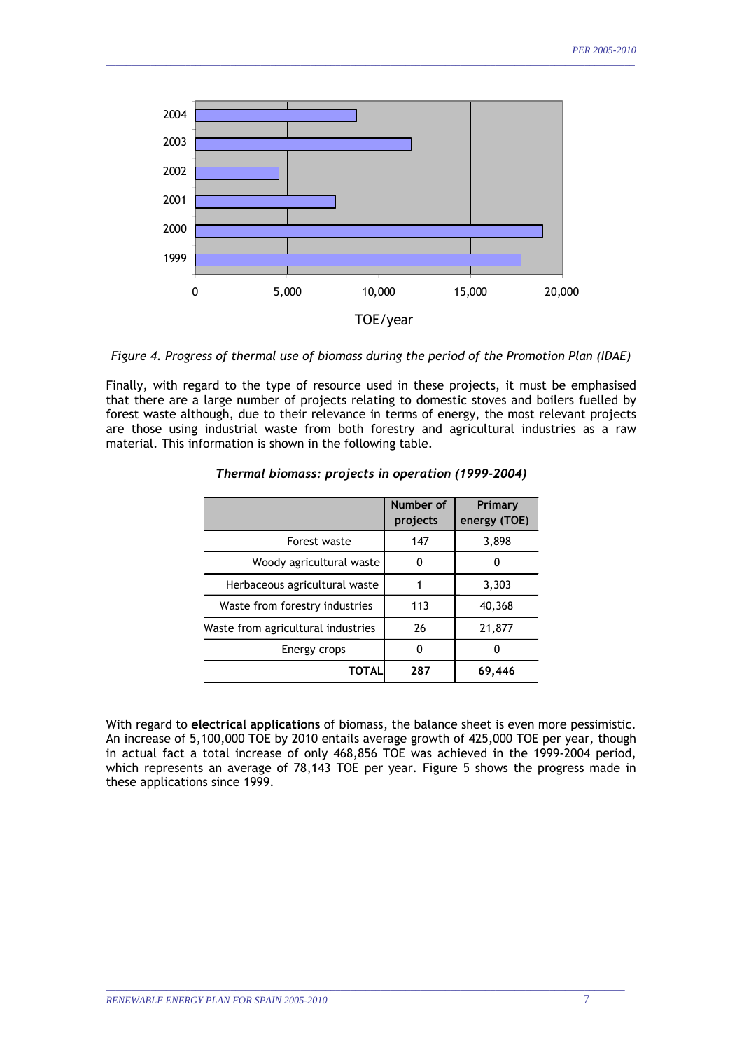*Figure 4. Progress of thermal use of biomass during the period of the Promotion Plan (IDAE)*

Finally, with regard to the type of resource used in these projects, it must be emphasised that there are a large number of projects relating to domestic stoves and boilers fuelled by forest waste although, due to their relevance in terms of energy, the most relevant projects are those using industrial waste from both forestry and agricultural industries as a raw material. This information is shown in the following table.

***Thermal biomass: projects in operation (1999-2004)***

| | Number of projects | Primary energy (TOE) |
|---|---|---|
| Forest waste | 147 | 3,898 |
| Woody agricultural waste | 0 | 0 |
| Herbaceous agricultural waste | 1 | 3,303 |
| Waste from forestry industries | 113 | 40,368 |
| Waste from agricultural industries | 26 | 21,877 |
| Energy crops | 0 | 0 |
| **TOTAL** | **287** | **69,446** |

With regard to **electrical applications** of biomass, the balance sheet is even more pessimistic. An increase of 5,100,000 TOE by 2010 entails average growth of 425,000 TOE per year, though in actual fact a total increase of only 468,856 TOE was achieved in the 1999-2004 period, which represents an average of 78,143 TOE per year. Figure 5 shows the progress made in these applications since 1999.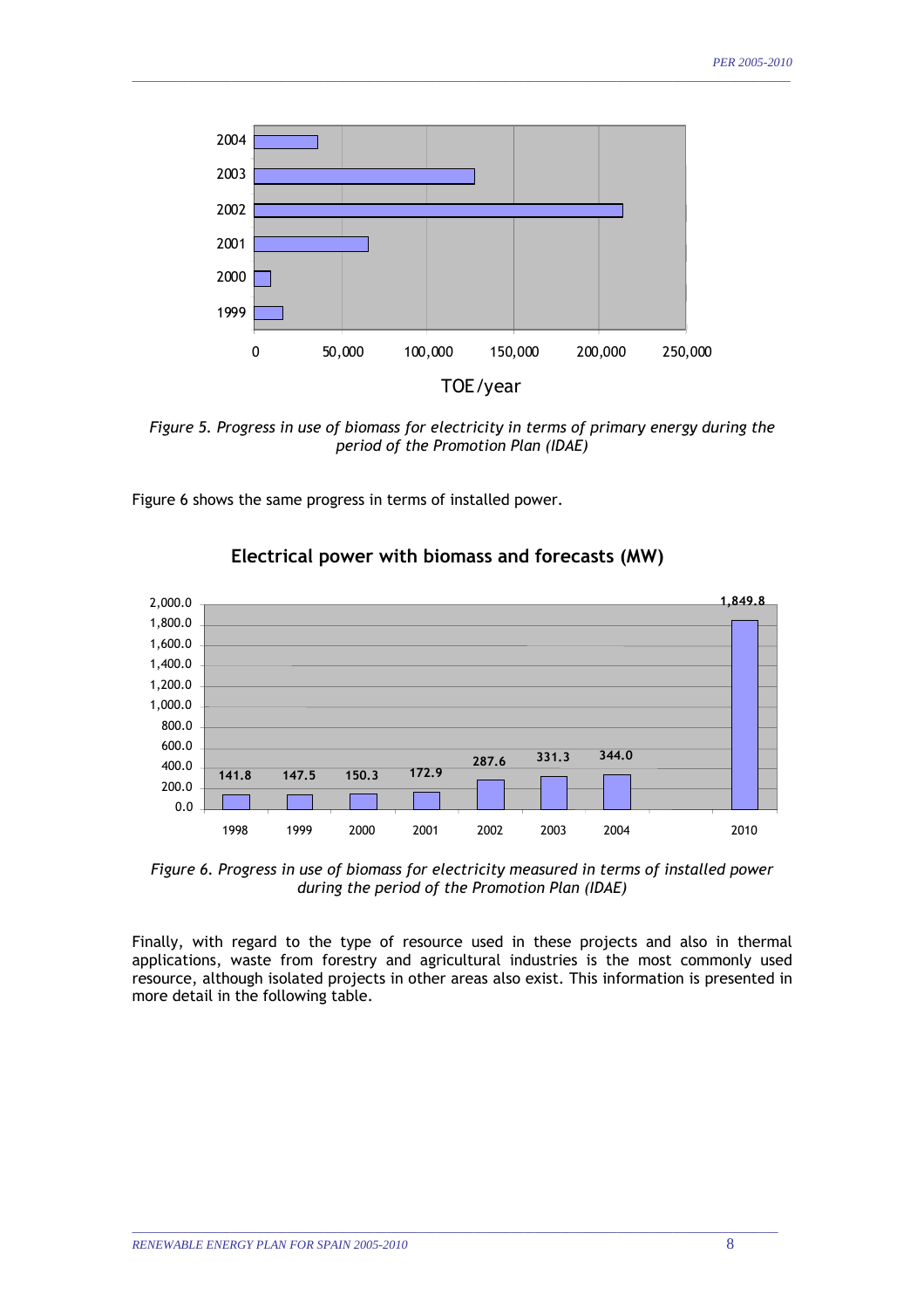Figure 5. *Progress in use of biomass for electricity in terms of primary energy during the period of the Promotion Plan (IDAE)*

Figure 6 shows the same progress in terms of installed power.

**Electrical power with biomass and forecasts (MW)**

| Year | MW |
|---|---|
| 1998 | 141.8 |
| 1999 | 147.5 |
| 2000 | 150.3 |
| 2001 | 172.9 |
| 2002 | 287.6 |
| 2003 | 331.3 |
| 2004 | 344.0 |
| 2010 | 1,849.8 |

*Figure 6. Progress in use of biomass for electricity measured in terms of installed power during the period of the Promotion Plan (IDAE)*

Finally, with regard to the type of resource used in these projects and also in thermal applications, waste from forestry and agricultural industries is the most commonly used resource, although isolated projects in other areas also exist. This information is presented in more detail in the following table.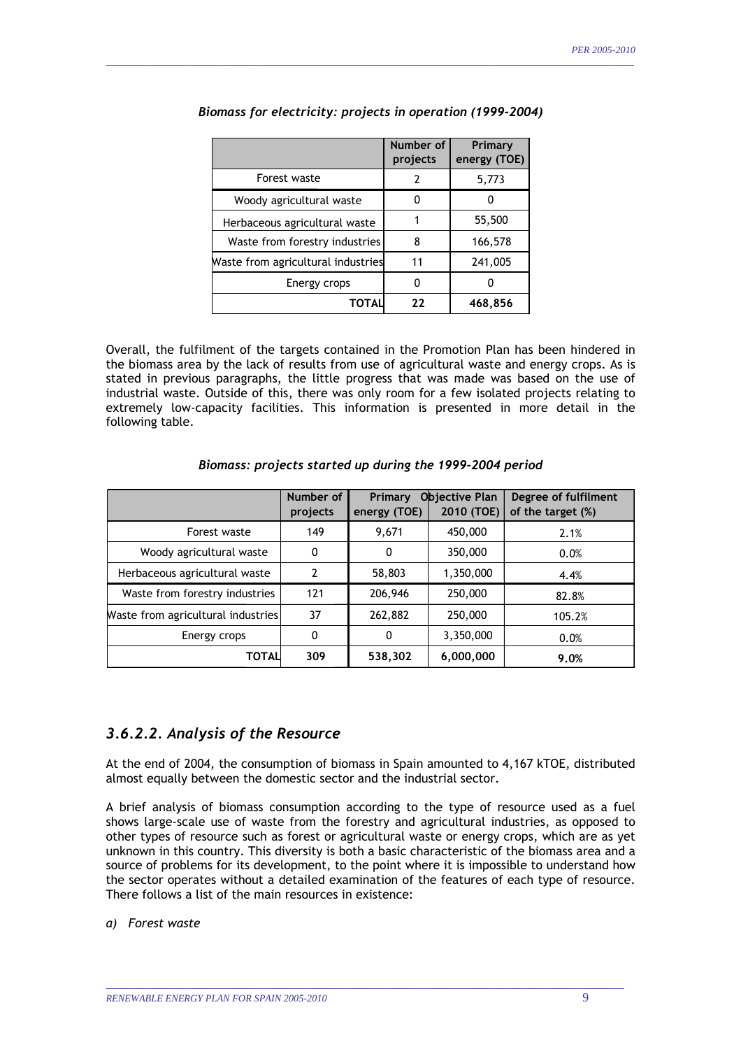*Biomass for electricity: projects in operation (1999-2004)*

| | Number of projects | Primary energy (TOE) |
|---|---|---|
| Forest waste | 2 | 5,773 |
| Woody agricultural waste | 0 | 0 |
| Herbaceous agricultural waste | 1 | 55,500 |
| Waste from forestry industries | 8 | 166,578 |
| Waste from agricultural industries | 11 | 241,005 |
| Energy crops | 0 | 0 |
| **TOTAL** | **22** | **468,856** |

Overall, the fulfilment of the targets contained in the Promotion Plan has been hindered in the biomass area by the lack of results from use of agricultural waste and energy crops. As is stated in previous paragraphs, the little progress that was made was based on the use of industrial waste. Outside of this, there was only room for a few isolated projects relating to extremely low-capacity facilities. This information is presented in more detail in the following table.

*Biomass: projects started up during the 1999-2004 period*

| | Number of projects | Primary energy (TOE) | Objective Plan 2010 (TOE) | Degree of fulfilment of the target (%) |
|---|---|---|---|---|
| Forest waste | 149 | 9,671 | 450,000 | 2.1% |
| Woody agricultural waste | 0 | 0 | 350,000 | 0.0% |
| Herbaceous agricultural waste | 2 | 58,803 | 1,350,000 | 4.4% |
| Waste from forestry industries | 121 | 206,946 | 250,000 | 82.8% |
| Waste from agricultural industries | 37 | 262,882 | 250,000 | 105.2% |
| Energy crops | 0 | 0 | 3,350,000 | 0.0% |
| **TOTAL** | **309** | **538,302** | **6,000,000** | **9.0%** |

## *3.6.2.2. Analysis of the Resource*

At the end of 2004, the consumption of biomass in Spain amounted to 4,167 kTOE, distributed almost equally between the domestic sector and the industrial sector.

A brief analysis of biomass consumption according to the type of resource used as a fuel shows large-scale use of waste from the forestry and agricultural industries, as opposed to other types of resource such as forest or agricultural waste or energy crops, which are as yet unknown in this country. This diversity is both a basic characteristic of the biomass area and a source of problems for its development, to the point where it is impossible to understand how the sector operates without a detailed examination of the features of each type of resource. There follows a list of the main resources in existence:

*a) Forest waste*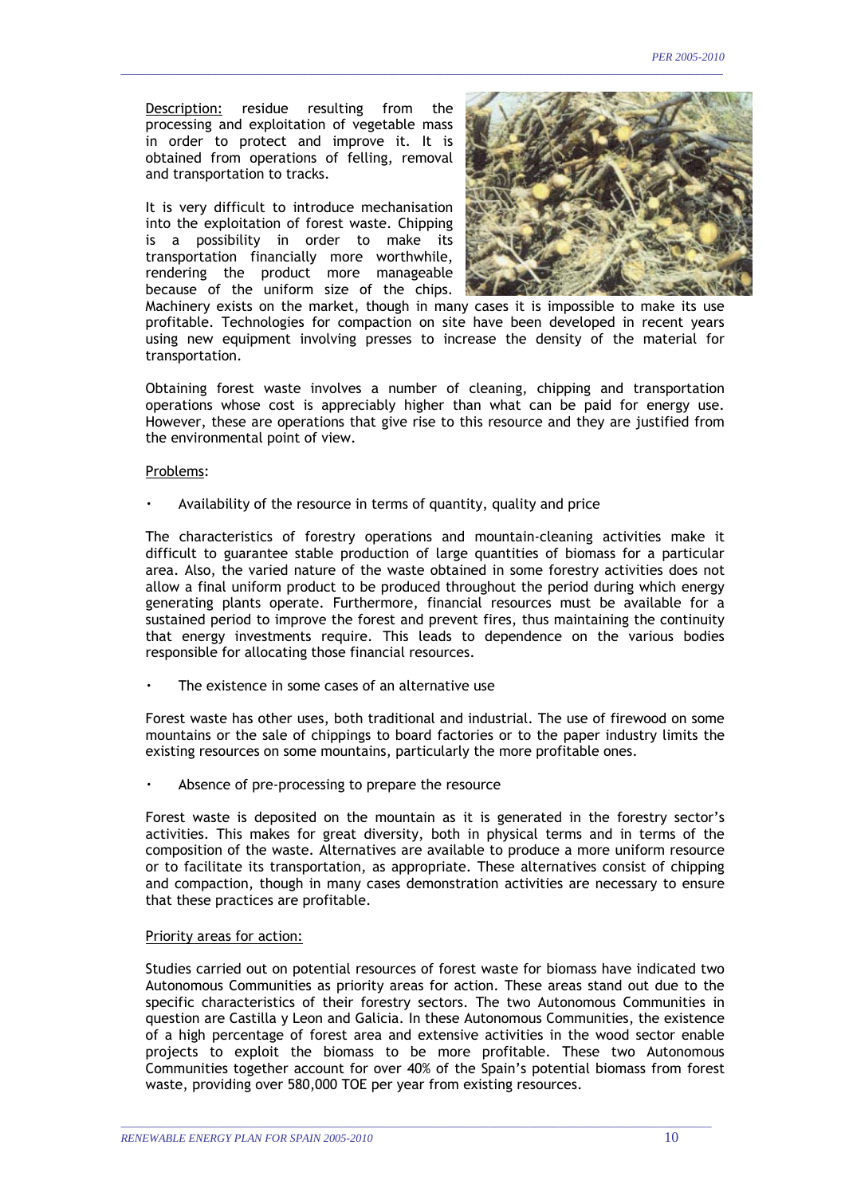Description: residue resulting from the processing and exploitation of vegetable mass in order to protect and improve it. It is obtained from operations of felling, removal and transportation to tracks.

It is very difficult to introduce mechanisation into the exploitation of forest waste. Chipping is a possibility in order to make its transportation financially more worthwhile, rendering the product more manageable because of the uniform size of the chips. Machinery exists on the market, though in many cases it is impossible to make its use profitable. Technologies for compaction on site have been developed in recent years using new equipment involving presses to increase the density of the material for transportation.

Obtaining forest waste involves a number of cleaning, chipping and transportation operations whose cost is appreciably higher than what can be paid for energy use. However, these are operations that give rise to this resource and they are justified from the environmental point of view.

Problems:

- Availability of the resource in terms of quantity, quality and price

The characteristics of forestry operations and mountain-cleaning activities make it difficult to guarantee stable production of large quantities of biomass for a particular area. Also, the varied nature of the waste obtained in some forestry activities does not allow a final uniform product to be produced throughout the period during which energy generating plants operate. Furthermore, financial resources must be available for a sustained period to improve the forest and prevent fires, thus maintaining the continuity that energy investments require. This leads to dependence on the various bodies responsible for allocating those financial resources.

- The existence in some cases of an alternative use

Forest waste has other uses, both traditional and industrial. The use of firewood on some mountains or the sale of chippings to board factories or to the paper industry limits the existing resources on some mountains, particularly the more profitable ones.

- Absence of pre-processing to prepare the resource

Forest waste is deposited on the mountain as it is generated in the forestry sector's activities. This makes for great diversity, both in physical terms and in terms of the composition of the waste. Alternatives are available to produce a more uniform resource or to facilitate its transportation, as appropriate. These alternatives consist of chipping and compaction, though in many cases demonstration activities are necessary to ensure that these practices are profitable.

Priority areas for action:

Studies carried out on potential resources of forest waste for biomass have indicated two Autonomous Communities as priority areas for action. These areas stand out due to the specific characteristics of their forestry sectors. The two Autonomous Communities in question are Castilla y Leon and Galicia. In these Autonomous Communities, the existence of a high percentage of forest area and extensive activities in the wood sector enable projects to exploit the biomass to be more profitable. These two Autonomous Communities together account for over 40% of the Spain's potential biomass from forest waste, providing over 580,000 TOE per year from existing resources.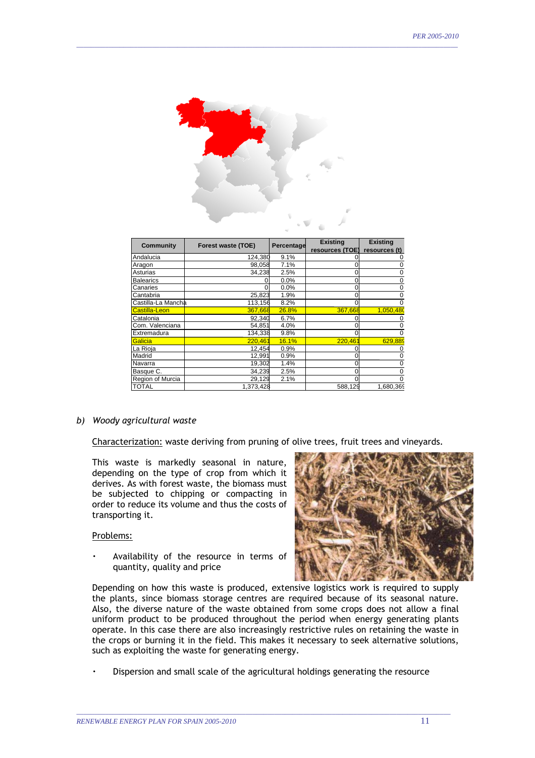| Community | Forest waste (TOE) | Percentage | Existing resources (TOE) | Existing resources (t) |
|---|---|---|---|---|
| Andalucia | 124,380 | 9.1% | 0 | 0 |
| Aragon | 98,058 | 7.1% | 0 | 0 |
| Asturias | 34,238 | 2.5% | 0 | 0 |
| Balearics | 0 | 0.0% | 0 | 0 |
| Canaries | 0 | 0.0% | 0 | 0 |
| Cantabria | 25,823 | 1.9% | 0 | 0 |
| Castilla-La Mancha | 113,156 | 8.2% | 0 | 0 |
| Castilla-Leon | 367,668 | 26.8% | 367,668 | 1,050,480 |
| Catalonia | 92,340 | 6.7% | 0 | 0 |
| Com. Valenciana | 54,851 | 4.0% | 0 | 0 |
| Extremadura | 134,338 | 9.8% | 0 | 0 |
| Galicia | 220,461 | 16.1% | 220,461 | 629,889 |
| La Rioja | 12,454 | 0.9% | 0 | 0 |
| Madrid | 12,991 | 0.9% | 0 | 0 |
| Navarra | 19,302 | 1.4% | 0 | 0 |
| Basque C. | 34,239 | 2.5% | 0 | 0 |
| Region of Murcia | 29,129 | 2.1% | 0 | 0 |
| TOTAL | 1,373,428 | | 588,129 | 1,680,369 |

b) *Woody agricultural waste*

Characterization: waste deriving from pruning of olive trees, fruit trees and vineyards.

This waste is markedly seasonal in nature, depending on the type of crop from which it derives. As with forest waste, the biomass must be subjected to chipping or compacting in order to reduce its volume and thus the costs of transporting it.

Problems:

- Availability of the resource in terms of quantity, quality and price

Depending on how this waste is produced, extensive logistics work is required to supply the plants, since biomass storage centres are required because of its seasonal nature. Also, the diverse nature of the waste obtained from some crops does not allow a final uniform product to be produced throughout the period when energy generating plants operate. In this case there are also increasingly restrictive rules on retaining the waste in the crops or burning it in the field. This makes it necessary to seek alternative solutions, such as exploiting the waste for generating energy.

- Dispersion and small scale of the agricultural holdings generating the resource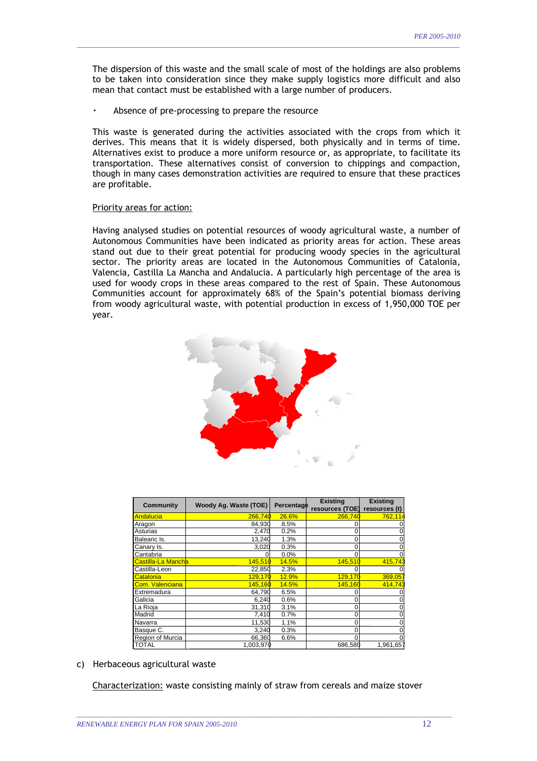The dispersion of this waste and the small scale of most of the holdings are also problems to be taken into consideration since they make supply logistics more difficult and also mean that contact must be established with a large number of producers.

- Absence of pre-processing to prepare the resource

This waste is generated during the activities associated with the crops from which it derives. This means that it is widely dispersed, both physically and in terms of time. Alternatives exist to produce a more uniform resource or, as appropriate, to facilitate its transportation. These alternatives consist of conversion to chippings and compaction, though in many cases demonstration activities are required to ensure that these practices are profitable.

Priority areas for action:

Having analysed studies on potential resources of woody agricultural waste, a number of Autonomous Communities have been indicated as priority areas for action. These areas stand out due to their great potential for producing woody species in the agricultural sector. The priority areas are located in the Autonomous Communities of Catalonia, Valencia, Castilla La Mancha and Andalucia. A particularly high percentage of the area is used for woody crops in these areas compared to the rest of Spain. These Autonomous Communities account for approximately 68% of the Spain's potential biomass deriving from woody agricultural waste, with potential production in excess of 1,950,000 TOE per year.

| Community | Woody Ag. Waste (TOE) | Percentage | Existing resources (TOE) | Existing resources (t) |
|---|---|---|---|---|
| Andalucia | 266,740 | 26.6% | 266,740 | 762,114 |
| Aragon | 84,930 | 8.5% | 0 | 0 |
| Asturias | 2,470 | 0.2% | 0 | 0 |
| Balearic Is. | 13,240 | 1.3% | 0 | 0 |
| Canary Is. | 3,020 | 0.3% | 0 | 0 |
| Cantabria | 0 | 0.0% | 0 | 0 |
| Castilla-La Mancha | 145,510 | 14.5% | 145,510 | 415,743 |
| Castilla-Leon | 22,850 | 2.3% | 0 | 0 |
| Catalonia | 129,170 | 12.9% | 129,170 | 369,057 |
| Com. Valenciana | 145,160 | 14.5% | 145,160 | 414,743 |
| Extremadura | 64,790 | 6.5% | 0 | 0 |
| Galicia | 6,240 | 0.6% | 0 | 0 |
| La Rioja | 31,310 | 3.1% | 0 | 0 |
| Madrid | 7,410 | 0.7% | 0 | 0 |
| Navarra | 11,530 | 1.1% | 0 | 0 |
| Basque C. | 3,240 | 0.3% | 0 | 0 |
| Region of Murcia | 66,360 | 6.6% | 0 | 0 |
| TOTAL | 1,003,970 | | 686,580 | 1,961,657 |

c) Herbaceous agricultural waste

Characterization: waste consisting mainly of straw from cereals and maize stover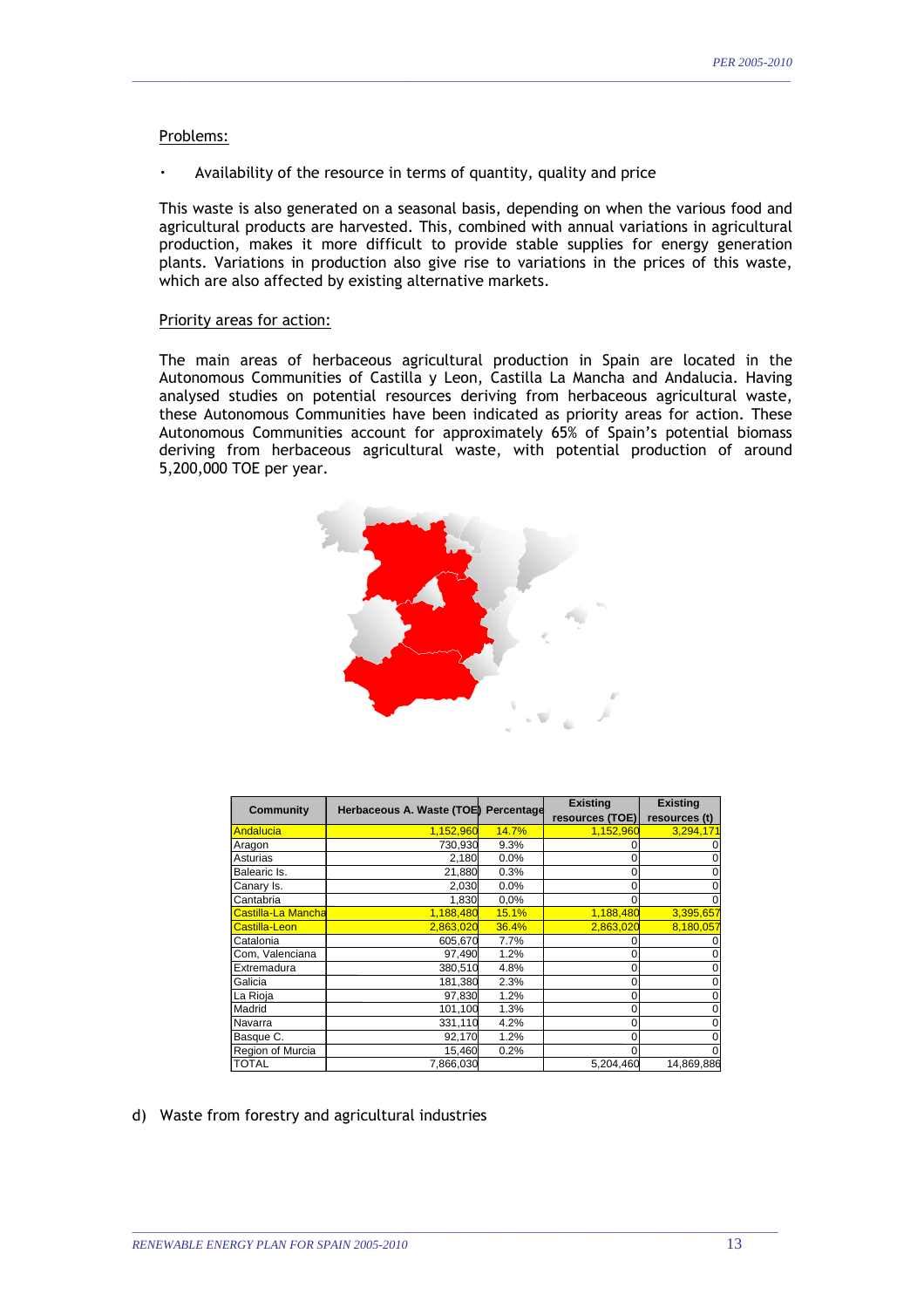Problems:

- Availability of the resource in terms of quantity, quality and price

This waste is also generated on a seasonal basis, depending on when the various food and agricultural products are harvested. This, combined with annual variations in agricultural production, makes it more difficult to provide stable supplies for energy generation plants. Variations in production also give rise to variations in the prices of this waste, which are also affected by existing alternative markets.

Priority areas for action:

The main areas of herbaceous agricultural production in Spain are located in the Autonomous Communities of Castilla y Leon, Castilla La Mancha and Andalucia. Having analysed studies on potential resources deriving from herbaceous agricultural waste, these Autonomous Communities have been indicated as priority areas for action. These Autonomous Communities account for approximately 65% of Spain's potential biomass deriving from herbaceous agricultural waste, with potential production of around 5,200,000 TOE per year.

| Community | Herbaceous A. Waste (TOE) | Percentage | Existing resources (TOE) | Existing resources (t) |
|---|---|---|---|---|
| Andalucia | 1,152,960 | 14.7% | 1,152,960 | 3,294,171 |
| Aragon | 730,930 | 9.3% | 0 | 0 |
| Asturias | 2,180 | 0.0% | 0 | 0 |
| Balearic Is. | 21,880 | 0.3% | 0 | 0 |
| Canary Is. | 2,030 | 0.0% | 0 | 0 |
| Cantabria | 1,830 | 0,0% | 0 | 0 |
| Castilla-La Mancha | 1,188,480 | 15.1% | 1,188,480 | 3,395,657 |
| Castilla-Leon | 2,863,020 | 36.4% | 2,863,020 | 8,180,057 |
| Catalonia | 605,670 | 7.7% | 0 | 0 |
| Com, Valenciana | 97,490 | 1.2% | 0 | 0 |
| Extremadura | 380,510 | 4.8% | 0 | 0 |
| Galicia | 181,380 | 2.3% | 0 | 0 |
| La Rioja | 97,830 | 1.2% | 0 | 0 |
| Madrid | 101,100 | 1.3% | 0 | 0 |
| Navarra | 331,110 | 4.2% | 0 | 0 |
| Basque C. | 92,170 | 1.2% | 0 | 0 |
| Region of Murcia | 15,460 | 0.2% | 0 | 0 |
| TOTAL | 7,866,030 | | 5,204,460 | 14,869,886 |

d) Waste from forestry and agricultural industries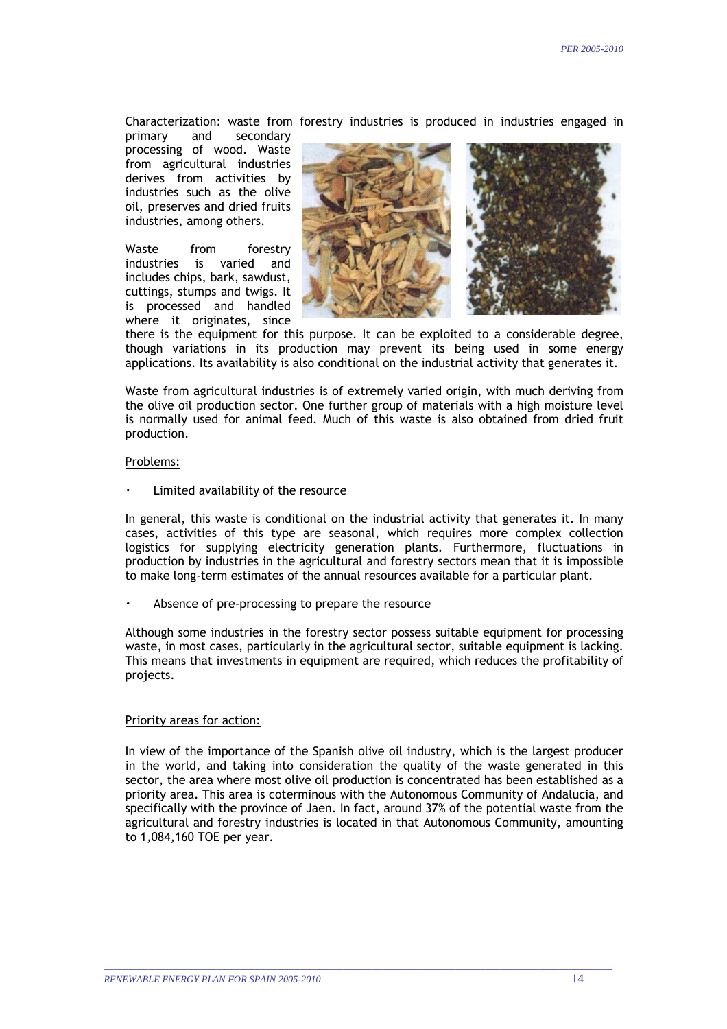Characterization: waste from forestry industries is produced in industries engaged in primary and secondary processing of wood. Waste from agricultural industries derives from activities by industries such as the olive oil, preserves and dried fruits industries, among others.

Waste from forestry industries is varied and includes chips, bark, sawdust, cuttings, stumps and twigs. It is processed and handled where it originates, since there is the equipment for this purpose. It can be exploited to a considerable degree, though variations in its production may prevent its being used in some energy applications. Its availability is also conditional on the industrial activity that generates it.

Waste from agricultural industries is of extremely varied origin, with much deriving from the olive oil production sector. One further group of materials with a high moisture level is normally used for animal feed. Much of this waste is also obtained from dried fruit production.

Problems:

- Limited availability of the resource

In general, this waste is conditional on the industrial activity that generates it. In many cases, activities of this type are seasonal, which requires more complex collection logistics for supplying electricity generation plants. Furthermore, fluctuations in production by industries in the agricultural and forestry sectors mean that it is impossible to make long-term estimates of the annual resources available for a particular plant.

- Absence of pre-processing to prepare the resource

Although some industries in the forestry sector possess suitable equipment for processing waste, in most cases, particularly in the agricultural sector, suitable equipment is lacking. This means that investments in equipment are required, which reduces the profitability of projects.

Priority areas for action:

In view of the importance of the Spanish olive oil industry, which is the largest producer in the world, and taking into consideration the quality of the waste generated in this sector, the area where most olive oil production is concentrated has been established as a priority area. This area is coterminous with the Autonomous Community of Andalucia, and specifically with the province of Jaen. In fact, around 37% of the potential waste from the agricultural and forestry industries is located in that Autonomous Community, amounting to 1,084,160 TOE per year.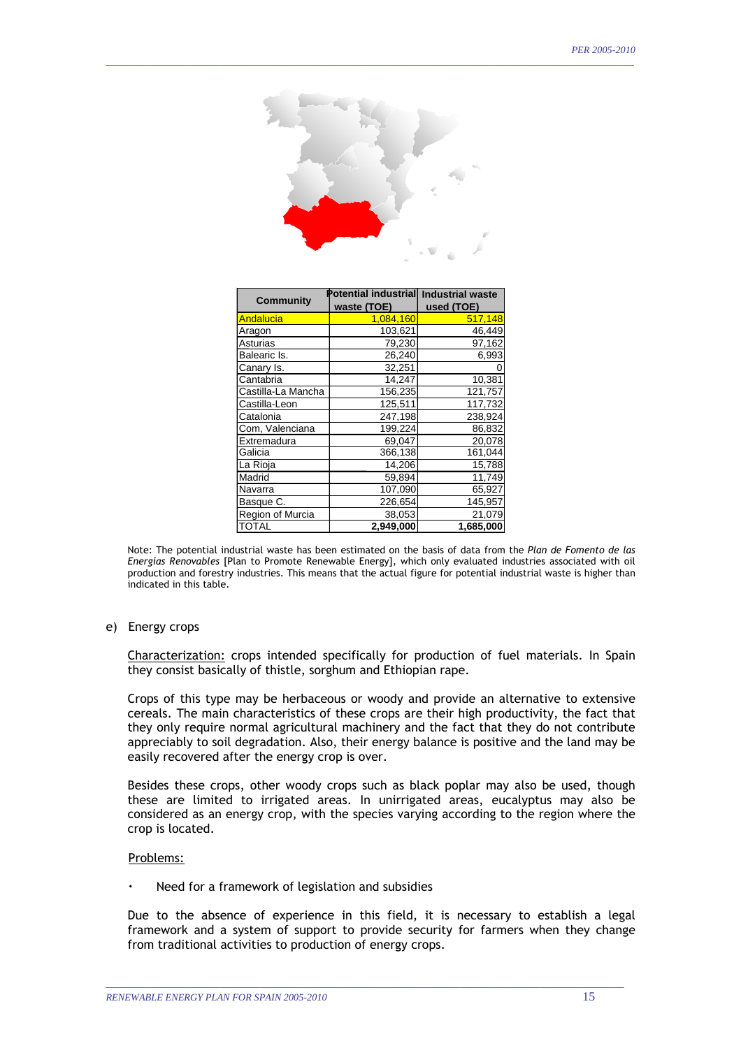| Community | Potential industrial waste (TOE) | Industrial waste used (TOE) |
|---|---|---|
| Andalucia | 1,084,160 | 517,148 |
| Aragon | 103,621 | 46,449 |
| Asturias | 79,230 | 97,162 |
| Balearic Is. | 26,240 | 6,993 |
| Canary Is. | 32,251 | 0 |
| Cantabria | 14,247 | 10,381 |
| Castilla-La Mancha | 156,235 | 121,757 |
| Castilla-Leon | 125,511 | 117,732 |
| Catalonia | 247,198 | 238,924 |
| Com, Valenciana | 199,224 | 86,832 |
| Extremadura | 69,047 | 20,078 |
| Galicia | 366,138 | 161,044 |
| La Rioja | 14,206 | 15,788 |
| Madrid | 59,894 | 11,749 |
| Navarra | 107,090 | 65,927 |
| Basque C. | 226,654 | 145,957 |
| Region of Murcia | 38,053 | 21,079 |
| **TOTAL** | **2,949,000** | **1,685,000** |

Note: The potential industrial waste has been estimated on the basis of data from the *Plan de Fomento de las Energías Renovables* [Plan to Promote Renewable Energy], which only evaluated industries associated with oil production and forestry industries. This means that the actual figure for potential industrial waste is higher than indicated in this table.

e) Energy crops

Characterization: crops intended specifically for production of fuel materials. In Spain they consist basically of thistle, sorghum and Ethiopian rape.

Crops of this type may be herbaceous or woody and provide an alternative to extensive cereals. The main characteristics of these crops are their high productivity, the fact that they only require normal agricultural machinery and the fact that they do not contribute appreciably to soil degradation. Also, their energy balance is positive and the land may be easily recovered after the energy crop is over.

Besides these crops, other woody crops such as black poplar may also be used, though these are limited to irrigated areas. In unirrigated areas, eucalyptus may also be considered as an energy crop, with the species varying according to the region where the crop is located.

Problems:

- Need for a framework of legislation and subsidies

Due to the absence of experience in this field, it is necessary to establish a legal framework and a system of support to provide security for farmers when they change from traditional activities to production of energy crops.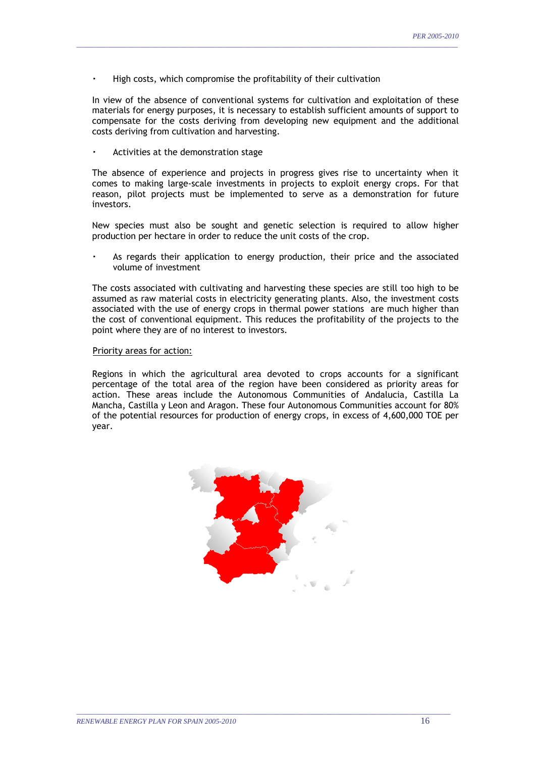- High costs, which compromise the profitability of their cultivation

In view of the absence of conventional systems for cultivation and exploitation of these materials for energy purposes, it is necessary to establish sufficient amounts of support to compensate for the costs deriving from developing new equipment and the additional costs deriving from cultivation and harvesting.

- Activities at the demonstration stage

The absence of experience and projects in progress gives rise to uncertainty when it comes to making large-scale investments in projects to exploit energy crops. For that reason, pilot projects must be implemented to serve as a demonstration for future investors.

New species must also be sought and genetic selection is required to allow higher production per hectare in order to reduce the unit costs of the crop.

- As regards their application to energy production, their price and the associated volume of investment

The costs associated with cultivating and harvesting these species are still too high to be assumed as raw material costs in electricity generating plants. Also, the investment costs associated with the use of energy crops in thermal power stations are much higher than the cost of conventional equipment. This reduces the profitability of the projects to the point where they are of no interest to investors.

Priority areas for action:

Regions in which the agricultural area devoted to crops accounts for a significant percentage of the total area of the region have been considered as priority areas for action. These areas include the Autonomous Communities of Andalucia, Castilla La Mancha, Castilla y Leon and Aragon. These four Autonomous Communities account for 80% of the potential resources for production of energy crops, in excess of 4,600,000 TOE per year.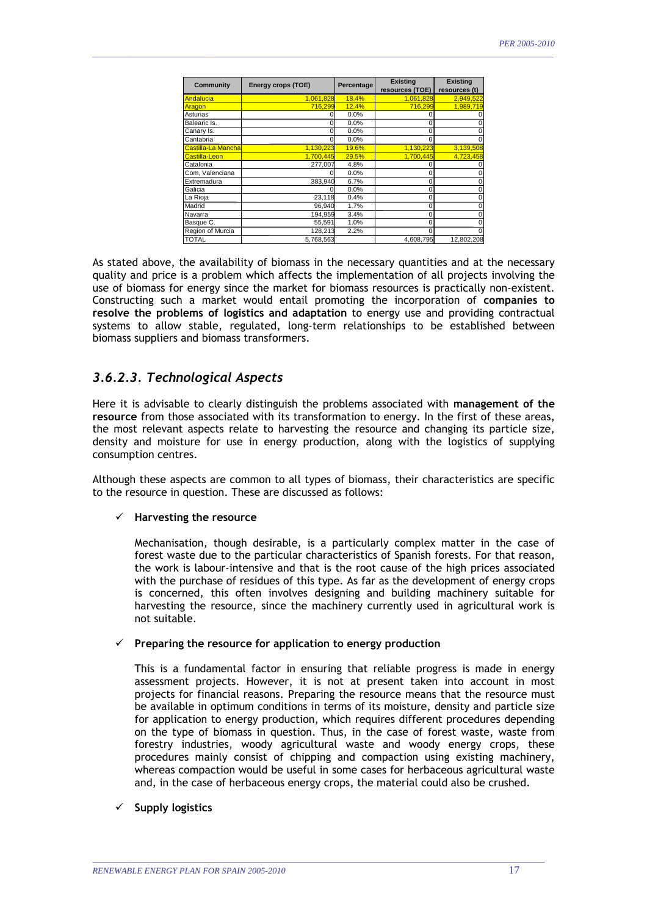| Community | Energy crops (TOE) | Percentage | Existing resources (TOE) | Existing resources (t) |
|---|---|---|---|---|
| Andalucia | 1,061,828 | 18.4% | 1,061,828 | 2,949,522 |
| Aragon | 716,299 | 12.4% | 716,299 | 1,989,719 |
| Asturias | 0 | 0.0% | 0 | 0 |
| Balearic Is. | 0 | 0.0% | 0 | 0 |
| Canary Is. | 0 | 0.0% | 0 | 0 |
| Cantabria | 0 | 0.0% | 0 | 0 |
| Castilla-La Mancha | 1,130,223 | 19.6% | 1,130,223 | 3,139,508 |
| Castilla-Leon | 1,700,445 | 29.5% | 1,700,445 | 4,723,458 |
| Catalonia | 277,007 | 4.8% | 0 | 0 |
| Com. Valenciana | 0 | 0.0% | 0 | 0 |
| Extremadura | 383,940 | 6.7% | 0 | 0 |
| Galicia | 0 | 0.0% | 0 | 0 |
| La Rioja | 23,118 | 0.4% | 0 | 0 |
| Madrid | 96,940 | 1.7% | 0 | 0 |
| Navarra | 194,959 | 3.4% | 0 | 0 |
| Basque C. | 55,591 | 1.0% | 0 | 0 |
| Region of Murcia | 128,213 | 2.2% | 0 | 0 |
| TOTAL | 5,768,563 | | 4,608,795 | 12,802,208 |

As stated above, the availability of biomass in the necessary quantities and at the necessary quality and price is a problem which affects the implementation of all projects involving the use of biomass for energy since the market for biomass resources is practically non-existent. Constructing such a market would entail promoting the incorporation of **companies to resolve the problems of logistics and adaptation** to energy use and providing contractual systems to allow stable, regulated, long-term relationships to be established between biomass suppliers and biomass transformers.

### *3.6.2.3. Technological Aspects*

Here it is advisable to clearly distinguish the problems associated with **management of the resource** from those associated with its transformation to energy. In the first of these areas, the most relevant aspects relate to harvesting the resource and changing its particle size, density and moisture for use in energy production, along with the logistics of supplying consumption centres.

Although these aspects are common to all types of biomass, their characteristics are specific to the resource in question. These are discussed as follows:

- ✓ **Harvesting the resource**

  Mechanisation, though desirable, is a particularly complex matter in the case of forest waste due to the particular characteristics of Spanish forests. For that reason, the work is labour-intensive and that is the root cause of the high prices associated with the purchase of residues of this type. As far as the development of energy crops is concerned, this often involves designing and building machinery suitable for harvesting the resource, since the machinery currently used in agricultural work is not suitable.

- ✓ **Preparing the resource for application to energy production**

  This is a fundamental factor in ensuring that reliable progress is made in energy assessment projects. However, it is not at present taken into account in most projects for financial reasons. Preparing the resource means that the resource must be available in optimum conditions in terms of its moisture, density and particle size for application to energy production, which requires different procedures depending on the type of biomass in question. Thus, in the case of forest waste, waste from forestry industries, woody agricultural waste and woody energy crops, these procedures mainly consist of chipping and compaction using existing machinery, whereas compaction would be useful in some cases for herbaceous agricultural waste and, in the case of herbaceous energy crops, the material could also be crushed.

- ✓ **Supply logistics**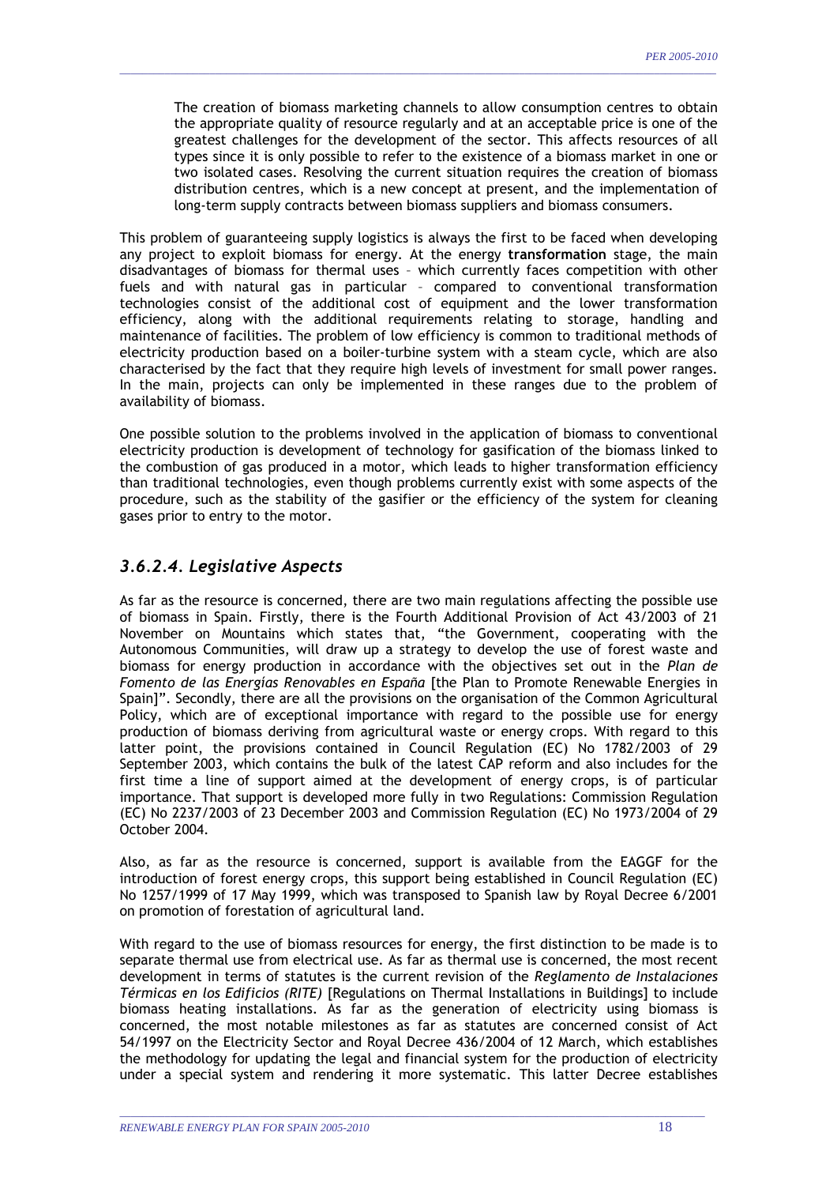> The creation of biomass marketing channels to allow consumption centres to obtain the appropriate quality of resource regularly and at an acceptable price is one of the greatest challenges for the development of the sector. This affects resources of all types since it is only possible to refer to the existence of a biomass market in one or two isolated cases. Resolving the current situation requires the creation of biomass distribution centres, which is a new concept at present, and the implementation of long-term supply contracts between biomass suppliers and biomass consumers.

This problem of guaranteeing supply logistics is always the first to be faced when developing any project to exploit biomass for energy. At the energy **transformation** stage, the main disadvantages of biomass for thermal uses – which currently faces competition with other fuels and with natural gas in particular – compared to conventional transformation technologies consist of the additional cost of equipment and the lower transformation efficiency, along with the additional requirements relating to storage, handling and maintenance of facilities. The problem of low efficiency is common to traditional methods of electricity production based on a boiler-turbine system with a steam cycle, which are also characterised by the fact that they require high levels of investment for small power ranges. In the main, projects can only be implemented in these ranges due to the problem of availability of biomass.

One possible solution to the problems involved in the application of biomass to conventional electricity production is development of technology for gasification of the biomass linked to the combustion of gas produced in a motor, which leads to higher transformation efficiency than traditional technologies, even though problems currently exist with some aspects of the procedure, such as the stability of the gasifier or the efficiency of the system for cleaning gases prior to entry to the motor.

### *3.6.2.4. Legislative Aspects*

As far as the resource is concerned, there are two main regulations affecting the possible use of biomass in Spain. Firstly, there is the Fourth Additional Provision of Act 43/2003 of 21 November on Mountains which states that, "the Government, cooperating with the Autonomous Communities, will draw up a strategy to develop the use of forest waste and biomass for energy production in accordance with the objectives set out in the *Plan de Fomento de las Energías Renovables en España* [the Plan to Promote Renewable Energies in Spain]". Secondly, there are all the provisions on the organisation of the Common Agricultural Policy, which are of exceptional importance with regard to the possible use for energy production of biomass deriving from agricultural waste or energy crops. With regard to this latter point, the provisions contained in Council Regulation (EC) No 1782/2003 of 29 September 2003, which contains the bulk of the latest CAP reform and also includes for the first time a line of support aimed at the development of energy crops, is of particular importance. That support is developed more fully in two Regulations: Commission Regulation (EC) No 2237/2003 of 23 December 2003 and Commission Regulation (EC) No 1973/2004 of 29 October 2004.

Also, as far as the resource is concerned, support is available from the EAGGF for the introduction of forest energy crops, this support being established in Council Regulation (EC) No 1257/1999 of 17 May 1999, which was transposed to Spanish law by Royal Decree 6/2001 on promotion of forestation of agricultural land.

With regard to the use of biomass resources for energy, the first distinction to be made is to separate thermal use from electrical use. As far as thermal use is concerned, the most recent development in terms of statutes is the current revision of the *Reglamento de Instalaciones Térmicas en los Edificios (RITE)* [Regulations on Thermal Installations in Buildings] to include biomass heating installations. As far as the generation of electricity using biomass is concerned, the most notable milestones as far as statutes are concerned consist of Act 54/1997 on the Electricity Sector and Royal Decree 436/2004 of 12 March, which establishes the methodology for updating the legal and financial system for the production of electricity under a special system and rendering it more systematic. This latter Decree establishes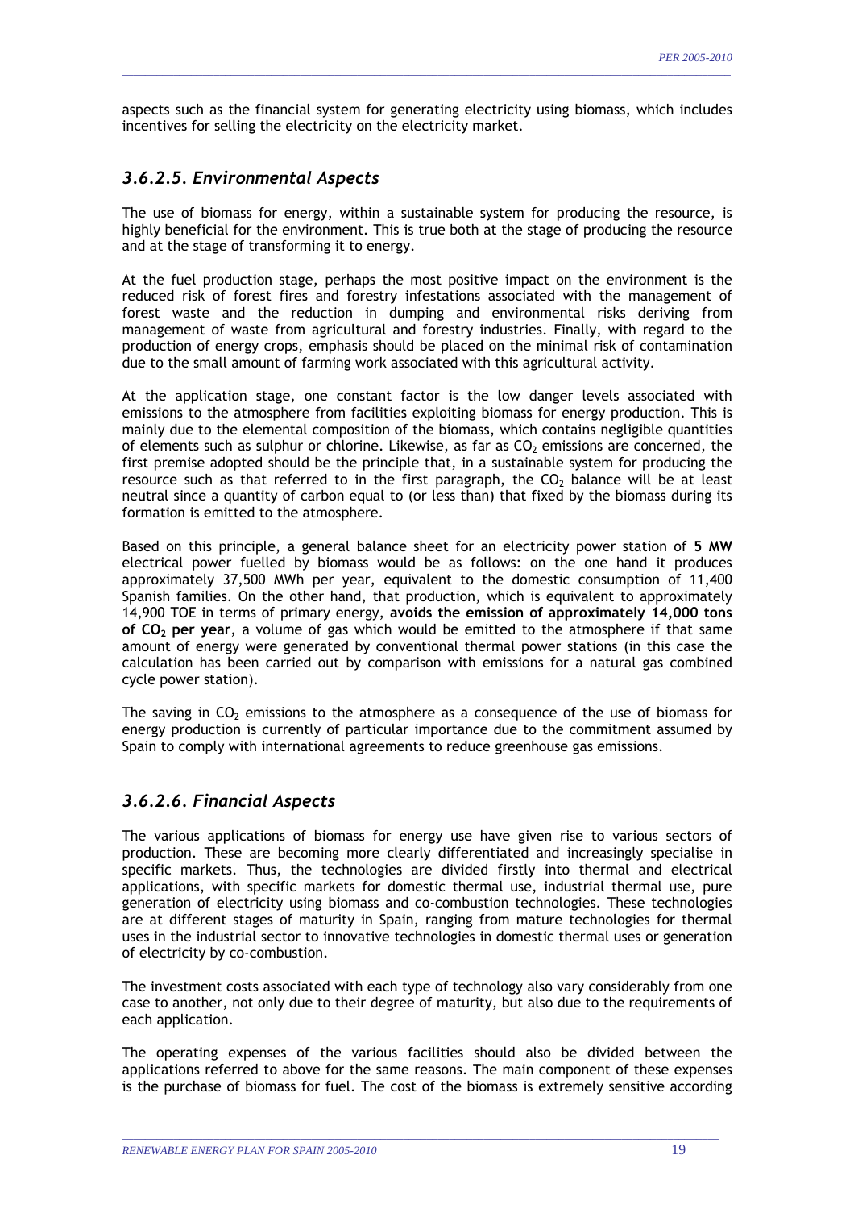aspects such as the financial system for generating electricity using biomass, which includes incentives for selling the electricity on the electricity market.

### *3.6.2.5. Environmental Aspects*

The use of biomass for energy, within a sustainable system for producing the resource, is highly beneficial for the environment. This is true both at the stage of producing the resource and at the stage of transforming it to energy.

At the fuel production stage, perhaps the most positive impact on the environment is the reduced risk of forest fires and forestry infestations associated with the management of forest waste and the reduction in dumping and environmental risks deriving from management of waste from agricultural and forestry industries. Finally, with regard to the production of energy crops, emphasis should be placed on the minimal risk of contamination due to the small amount of farming work associated with this agricultural activity.

At the application stage, one constant factor is the low danger levels associated with emissions to the atmosphere from facilities exploiting biomass for energy production. This is mainly due to the elemental composition of the biomass, which contains negligible quantities of elements such as sulphur or chlorine. Likewise, as far as $CO_2$ emissions are concerned, the first premise adopted should be the principle that, in a sustainable system for producing the resource such as that referred to in the first paragraph, the $CO_2$ balance will be at least neutral since a quantity of carbon equal to (or less than) that fixed by the biomass during its formation is emitted to the atmosphere.

Based on this principle, a general balance sheet for an electricity power station of **5 MW** electrical power fuelled by biomass would be as follows: on the one hand it produces approximately 37,500 MWh per year, equivalent to the domestic consumption of 11,400 Spanish families. On the other hand, that production, which is equivalent to approximately 14,900 TOE in terms of primary energy, **avoids the emission of approximately 14,000 tons of $CO_2$ per year**, a volume of gas which would be emitted to the atmosphere if that same amount of energy were generated by conventional thermal power stations (in this case the calculation has been carried out by comparison with emissions for a natural gas combined cycle power station).

The saving in $CO_2$ emissions to the atmosphere as a consequence of the use of biomass for energy production is currently of particular importance due to the commitment assumed by Spain to comply with international agreements to reduce greenhouse gas emissions.

### *3.6.2.6. Financial Aspects*

The various applications of biomass for energy use have given rise to various sectors of production. These are becoming more clearly differentiated and increasingly specialise in specific markets. Thus, the technologies are divided firstly into thermal and electrical applications, with specific markets for domestic thermal use, industrial thermal use, pure generation of electricity using biomass and co-combustion technologies. These technologies are at different stages of maturity in Spain, ranging from mature technologies for thermal uses in the industrial sector to innovative technologies in domestic thermal uses or generation of electricity by co-combustion.

The investment costs associated with each type of technology also vary considerably from one case to another, not only due to their degree of maturity, but also due to the requirements of each application.

The operating expenses of the various facilities should also be divided between the applications referred to above for the same reasons. The main component of these expenses is the purchase of biomass for fuel. The cost of the biomass is extremely sensitive according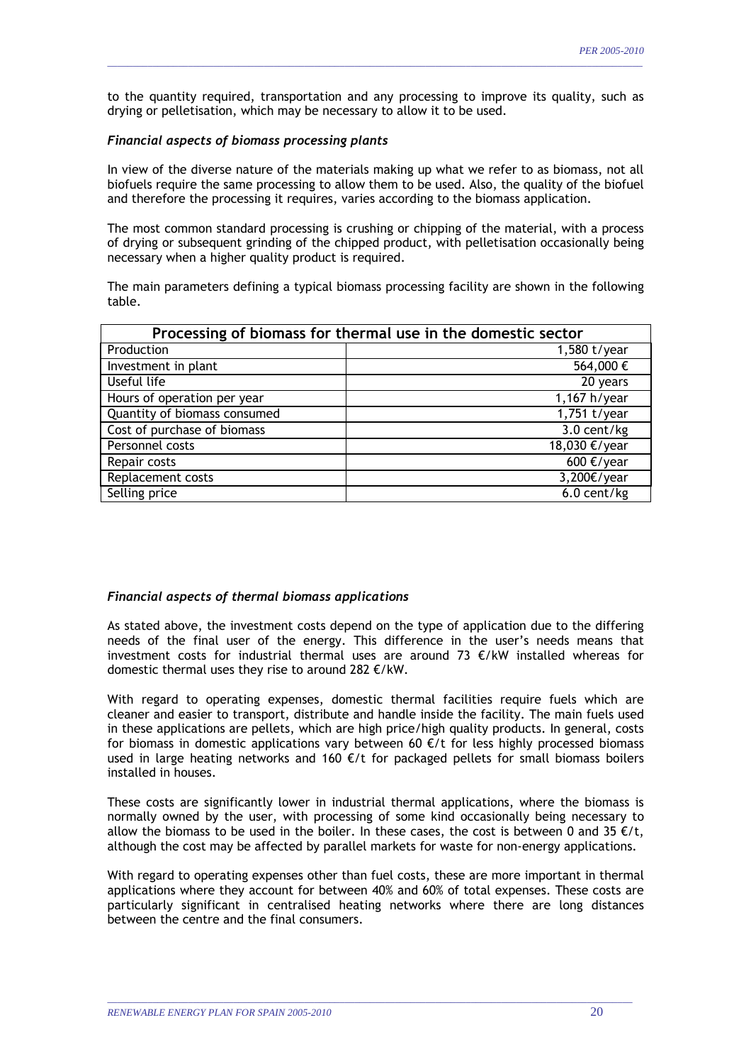to the quantity required, transportation and any processing to improve its quality, such as drying or pelletisation, which may be necessary to allow it to be used.

*Financial aspects of biomass processing plants*

In view of the diverse nature of the materials making up what we refer to as biomass, not all biofuels require the same processing to allow them to be used. Also, the quality of the biofuel and therefore the processing it requires, varies according to the biomass application.

The most common standard processing is crushing or chipping of the material, with a process of drying or subsequent grinding of the chipped product, with pelletisation occasionally being necessary when a higher quality product is required.

The main parameters defining a typical biomass processing facility are shown in the following table.

| Processing of biomass for thermal use in the domestic sector | |
|---|---:|
| Production | 1,580 t/year |
| Investment in plant | 564,000 € |
| Useful life | 20 years |
| Hours of operation per year | 1,167 h/year |
| Quantity of biomass consumed | 1,751 t/year |
| Cost of purchase of biomass | 3.0 cent/kg |
| Personnel costs | 18,030 €/year |
| Repair costs | 600 €/year |
| Replacement costs | 3,200€/year |
| Selling price | 6.0 cent/kg |

*Financial aspects of thermal biomass applications*

As stated above, the investment costs depend on the type of application due to the differing needs of the final user of the energy. This difference in the user's needs means that investment costs for industrial thermal uses are around 73 €/kW installed whereas for domestic thermal uses they rise to around 282 €/kW.

With regard to operating expenses, domestic thermal facilities require fuels which are cleaner and easier to transport, distribute and handle inside the facility. The main fuels used in these applications are pellets, which are high price/high quality products. In general, costs for biomass in domestic applications vary between 60 €/t for less highly processed biomass used in large heating networks and 160 €/t for packaged pellets for small biomass boilers installed in houses.

These costs are significantly lower in industrial thermal applications, where the biomass is normally owned by the user, with processing of some kind occasionally being necessary to allow the biomass to be used in the boiler. In these cases, the cost is between 0 and 35 €/t, although the cost may be affected by parallel markets for waste for non-energy applications.

With regard to operating expenses other than fuel costs, these are more important in thermal applications where they account for between 40% and 60% of total expenses. These costs are particularly significant in centralised heating networks where there are long distances between the centre and the final consumers.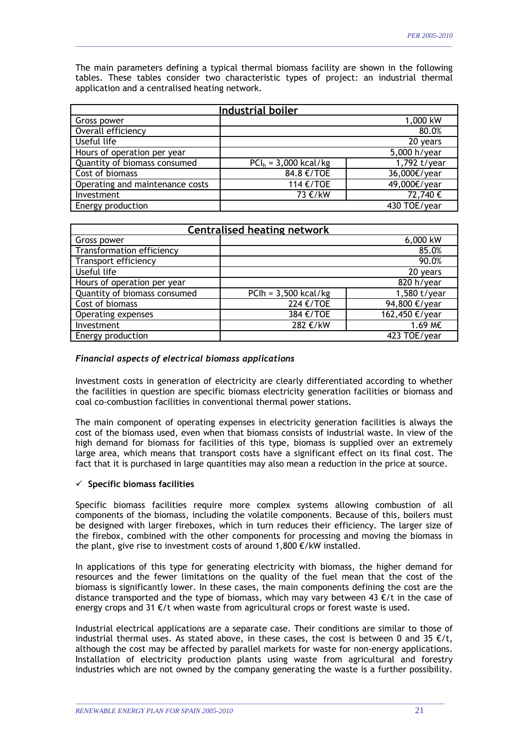The main parameters defining a typical thermal biomass facility are shown in the following tables. These tables consider two characteristic types of project: an industrial thermal application and a centralised heating network.

| Industrial boiler | | |
|---|---|---|
| Gross power | | 1,000 kW |
| Overall efficiency | | 80.0% |
| Useful life | | 20 years |
| Hours of operation per year | | 5,000 h/year |
| Quantity of biomass consumed | $PCI_h$ = 3,000 kcal/kg | 1,792 t/year |
| Cost of biomass | 84.8 €/TOE | 36,000€/year |
| Operating and maintenance costs | 114 €/TOE | 49,000€/year |
| Investment | 73 €/kW | 72,740 € |
| Energy production | | 430 TOE/year |

| Centralised heating network | | |
|---|---|---|
| Gross power | | 6,000 kW |
| Transformation efficiency | | 85.0% |
| Transport efficiency | | 90.0% |
| Useful life | | 20 years |
| Hours of operation per year | | 820 h/year |
| Quantity of biomass consumed | PCIh = 3,500 kcal/kg | 1,580 t/year |
| Cost of biomass | 224 €/TOE | 94,800 €/year |
| Operating expenses | 384 €/TOE | 162,450 €/year |
| Investment | 282 €/kW | 1.69 M€ |
| Energy production | | 423 TOE/year |

### *Financial aspects of electrical biomass applications*

Investment costs in generation of electricity are clearly differentiated according to whether the facilities in question are specific biomass electricity generation facilities or biomass and coal co-combustion facilities in conventional thermal power stations.

The main component of operating expenses in electricity generation facilities is always the cost of the biomass used, even when that biomass consists of industrial waste. In view of the high demand for biomass for facilities of this type, biomass is supplied over an extremely large area, which means that transport costs have a significant effect on its final cost. The fact that it is purchased in large quantities may also mean a reduction in the price at source.

- ✓ **Specific biomass facilities**

Specific biomass facilities require more complex systems allowing combustion of all components of the biomass, including the volatile components. Because of this, boilers must be designed with larger fireboxes, which in turn reduces their efficiency. The larger size of the firebox, combined with the other components for processing and moving the biomass in the plant, give rise to investment costs of around 1,800 €/kW installed.

In applications of this type for generating electricity with biomass, the higher demand for resources and the fewer limitations on the quality of the fuel mean that the cost of the biomass is significantly lower. In these cases, the main components defining the cost are the distance transported and the type of biomass, which may vary between 43 €/t in the case of energy crops and 31 €/t when waste from agricultural crops or forest waste is used.

Industrial electrical applications are a separate case. Their conditions are similar to those of industrial thermal uses. As stated above, in these cases, the cost is between 0 and 35 €/t, although the cost may be affected by parallel markets for waste for non-energy applications. Installation of electricity production plants using waste from agricultural and forestry industries which are not owned by the company generating the waste is a further possibility.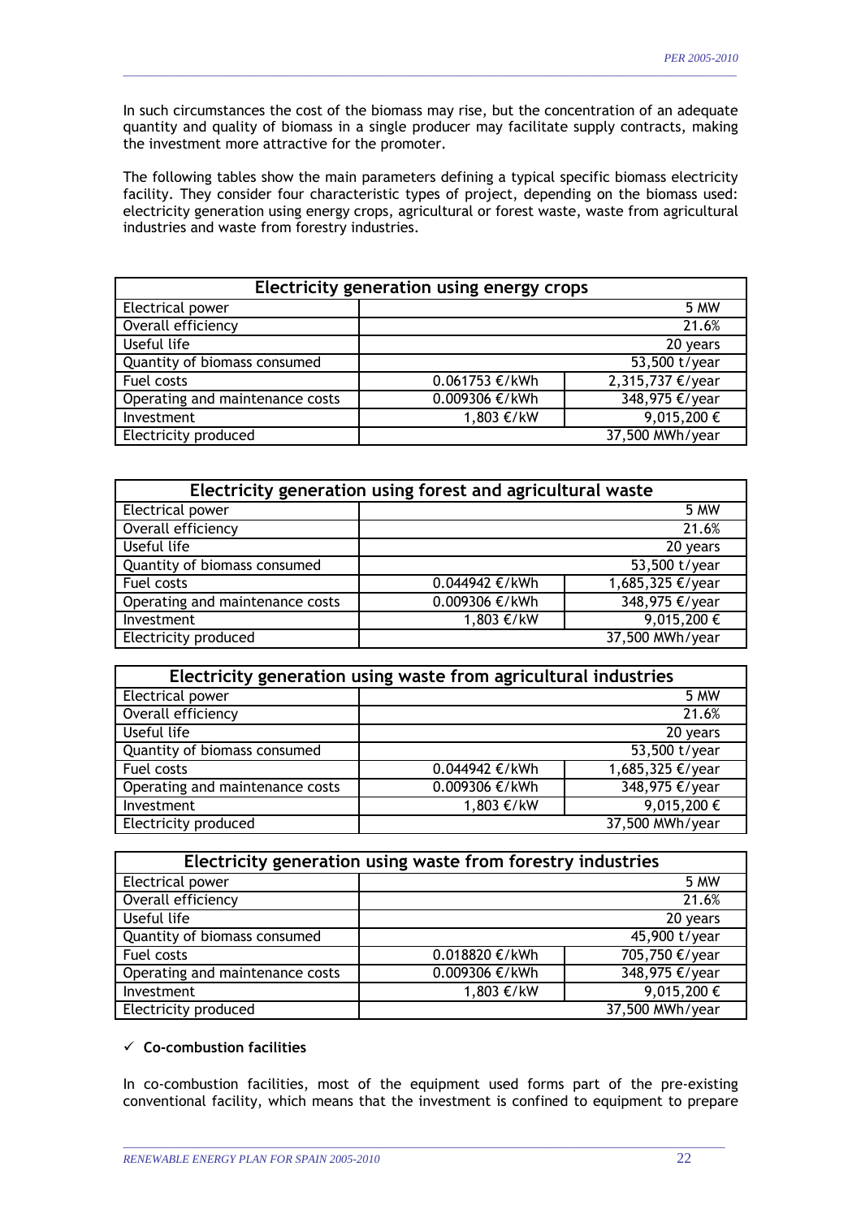In such circumstances the cost of the biomass may rise, but the concentration of an adequate quantity and quality of biomass in a single producer may facilitate supply contracts, making the investment more attractive for the promoter.

The following tables show the main parameters defining a typical specific biomass electricity facility. They consider four characteristic types of project, depending on the biomass used: electricity generation using energy crops, agricultural or forest waste, waste from agricultural industries and waste from forestry industries.

| Electricity generation using energy crops | | |
|---|---|---|
| Electrical power | | 5 MW |
| Overall efficiency | | 21.6% |
| Useful life | | 20 years |
| Quantity of biomass consumed | | 53,500 t/year |
| Fuel costs | 0.061753 €/kWh | 2,315,737 €/year |
| Operating and maintenance costs | 0.009306 €/kWh | 348,975 €/year |
| Investment | 1,803 €/kW | 9,015,200 € |
| Electricity produced | | 37,500 MWh/year |

| Electricity generation using forest and agricultural waste | | |
|---|---|---|
| Electrical power | | 5 MW |
| Overall efficiency | | 21.6% |
| Useful life | | 20 years |
| Quantity of biomass consumed | | 53,500 t/year |
| Fuel costs | 0.044942 €/kWh | 1,685,325 €/year |
| Operating and maintenance costs | 0.009306 €/kWh | 348,975 €/year |
| Investment | 1,803 €/kW | 9,015,200 € |
| Electricity produced | | 37,500 MWh/year |

| Electricity generation using waste from agricultural industries | | |
|---|---|---|
| Electrical power | | 5 MW |
| Overall efficiency | | 21.6% |
| Useful life | | 20 years |
| Quantity of biomass consumed | | 53,500 t/year |
| Fuel costs | 0.044942 €/kWh | 1,685,325 €/year |
| Operating and maintenance costs | 0.009306 €/kWh | 348,975 €/year |
| Investment | 1,803 €/kW | 9,015,200 € |
| Electricity produced | | 37,500 MWh/year |

| Electricity generation using waste from forestry industries | | |
|---|---|---|
| Electrical power | | 5 MW |
| Overall efficiency | | 21.6% |
| Useful life | | 20 years |
| Quantity of biomass consumed | | 45,900 t/year |
| Fuel costs | 0.018820 €/kWh | 705,750 €/year |
| Operating and maintenance costs | 0.009306 €/kWh | 348,975 €/year |
| Investment | 1,803 €/kW | 9,015,200 € |
| Electricity produced | | 37,500 MWh/year |

- ✓ **Co-combustion facilities**

In co-combustion facilities, most of the equipment used forms part of the pre-existing conventional facility, which means that the investment is confined to equipment to prepare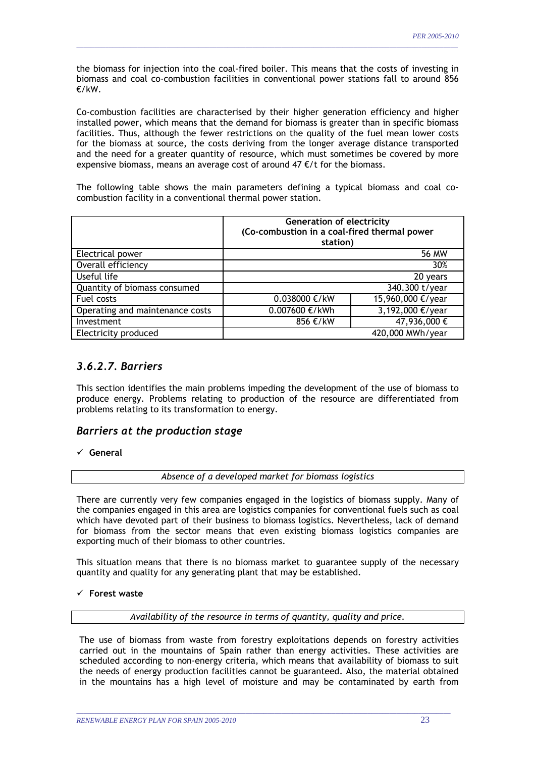the biomass for injection into the coal-fired boiler. This means that the costs of investing in biomass and coal co-combustion facilities in conventional power stations fall to around 856 €/kW.

Co-combustion facilities are characterised by their higher generation efficiency and higher installed power, which means that the demand for biomass is greater than in specific biomass facilities. Thus, although the fewer restrictions on the quality of the fuel mean lower costs for the biomass at source, the costs deriving from the longer average distance transported and the need for a greater quantity of resource, which must sometimes be covered by more expensive biomass, means an average cost of around 47 €/t for the biomass.

The following table shows the main parameters defining a typical biomass and coal co-combustion facility in a conventional thermal power station.

| | **Generation of electricity (Co-combustion in a coal-fired thermal power station)** | |
|---|---|---|
| Electrical power | | 56 MW |
| Overall efficiency | | 30% |
| Useful life | | 20 years |
| Quantity of biomass consumed | | 340.300 t/year |
| Fuel costs | 0.038000 €/kW | 15,960,000 €/year |
| Operating and maintenance costs | 0.007600 €/kWh | 3,192,000 €/year |
| Investment | 856 €/kW | 47,936,000 € |
| Electricity produced | | 420,000 MWh/year |

### *3.6.2.7. Barriers*

This section identifies the main problems impeding the development of the use of biomass to produce energy. Problems relating to production of the resource are differentiated from problems relating to its transformation to energy.

### *Barriers at the production stage*

- ✓ **General**

*Absence of a developed market for biomass logistics*

There are currently very few companies engaged in the logistics of biomass supply. Many of the companies engaged in this area are logistics companies for conventional fuels such as coal which have devoted part of their business to biomass logistics. Nevertheless, lack of demand for biomass from the sector means that even existing biomass logistics companies are exporting much of their biomass to other countries.

This situation means that there is no biomass market to guarantee supply of the necessary quantity and quality for any generating plant that may be established.

- ✓ **Forest waste**

*Availability of the resource in terms of quantity, quality and price.*

The use of biomass from waste from forestry exploitations depends on forestry activities carried out in the mountains of Spain rather than energy activities. These activities are scheduled according to non-energy criteria, which means that availability of biomass to suit the needs of energy production facilities cannot be guaranteed. Also, the material obtained in the mountains has a high level of moisture and may be contaminated by earth from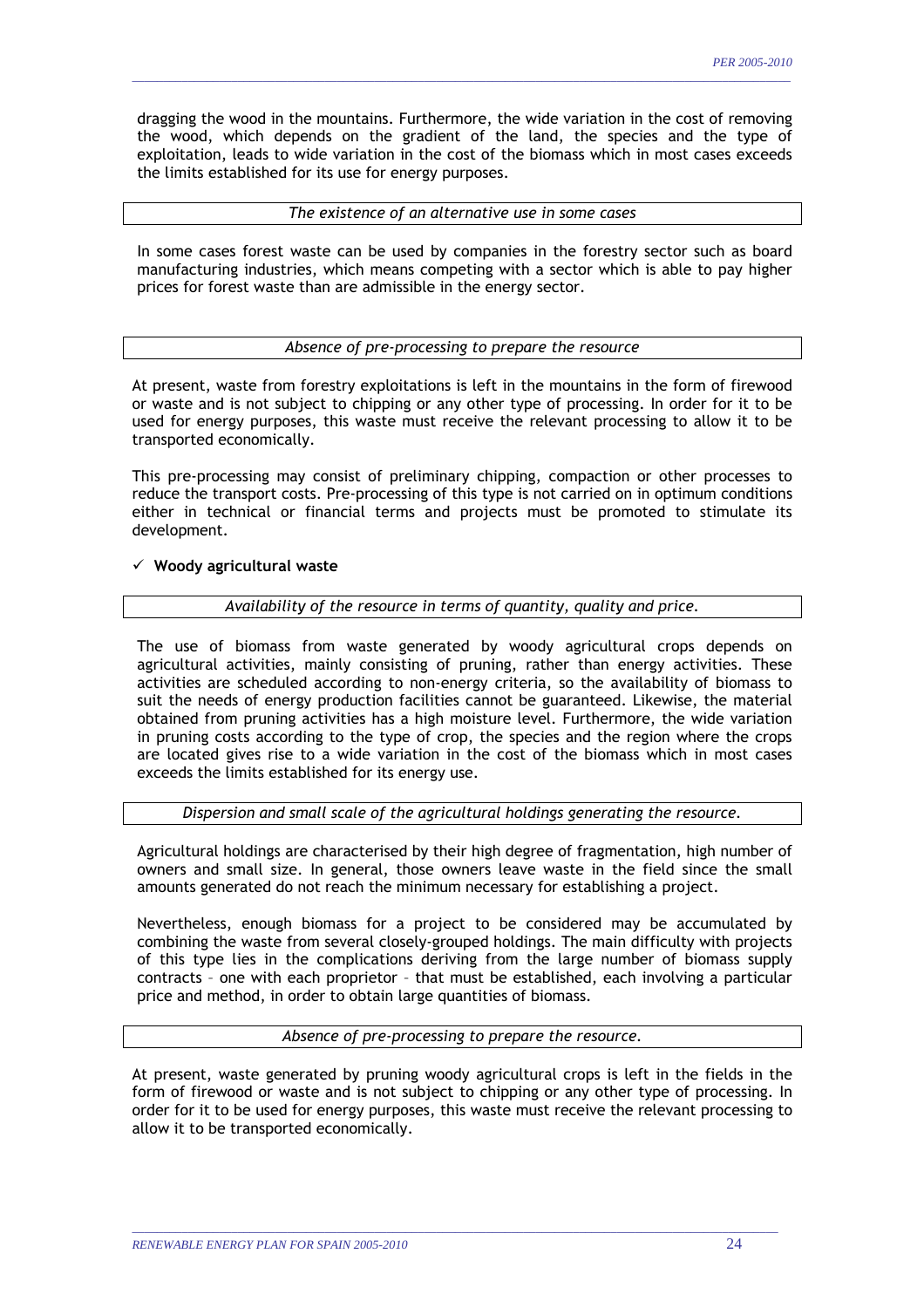dragging the wood in the mountains. Furthermore, the wide variation in the cost of removing the wood, which depends on the gradient of the land, the species and the type of exploitation, leads to wide variation in the cost of the biomass which in most cases exceeds the limits established for its use for energy purposes.

*The existence of an alternative use in some cases*

In some cases forest waste can be used by companies in the forestry sector such as board manufacturing industries, which means competing with a sector which is able to pay higher prices for forest waste than are admissible in the energy sector.

*Absence of pre-processing to prepare the resource*

At present, waste from forestry exploitations is left in the mountains in the form of firewood or waste and is not subject to chipping or any other type of processing. In order for it to be used for energy purposes, this waste must receive the relevant processing to allow it to be transported economically.

This pre-processing may consist of preliminary chipping, compaction or other processes to reduce the transport costs. Pre-processing of this type is not carried on in optimum conditions either in technical or financial terms and projects must be promoted to stimulate its development.

- ✓ **Woody agricultural waste**

*Availability of the resource in terms of quantity, quality and price.*

The use of biomass from waste generated by woody agricultural crops depends on agricultural activities, mainly consisting of pruning, rather than energy activities. These activities are scheduled according to non-energy criteria, so the availability of biomass to suit the needs of energy production facilities cannot be guaranteed. Likewise, the material obtained from pruning activities has a high moisture level. Furthermore, the wide variation in pruning costs according to the type of crop, the species and the region where the crops are located gives rise to a wide variation in the cost of the biomass which in most cases exceeds the limits established for its energy use.

*Dispersion and small scale of the agricultural holdings generating the resource.*

Agricultural holdings are characterised by their high degree of fragmentation, high number of owners and small size. In general, those owners leave waste in the field since the small amounts generated do not reach the minimum necessary for establishing a project.

Nevertheless, enough biomass for a project to be considered may be accumulated by combining the waste from several closely-grouped holdings. The main difficulty with projects of this type lies in the complications deriving from the large number of biomass supply contracts – one with each proprietor – that must be established, each involving a particular price and method, in order to obtain large quantities of biomass.

*Absence of pre-processing to prepare the resource.*

At present, waste generated by pruning woody agricultural crops is left in the fields in the form of firewood or waste and is not subject to chipping or any other type of processing. In order for it to be used for energy purposes, this waste must receive the relevant processing to allow it to be transported economically.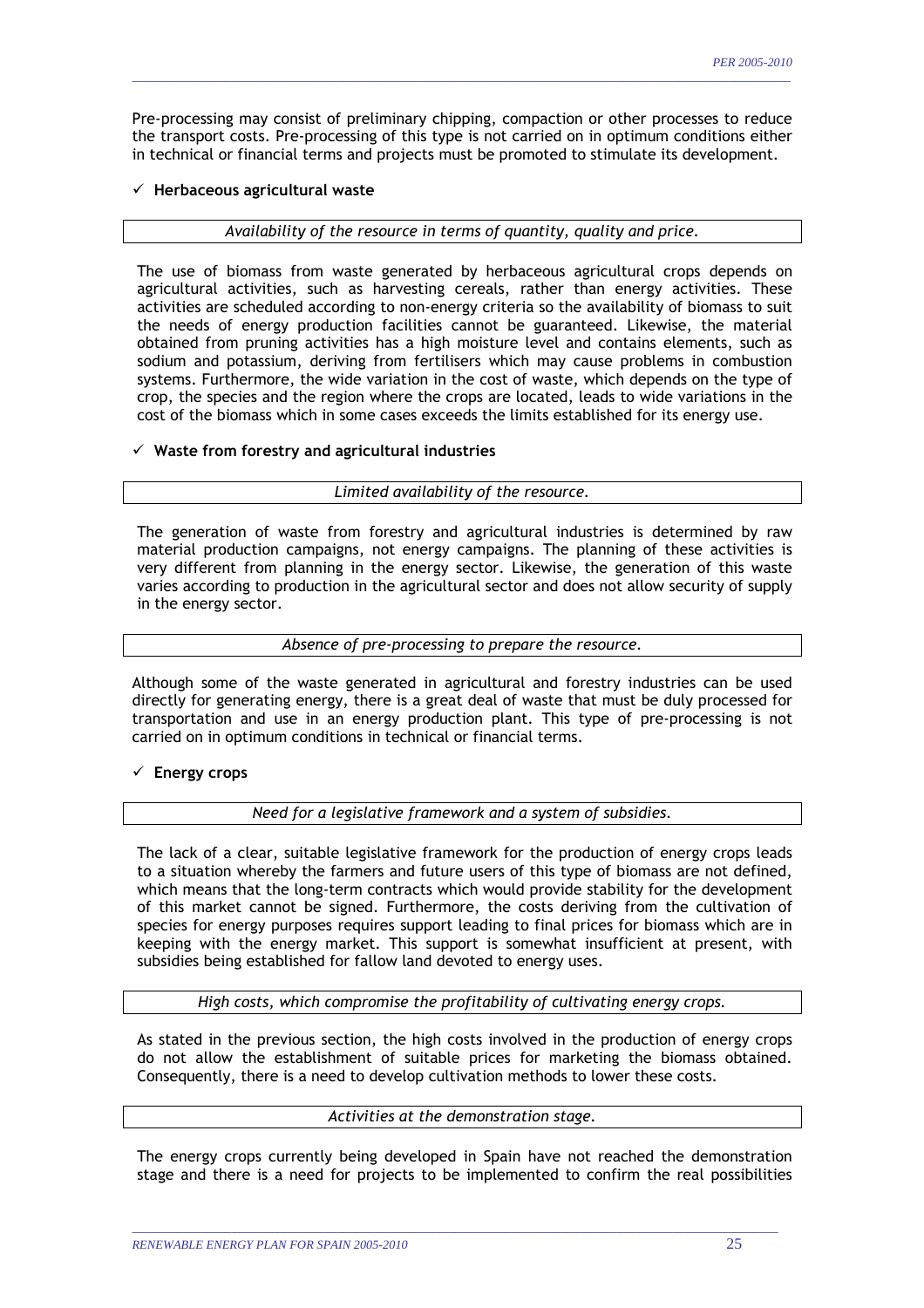Pre-processing may consist of preliminary chipping, compaction or other processes to reduce the transport costs. Pre-processing of this type is not carried on in optimum conditions either in technical or financial terms and projects must be promoted to stimulate its development.

✓ **Herbaceous agricultural waste**

*Availability of the resource in terms of quantity, quality and price.*

The use of biomass from waste generated by herbaceous agricultural crops depends on agricultural activities, such as harvesting cereals, rather than energy activities. These activities are scheduled according to non-energy criteria so the availability of biomass to suit the needs of energy production facilities cannot be guaranteed. Likewise, the material obtained from pruning activities has a high moisture level and contains elements, such as sodium and potassium, deriving from fertilisers which may cause problems in combustion systems. Furthermore, the wide variation in the cost of waste, which depends on the type of crop, the species and the region where the crops are located, leads to wide variations in the cost of the biomass which in some cases exceeds the limits established for its energy use.

✓ **Waste from forestry and agricultural industries**

*Limited availability of the resource.*

The generation of waste from forestry and agricultural industries is determined by raw material production campaigns, not energy campaigns. The planning of these activities is very different from planning in the energy sector. Likewise, the generation of this waste varies according to production in the agricultural sector and does not allow security of supply in the energy sector.

*Absence of pre-processing to prepare the resource.*

Although some of the waste generated in agricultural and forestry industries can be used directly for generating energy, there is a great deal of waste that must be duly processed for transportation and use in an energy production plant. This type of pre-processing is not carried on in optimum conditions in technical or financial terms.

✓ **Energy crops**

*Need for a legislative framework and a system of subsidies.*

The lack of a clear, suitable legislative framework for the production of energy crops leads to a situation whereby the farmers and future users of this type of biomass are not defined, which means that the long-term contracts which would provide stability for the development of this market cannot be signed. Furthermore, the costs deriving from the cultivation of species for energy purposes requires support leading to final prices for biomass which are in keeping with the energy market. This support is somewhat insufficient at present, with subsidies being established for fallow land devoted to energy uses.

*High costs, which compromise the profitability of cultivating energy crops.*

As stated in the previous section, the high costs involved in the production of energy crops do not allow the establishment of suitable prices for marketing the biomass obtained. Consequently, there is a need to develop cultivation methods to lower these costs.

*Activities at the demonstration stage.*

The energy crops currently being developed in Spain have not reached the demonstration stage and there is a need for projects to be implemented to confirm the real possibilities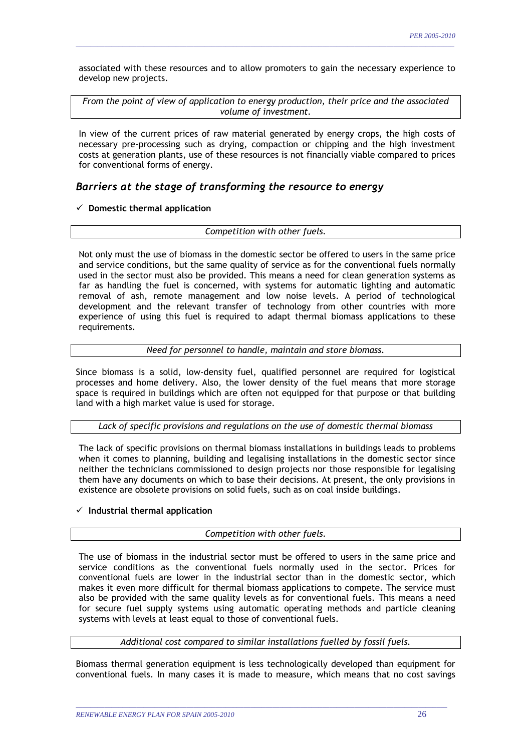associated with these resources and to allow promoters to gain the necessary experience to develop new projects.

*From the point of view of application to energy production, their price and the associated volume of investment.*

In view of the current prices of raw material generated by energy crops, the high costs of necessary pre-processing such as drying, compaction or chipping and the high investment costs at generation plants, use of these resources is not financially viable compared to prices for conventional forms of energy.

## *Barriers at the stage of transforming the resource to energy*

- ✓ **Domestic thermal application**

*Competition with other fuels.*

Not only must the use of biomass in the domestic sector be offered to users in the same price and service conditions, but the same quality of service as for the conventional fuels normally used in the sector must also be provided. This means a need for clean generation systems as far as handling the fuel is concerned, with systems for automatic lighting and automatic removal of ash, remote management and low noise levels. A period of technological development and the relevant transfer of technology from other countries with more experience of using this fuel is required to adapt thermal biomass applications to these requirements.

*Need for personnel to handle, maintain and store biomass.*

Since biomass is a solid, low-density fuel, qualified personnel are required for logistical processes and home delivery. Also, the lower density of the fuel means that more storage space is required in buildings which are often not equipped for that purpose or that building land with a high market value is used for storage.

*Lack of specific provisions and regulations on the use of domestic thermal biomass*

The lack of specific provisions on thermal biomass installations in buildings leads to problems when it comes to planning, building and legalising installations in the domestic sector since neither the technicians commissioned to design projects nor those responsible for legalising them have any documents on which to base their decisions. At present, the only provisions in existence are obsolete provisions on solid fuels, such as on coal inside buildings.

- ✓ **Industrial thermal application**

*Competition with other fuels.*

The use of biomass in the industrial sector must be offered to users in the same price and service conditions as the conventional fuels normally used in the sector. Prices for conventional fuels are lower in the industrial sector than in the domestic sector, which makes it even more difficult for thermal biomass applications to compete. The service must also be provided with the same quality levels as for conventional fuels. This means a need for secure fuel supply systems using automatic operating methods and particle cleaning systems with levels at least equal to those of conventional fuels.

*Additional cost compared to similar installations fuelled by fossil fuels.*

Biomass thermal generation equipment is less technologically developed than equipment for conventional fuels. In many cases it is made to measure, which means that no cost savings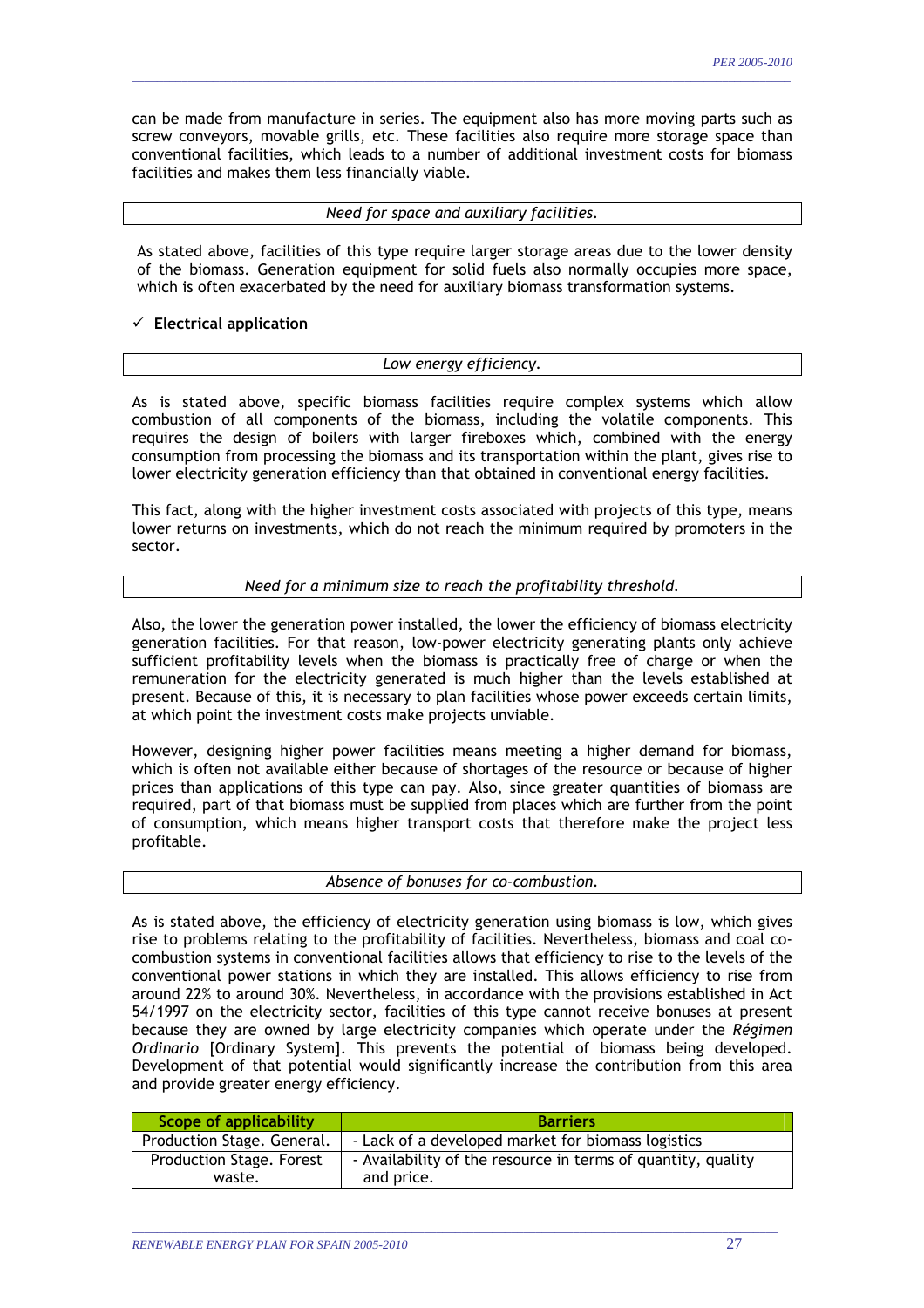can be made from manufacture in series. The equipment also has more moving parts such as screw conveyors, movable grills, etc. These facilities also require more storage space than conventional facilities, which leads to a number of additional investment costs for biomass facilities and makes them less financially viable.

*Need for space and auxiliary facilities.*

As stated above, facilities of this type require larger storage areas due to the lower density of the biomass. Generation equipment for solid fuels also normally occupies more space, which is often exacerbated by the need for auxiliary biomass transformation systems.

✓ **Electrical application**

*Low energy efficiency.*

As is stated above, specific biomass facilities require complex systems which allow combustion of all components of the biomass, including the volatile components. This requires the design of boilers with larger fireboxes which, combined with the energy consumption from processing the biomass and its transportation within the plant, gives rise to lower electricity generation efficiency than that obtained in conventional energy facilities.

This fact, along with the higher investment costs associated with projects of this type, means lower returns on investments, which do not reach the minimum required by promoters in the sector.

*Need for a minimum size to reach the profitability threshold.*

Also, the lower the generation power installed, the lower the efficiency of biomass electricity generation facilities. For that reason, low-power electricity generating plants only achieve sufficient profitability levels when the biomass is practically free of charge or when the remuneration for the electricity generated is much higher than the levels established at present. Because of this, it is necessary to plan facilities whose power exceeds certain limits, at which point the investment costs make projects unviable.

However, designing higher power facilities means meeting a higher demand for biomass, which is often not available either because of shortages of the resource or because of higher prices than applications of this type can pay. Also, since greater quantities of biomass are required, part of that biomass must be supplied from places which are further from the point of consumption, which means higher transport costs that therefore make the project less profitable.

*Absence of bonuses for co-combustion.*

As is stated above, the efficiency of electricity generation using biomass is low, which gives rise to problems relating to the profitability of facilities. Nevertheless, biomass and coal co-combustion systems in conventional facilities allows that efficiency to rise to the levels of the conventional power stations in which they are installed. This allows efficiency to rise from around 22% to around 30%. Nevertheless, in accordance with the provisions established in Act 54/1997 on the electricity sector, facilities of this type cannot receive bonuses at present because they are owned by large electricity companies which operate under the *Régimen Ordinario* [Ordinary System]. This prevents the potential of biomass being developed. Development of that potential would significantly increase the contribution from this area and provide greater energy efficiency.

| Scope of applicability | Barriers |
|---|---|
| Production Stage. General. | - Lack of a developed market for biomass logistics |
| Production Stage. Forest waste. | - Availability of the resource in terms of quantity, quality and price. |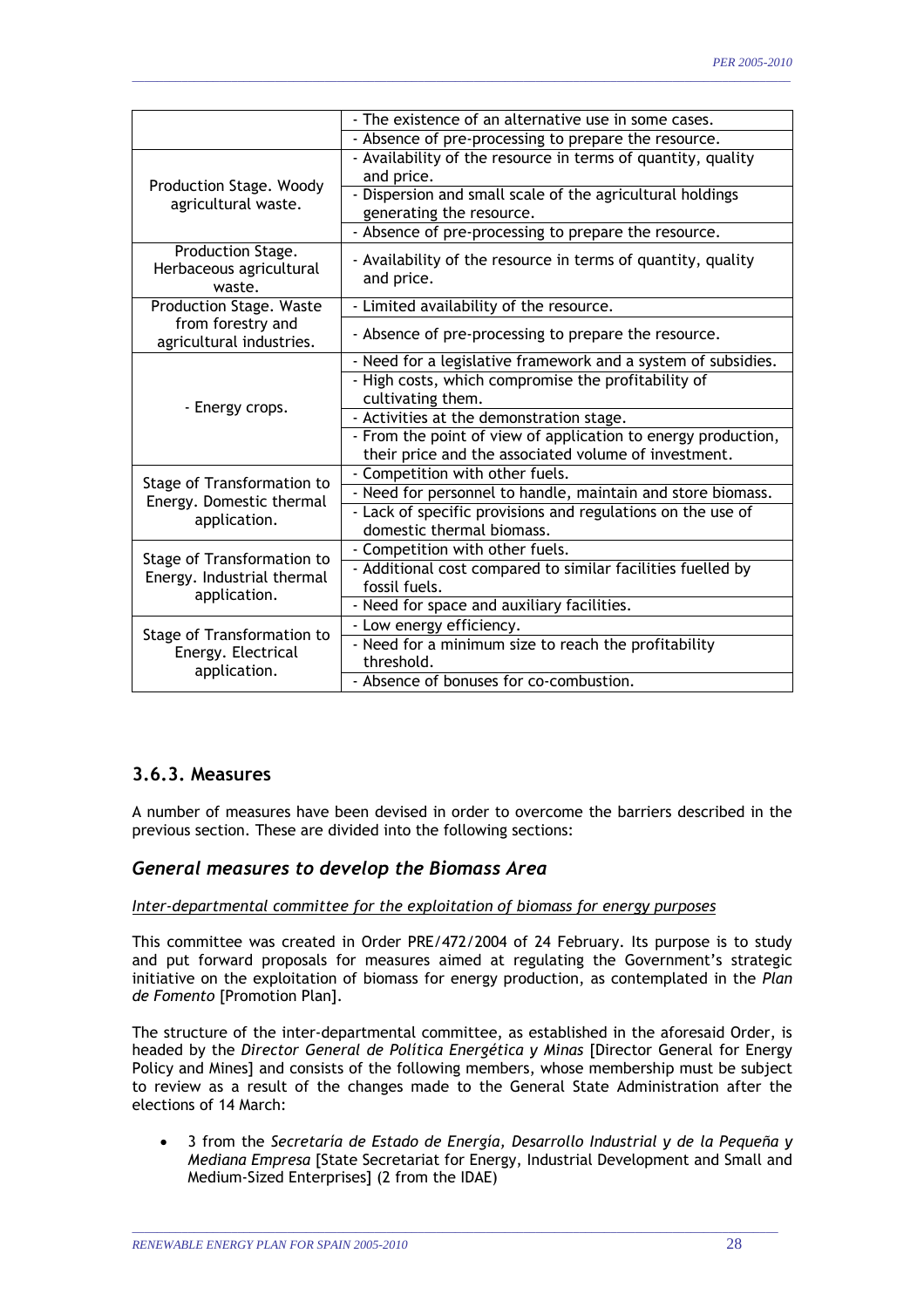| | |
|---|---|
| | - The existence of an alternative use in some cases. |
| | - Absence of pre-processing to prepare the resource. |
| Production Stage. Woody agricultural waste. | - Availability of the resource in terms of quantity, quality and price. |
| | - Dispersion and small scale of the agricultural holdings generating the resource. |
| | - Absence of pre-processing to prepare the resource. |
| Production Stage. Herbaceous agricultural waste. | - Availability of the resource in terms of quantity, quality and price. |
| Production Stage. Waste from forestry and agricultural industries. | - Limited availability of the resource. |
| | - Absence of pre-processing to prepare the resource. |
| - Energy crops. | - Need for a legislative framework and a system of subsidies. |
| | - High costs, which compromise the profitability of cultivating them. |
| | - Activities at the demonstration stage. |
| | - From the point of view of application to energy production, their price and the associated volume of investment. |
| Stage of Transformation to Energy. Domestic thermal application. | - Competition with other fuels. |
| | - Need for personnel to handle, maintain and store biomass. |
| | - Lack of specific provisions and regulations on the use of domestic thermal biomass. |
| Stage of Transformation to Energy. Industrial thermal application. | - Competition with other fuels. |
| | - Additional cost compared to similar facilities fuelled by fossil fuels. |
| | - Need for space and auxiliary facilities. |
| Stage of Transformation to Energy. Electrical application. | - Low energy efficiency. |
| | - Need for a minimum size to reach the profitability threshold. |
| | - Absence of bonuses for co-combustion. |

### 3.6.3. Measures

A number of measures have been devised in order to overcome the barriers described in the previous section. These are divided into the following sections:

## *General measures to develop the Biomass Area*

*Inter-departmental committee for the exploitation of biomass for energy purposes*

This committee was created in Order PRE/472/2004 of 24 February. Its purpose is to study and put forward proposals for measures aimed at regulating the Government's strategic initiative on the exploitation of biomass for energy production, as contemplated in the *Plan de Fomento* [Promotion Plan].

The structure of the inter-departmental committee, as established in the aforesaid Order, is headed by the *Director General de Politica Energética y Minas* [Director General for Energy Policy and Mines] and consists of the following members, whose membership must be subject to review as a result of the changes made to the General State Administration after the elections of 14 March:

- 3 from the *Secretaría de Estado de Energía, Desarrollo Industrial y de la Pequeña y Mediana Empresa* [State Secretariat for Energy, Industrial Development and Small and Medium-Sized Enterprises] (2 from the IDAE)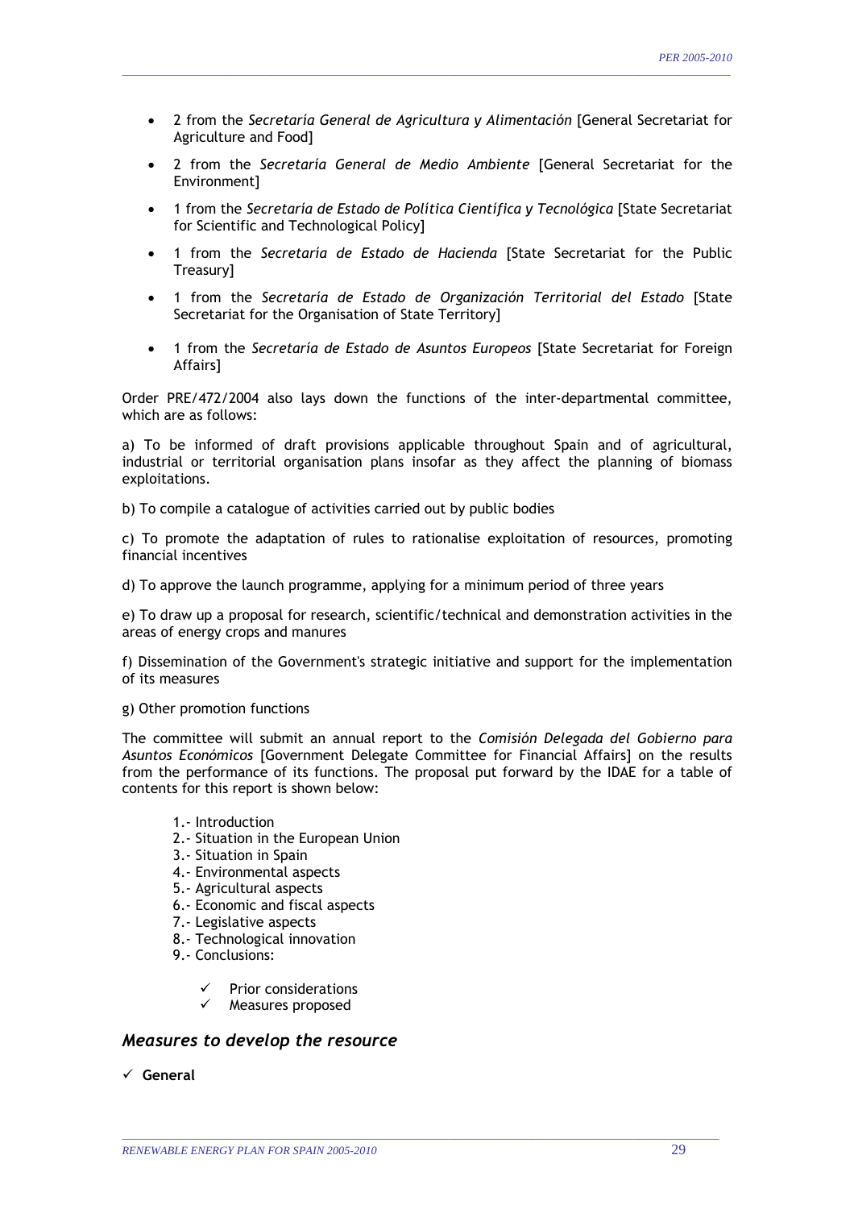- 2 from the *Secretaría General de Agricultura y Alimentación* [General Secretariat for Agriculture and Food]

- 2 from the *Secretaría General de Medio Ambiente* [General Secretariat for the Environment]

- 1 from the *Secretaría de Estado de Política Científica y Tecnológica* [State Secretariat for Scientific and Technological Policy]

- 1 from the *Secretaría de Estado de Hacienda* [State Secretariat for the Public Treasury]

- 1 from the *Secretaría de Estado de Organización Territorial del Estado* [State Secretariat for the Organisation of State Territory]

- 1 from the *Secretaría de Estado de Asuntos Europeos* [State Secretariat for Foreign Affairs]

Order PRE/472/2004 also lays down the functions of the inter-departmental committee, which are as follows:

a) To be informed of draft provisions applicable throughout Spain and of agricultural, industrial or territorial organisation plans insofar as they affect the planning of biomass exploitations.

b) To compile a catalogue of activities carried out by public bodies

c) To promote the adaptation of rules to rationalise exploitation of resources, promoting financial incentives

d) To approve the launch programme, applying for a minimum period of three years

e) To draw up a proposal for research, scientific/technical and demonstration activities in the areas of energy crops and manures

f) Dissemination of the Government's strategic initiative and support for the implementation of its measures

g) Other promotion functions

The committee will submit an annual report to the *Comisión Delegada del Gobierno para Asuntos Económicos* [Government Delegate Committee for Financial Affairs] on the results from the performance of its functions. The proposal put forward by the IDAE for a table of contents for this report is shown below:

1.- Introduction
2.- Situation in the European Union
3.- Situation in Spain
4.- Environmental aspects
5.- Agricultural aspects
6.- Economic and fiscal aspects
7.- Legislative aspects
8.- Technological innovation
9.- Conclusions:

- ✓ Prior considerations
- ✓ Measures proposed

### *Measures to develop the resource*

✓ **General**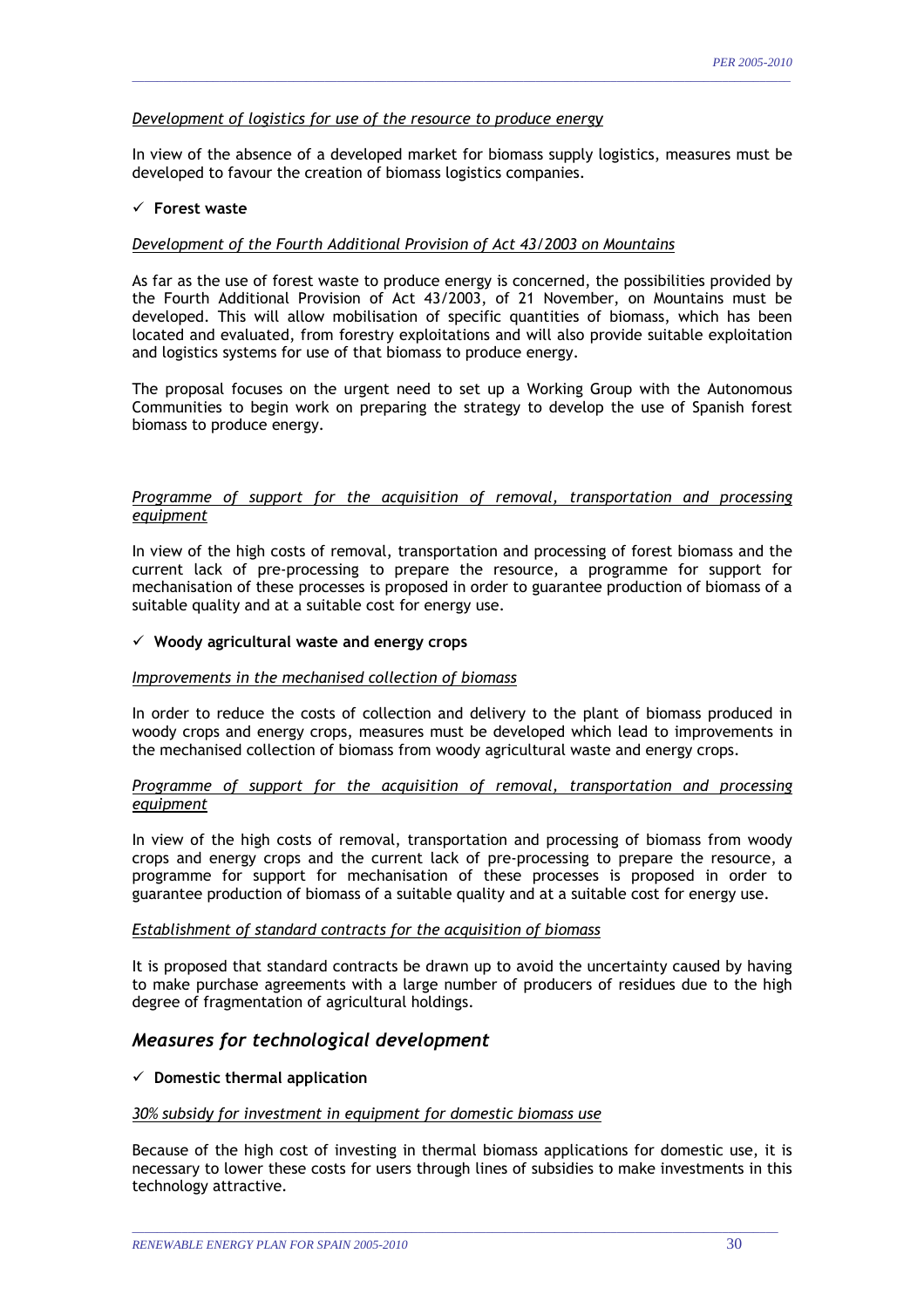*Development of logistics for use of the resource to produce energy*

In view of the absence of a developed market for biomass supply logistics, measures must be developed to favour the creation of biomass logistics companies.

- ✓ **Forest waste**

*Development of the Fourth Additional Provision of Act 43/2003 on Mountains*

As far as the use of forest waste to produce energy is concerned, the possibilities provided by the Fourth Additional Provision of Act 43/2003, of 21 November, on Mountains must be developed. This will allow mobilisation of specific quantities of biomass, which has been located and evaluated, from forestry exploitations and will also provide suitable exploitation and logistics systems for use of that biomass to produce energy.

The proposal focuses on the urgent need to set up a Working Group with the Autonomous Communities to begin work on preparing the strategy to develop the use of Spanish forest biomass to produce energy.

*Programme of support for the acquisition of removal, transportation and processing equipment*

In view of the high costs of removal, transportation and processing of forest biomass and the current lack of pre-processing to prepare the resource, a programme for support for mechanisation of these processes is proposed in order to guarantee production of biomass of a suitable quality and at a suitable cost for energy use.

- ✓ **Woody agricultural waste and energy crops**

*Improvements in the mechanised collection of biomass*

In order to reduce the costs of collection and delivery to the plant of biomass produced in woody crops and energy crops, measures must be developed which lead to improvements in the mechanised collection of biomass from woody agricultural waste and energy crops.

*Programme of support for the acquisition of removal, transportation and processing equipment*

In view of the high costs of removal, transportation and processing of biomass from woody crops and energy crops and the current lack of pre-processing to prepare the resource, a programme for support for mechanisation of these processes is proposed in order to guarantee production of biomass of a suitable quality and at a suitable cost for energy use.

*Establishment of standard contracts for the acquisition of biomass*

It is proposed that standard contracts be drawn up to avoid the uncertainty caused by having to make purchase agreements with a large number of producers of residues due to the high degree of fragmentation of agricultural holdings.

## *Measures for technological development*

- ✓ **Domestic thermal application**

*30% subsidy for investment in equipment for domestic biomass use*

Because of the high cost of investing in thermal biomass applications for domestic use, it is necessary to lower these costs for users through lines of subsidies to make investments in this technology attractive.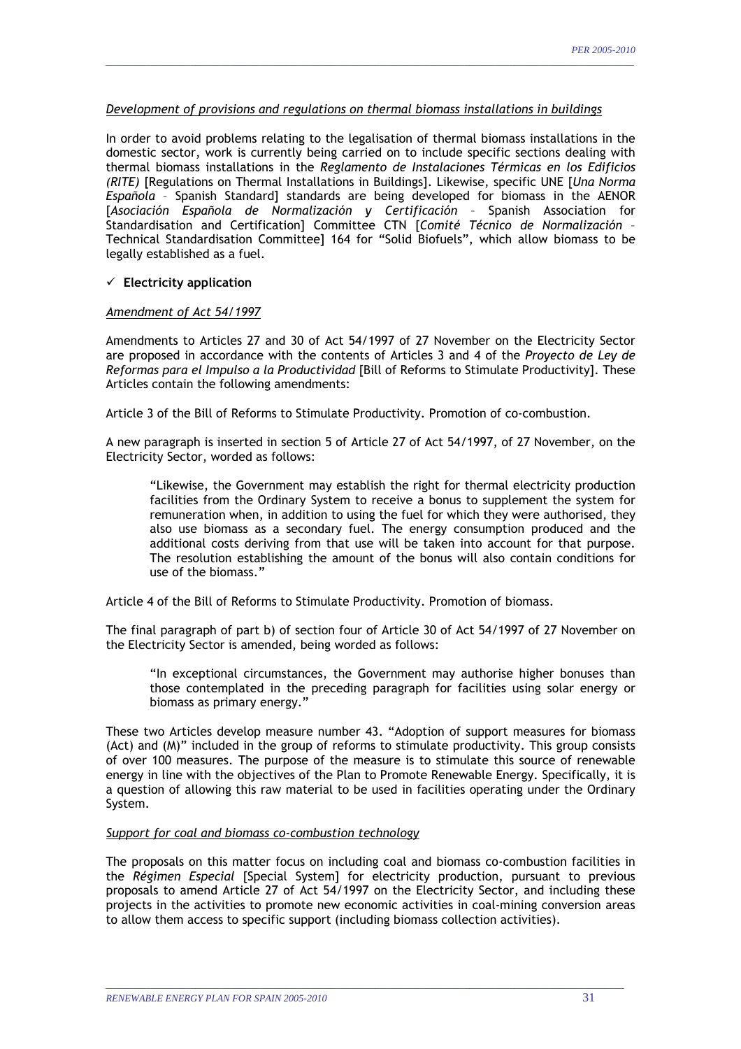*<u>Development of provisions and regulations on thermal biomass installations in buildings</u>*

In order to avoid problems relating to the legalisation of thermal biomass installations in the domestic sector, work is currently being carried on to include specific sections dealing with thermal biomass installations in the *Reglamento de Instalaciones Térmicas en los Edificios (RITE)* [Regulations on Thermal Installations in Buildings]. Likewise, specific UNE [*Una Norma Española* – Spanish Standard] standards are being developed for biomass in the AENOR [*Asociación Española de Normalización y Certificación* – Spanish Association for Standardisation and Certification] Committee CTN [*Comité Técnico de Normalización* – Technical Standardisation Committee] 164 for "Solid Biofuels", which allow biomass to be legally established as a fuel.

- ✓ **Electricity application**

*<u>Amendment of Act 54/1997</u>*

Amendments to Articles 27 and 30 of Act 54/1997 of 27 November on the Electricity Sector are proposed in accordance with the contents of Articles 3 and 4 of the *Proyecto de Ley de Reformas para el Impulso a la Productividad* [Bill of Reforms to Stimulate Productivity]. These Articles contain the following amendments:

Article 3 of the Bill of Reforms to Stimulate Productivity. Promotion of co-combustion.

A new paragraph is inserted in section 5 of Article 27 of Act 54/1997, of 27 November, on the Electricity Sector, worded as follows:

> "Likewise, the Government may establish the right for thermal electricity production facilities from the Ordinary System to receive a bonus to supplement the system for remuneration when, in addition to using the fuel for which they were authorised, they also use biomass as a secondary fuel. The energy consumption produced and the additional costs deriving from that use will be taken into account for that purpose. The resolution establishing the amount of the bonus will also contain conditions for use of the biomass."

Article 4 of the Bill of Reforms to Stimulate Productivity. Promotion of biomass.

The final paragraph of part b) of section four of Article 30 of Act 54/1997 of 27 November on the Electricity Sector is amended, being worded as follows:

> "In exceptional circumstances, the Government may authorise higher bonuses than those contemplated in the preceding paragraph for facilities using solar energy or biomass as primary energy."

These two Articles develop measure number 43. "Adoption of support measures for biomass (Act) and (M)" included in the group of reforms to stimulate productivity. This group consists of over 100 measures. The purpose of the measure is to stimulate this source of renewable energy in line with the objectives of the Plan to Promote Renewable Energy. Specifically, it is a question of allowing this raw material to be used in facilities operating under the Ordinary System.

*<u>Support for coal and biomass co-combustion technology</u>*

The proposals on this matter focus on including coal and biomass co-combustion facilities in the *Régimen Especial* [Special System] for electricity production, pursuant to previous proposals to amend Article 27 of Act 54/1997 on the Electricity Sector, and including these projects in the activities to promote new economic activities in coal-mining conversion areas to allow them access to specific support (including biomass collection activities).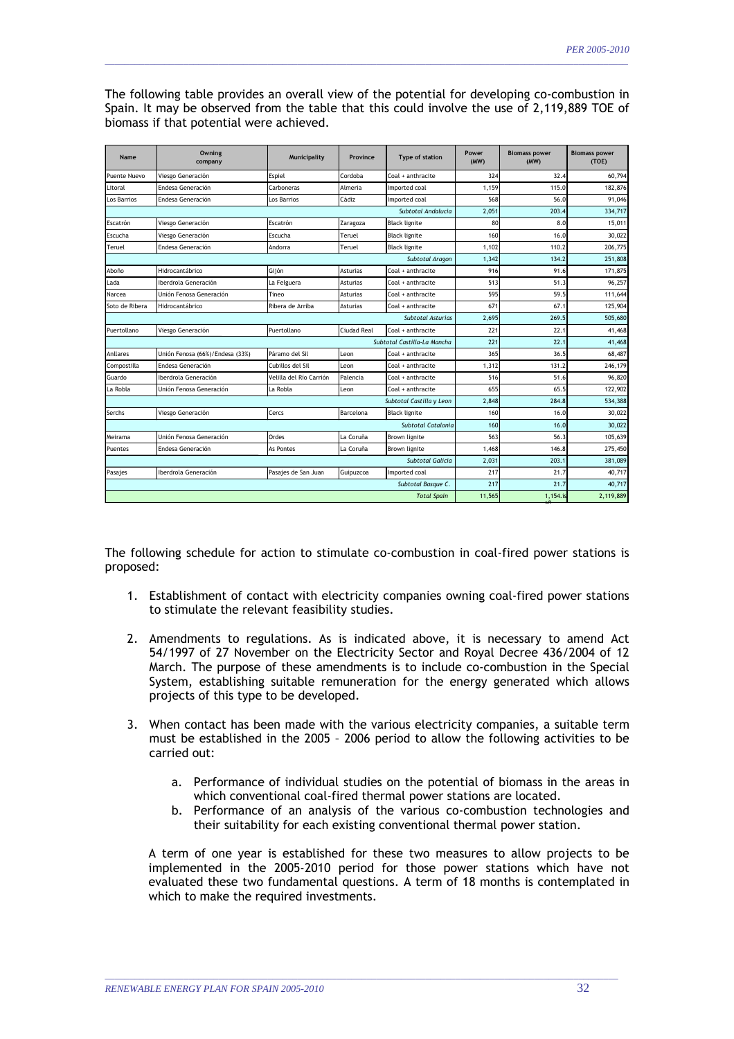The following table provides an overall view of the potential for developing co-combustion in Spain. It may be observed from the table that this could involve the use of 2,119,889 TOE of biomass if that potential were achieved.

| Name | Owning company | Municipality | Province | Type of station | Power (MW) | Biomass power (MW) | Biomass power (TOE) |
|---|---|---|---|---|---|---|---|
| Puente Nuevo | Viesgo Generación | Espiel | Cordoba | Coal + anthracite | 324 | 32.4 | 60,794 |
| Litoral | Endesa Generación | Carboneras | Almeria | Imported coal | 1,159 | 115.0 | 182,876 |
| Los Barrios | Endesa Generación | Los Barrios | Cádiz | Imported coal | 568 | 56.0 | 91,046 |
| | | | | *Subtotal Andalucia* | 2,051 | 203.4 | 334,717 |
| Escatrón | Viesgo Generación | Escatrón | Zaragoza | Black lignite | 80 | 8.0 | 15,011 |
| Escucha | Viesgo Generación | Escucha | Teruel | Black lignite | 160 | 16.0 | 30,022 |
| Teruel | Endesa Generación | Andorra | Teruel | Black lignite | 1,102 | 110.2 | 206,775 |
| | | | | *Subtotal Aragon* | 1,342 | 134.2 | 251,808 |
| Aboño | Hidrocantábrico | Gijón | Asturias | Coal + anthracite | 916 | 91.6 | 171,875 |
| Lada | Iberdrola Generación | La Felguera | Asturias | Coal + anthracite | 513 | 51.3 | 96,257 |
| Narcea | Unión Fenosa Generación | Tineo | Asturias | Coal + anthracite | 595 | 59.5 | 111,644 |
| Soto de Ribera | Hidrocantábrico | Ribera de Arriba | Asturias | Coal + anthracite | 671 | 67.1 | 125,904 |
| | | | | *Subtotal Asturias* | 2,695 | 269.5 | 505,680 |
| Puertollano | Viesgo Generación | Puertollano | Ciudad Real | Coal + anthracite | 221 | 22.1 | 41,468 |
| | | | | *Subtotal Castilla-La Mancha* | 221 | 22.1 | 41,468 |
| Anllares | Unión Fenosa (66%)/Endesa (33%) | Páramo del Sil | Leon | Coal + anthracite | 365 | 36.5 | 68,487 |
| Compostilla | Endesa Generación | Cubillos del Sil | Leon | Coal + anthracite | 1,312 | 131.2 | 246,179 |
| Guardo | Iberdrola Generación | Velilla del Río Carrión | Palencia | Coal + anthracite | 516 | 51.6 | 96,820 |
| La Robla | Unión Fenosa Generación | La Robla | Leon | Coal + anthracite | 655 | 65.5 | 122,902 |
| | | | | *Subtotal Castilla y Leon* | 2,848 | 284.8 | 534,388 |
| Serchs | Viesgo Generación | Cercs | Barcelona | Black lignite | 160 | 16.0 | 30,022 |
| | | | | *Subtotal Catalonia* | 160 | 16.0 | 30,022 |
| Meirama | Unión Fenosa Generación | Ordes | La Coruña | Brown lignite | 563 | 56.3 | 105,639 |
| Puentes | Endesa Generación | As Pontes | La Coruña | Brown lignite | 1,468 | 146.8 | 275,450 |
| | | | | *Subtotal Galicia* | 2,031 | 203.1 | 381,089 |
| Pasajes | Iberdrola Generación | Pasajes de San Juan | Guipuzcoa | Imported coal | 217 | 21.7 | 40,717 |
| | | | | *Subtotal Basque C.* | 217 | 21.7 | 40,717 |
| | | | | *Total Spain* | 11,565 | 1,154.8 | 2,119,889 |

The following schedule for action to stimulate co-combustion in coal-fired power stations is proposed:

1. Establishment of contact with electricity companies owning coal-fired power stations to stimulate the relevant feasibility studies.
2. Amendments to regulations. As is indicated above, it is necessary to amend Act 54/1997 of 27 November on the Electricity Sector and Royal Decree 436/2004 of 12 March. The purpose of these amendments is to include co-combustion in the Special System, establishing suitable remuneration for the energy generated which allows projects of this type to be developed.
3. When contact has been made with the various electricity companies, a suitable term must be established in the 2005 – 2006 period to allow the following activities to be carried out:
   a. Performance of individual studies on the potential of biomass in the areas in which conventional coal-fired thermal power stations are located.
   b. Performance of an analysis of the various co-combustion technologies and their suitability for each existing conventional thermal power station.

   A term of one year is established for these two measures to allow projects to be implemented in the 2005-2010 period for those power stations which have not evaluated these two fundamental questions. A term of 18 months is contemplated in which to make the required investments.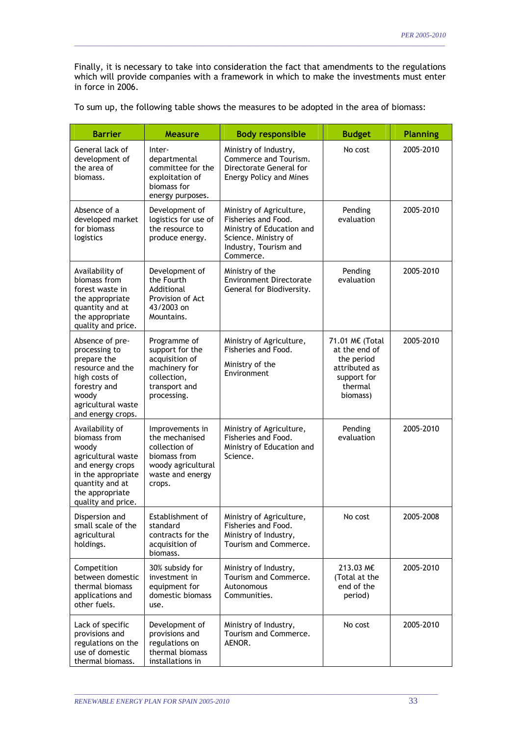Finally, it is necessary to take into consideration the fact that amendments to the regulations which will provide companies with a framework in which to make the investments must enter in force in 2006.

To sum up, the following table shows the measures to be adopted in the area of biomass:

| Barrier | Measure | Body responsible | Budget | Planning |
|---|---|---|---|---|
| General lack of development of the area of biomass. | Inter-departmental committee for the exploitation of biomass for energy purposes. | Ministry of Industry, Commerce and Tourism. Directorate General for Energy Policy and Mines | No cost | 2005-2010 |
| Absence of a developed market for biomass logistics | Development of logistics for use of the resource to produce energy. | Ministry of Agriculture, Fisheries and Food. Ministry of Education and Science. Ministry of Industry, Tourism and Commerce. | Pending evaluation | 2005-2010 |
| Availability of biomass from forest waste in the appropriate quantity and at the appropriate quality and price. | Development of the Fourth Additional Provision of Act 43/2003 on Mountains. | Ministry of the Environment Directorate General for Biodiversity. | Pending evaluation | 2005-2010 |
| Absence of pre-processing to prepare the resource and the high costs of forestry and woody agricultural waste and energy crops. | Programme of support for the acquisition of machinery for collection, transport and processing. | Ministry of Agriculture, Fisheries and Food. Ministry of the Environment | 71.01 M€ (Total at the end of the period attributed as support for thermal biomass) | 2005-2010 |
| Availability of biomass from woody agricultural waste and energy crops in the appropriate quantity and at the appropriate quality and price. | Improvements in the mechanised collection of biomass from woody agricultural waste and energy crops. | Ministry of Agriculture, Fisheries and Food. Ministry of Education and Science. | Pending evaluation | 2005-2010 |
| Dispersion and small scale of the agricultural holdings. | Establishment of standard contracts for the acquisition of biomass. | Ministry of Agriculture, Fisheries and Food. Ministry of Industry, Tourism and Commerce. | No cost | 2005-2008 |
| Competition between domestic thermal biomass applications and other fuels. | 30% subsidy for investment in equipment for domestic biomass use. | Ministry of Industry, Tourism and Commerce. Autonomous Communities. | 213.03 M€ (Total at the end of the period) | 2005-2010 |
| Lack of specific provisions and regulations on the use of domestic thermal biomass. | Development of provisions and regulations on thermal biomass installations in | Ministry of Industry, Tourism and Commerce. AENOR. | No cost | 2005-2010 |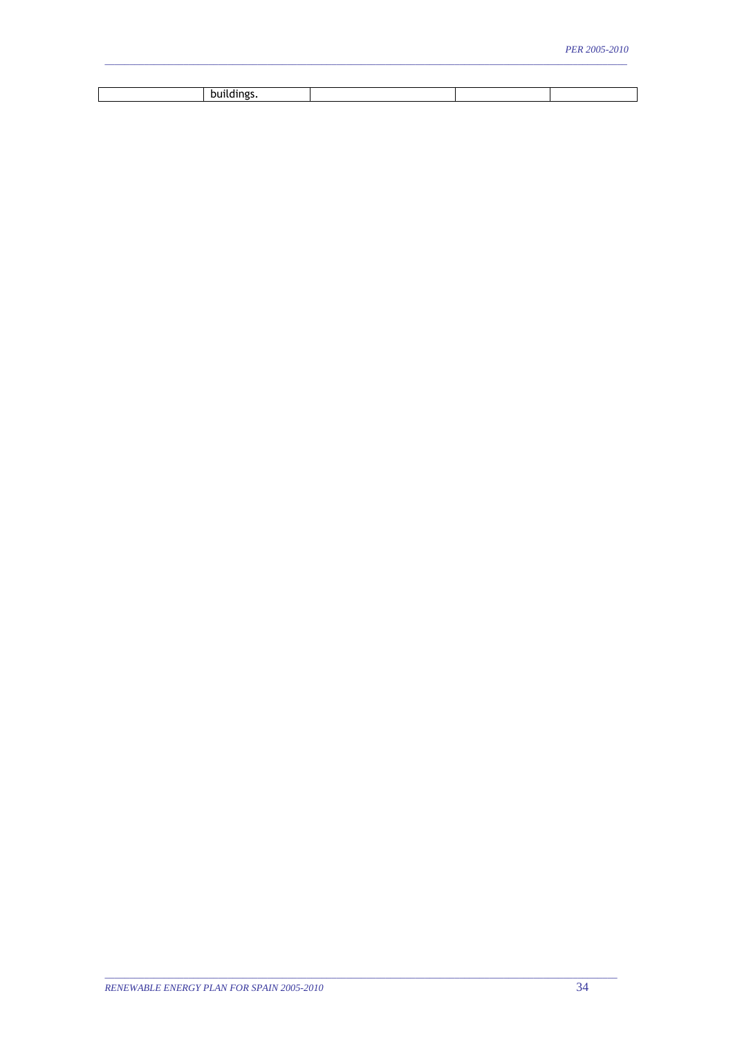|  | buildings. |  |  |  |
|---|---|---|---|---|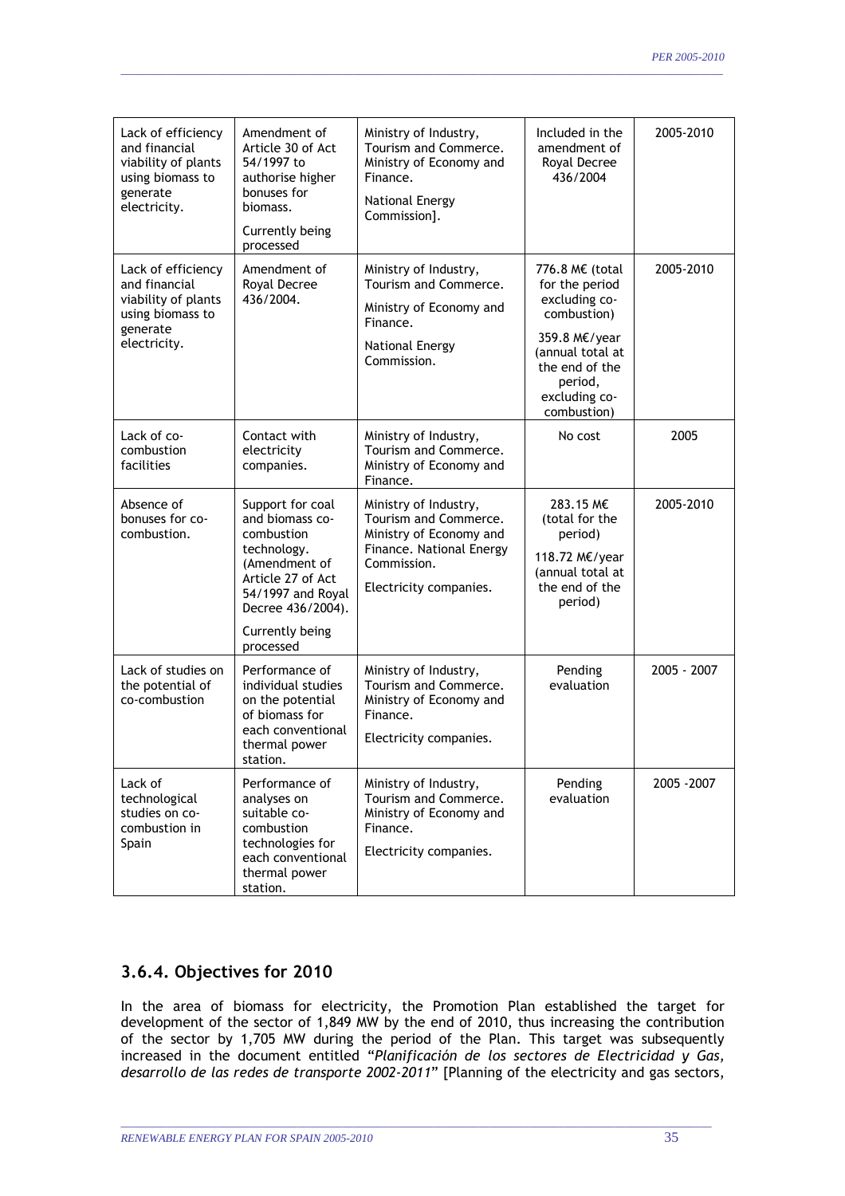| Lack of efficiency and financial viability of plants using biomass to generate electricity. | Amendment of Article 30 of Act 54/1997 to authorise higher bonuses for biomass. Currently being processed | Ministry of Industry, Tourism and Commerce. Ministry of Economy and Finance. National Energy Commission]. | Included in the amendment of Royal Decree 436/2004 | 2005-2010 |
|---|---|---|---|---|
| Lack of efficiency and financial viability of plants using biomass to generate electricity. | Amendment of Royal Decree 436/2004. | Ministry of Industry, Tourism and Commerce. Ministry of Economy and Finance. National Energy Commission. | 776.8 M€ (total for the period excluding co-combustion) 359.8 M€/year (annual total at the end of the period, excluding co-combustion) | 2005-2010 |
| Lack of co-combustion facilities | Contact with electricity companies. | Ministry of Industry, Tourism and Commerce. Ministry of Economy and Finance. | No cost | 2005 |
| Absence of bonuses for co-combustion. | Support for coal and biomass co-combustion technology. (Amendment of Article 27 of Act 54/1997 and Royal Decree 436/2004). Currently being processed | Ministry of Industry, Tourism and Commerce. Ministry of Economy and Finance. National Energy Commission. Electricity companies. | 283.15 M€ (total for the period) 118.72 M€/year (annual total at the end of the period) | 2005-2010 |
| Lack of studies on the potential of co-combustion | Performance of individual studies on the potential of biomass for each conventional thermal power station. | Ministry of Industry, Tourism and Commerce. Ministry of Economy and Finance. Electricity companies. | Pending evaluation | 2005 - 2007 |
| Lack of technological studies on co-combustion in Spain | Performance of analyses on suitable co-combustion technologies for each conventional thermal power station. | Ministry of Industry, Tourism and Commerce. Ministry of Economy and Finance. Electricity companies. | Pending evaluation | 2005 -2007 |

### 3.6.4. Objectives for 2010

In the area of biomass for electricity, the Promotion Plan established the target for development of the sector of 1,849 MW by the end of 2010, thus increasing the contribution of the sector by 1,705 MW during the period of the Plan. This target was subsequently increased in the document entitled "*Planificación de los sectores de Electricidad y Gas, desarrollo de las redes de transporte 2002-2011*" [Planning of the electricity and gas sectors,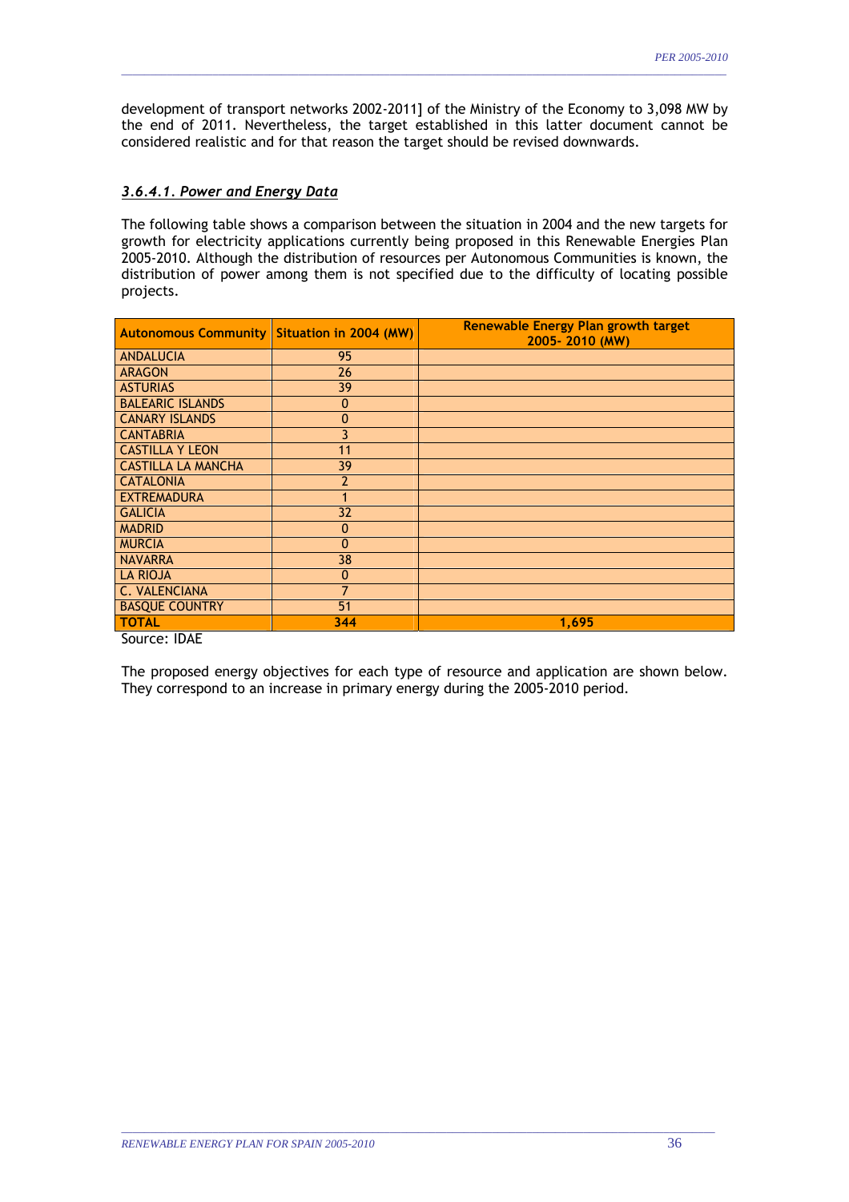development of transport networks 2002-2011] of the Ministry of the Economy to 3,098 MW by the end of 2011. Nevertheless, the target established in this latter document cannot be considered realistic and for that reason the target should be revised downwards.

#### *3.6.4.1. Power and Energy Data*

The following table shows a comparison between the situation in 2004 and the new targets for growth for electricity applications currently being proposed in this Renewable Energies Plan 2005-2010. Although the distribution of resources per Autonomous Communities is known, the distribution of power among them is not specified due to the difficulty of locating possible projects.

| Autonomous Community | Situation in 2004 (MW) | Renewable Energy Plan growth target 2005- 2010 (MW) |
|---|---|---|
| ANDALUCIA | 95 | |
| ARAGON | 26 | |
| ASTURIAS | 39 | |
| BALEARIC ISLANDS | 0 | |
| CANARY ISLANDS | 0 | |
| CANTABRIA | 3 | |
| CASTILLA Y LEON | 11 | |
| CASTILLA LA MANCHA | 39 | |
| CATALONIA | 2 | |
| EXTREMADURA | 1 | |
| GALICIA | 32 | |
| MADRID | 0 | |
| MURCIA | 0 | |
| NAVARRA | 38 | |
| LA RIOJA | 0 | |
| C. VALENCIANA | 7 | |
| BASQUE COUNTRY | 51 | |
| **TOTAL** | **344** | **1,695** |

Source: IDAE

The proposed energy objectives for each type of resource and application are shown below. They correspond to an increase in primary energy during the 2005-2010 period.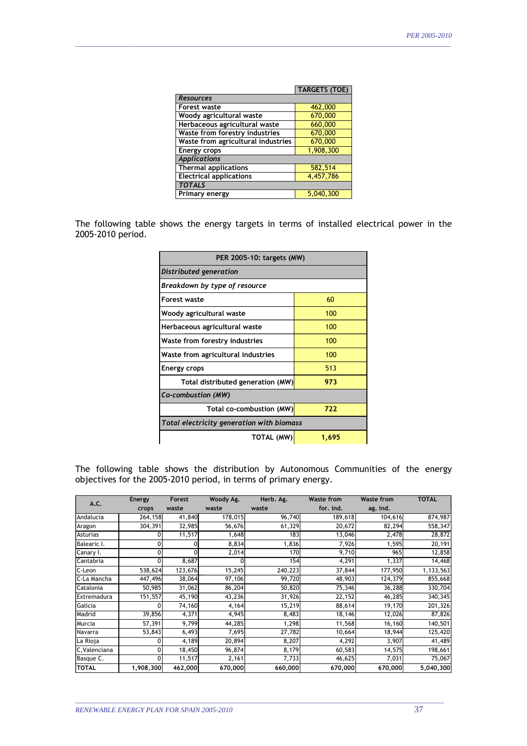| | TARGETS (TOE) |
|---|---|
| *Resources* | |
| Forest waste | 462,000 |
| Woody agricultural waste | 670,000 |
| Herbaceous agricultural waste | 660,000 |
| Waste from forestry industries | 670,000 |
| Waste from agricultural industries | 670,000 |
| Energy crops | 1,908,300 |
| *Applications* | |
| Thermal applications | 582,514 |
| Electrical applications | 4,457,786 |
| *TOTALS* | |
| Primary energy | 5,040,300 |

The following table shows the energy targets in terms of installed electrical power in the 2005-2010 period.

| PER 2005-10: targets (MW) | |
|---|---|
| *Distributed generation* | |
| *Breakdown by type of resource* | |
| Forest waste | 60 |
| Woody agricultural waste | 100 |
| Herbaceous agricultural waste | 100 |
| Waste from forestry industries | 100 |
| Waste from agricultural industries | 100 |
| Energy crops | 513 |
| Total distributed generation (MW) | **973** |
| *Co-combustion (MW)* | |
| Total co-combustion (MW) | **722** |
| *Total electricity generation with biomass* | |
| TOTAL (MW) | **1,695** |

The following table shows the distribution by Autonomous Communities of the energy objectives for the 2005-2010 period, in terms of primary energy.

| A.C. | Energy crops | Forest waste | Woody Ag. waste | Herb. Ag. waste | Waste from for. ind. | Waste from ag. ind. | TOTAL |
|---|---|---|---|---|---|---|---|
| Andalucia | 264,158 | 41,840 | 178,015 | 96,740 | 189,618 | 104,616 | 874,987 |
| Aragon | 304,391 | 32,985 | 56,676 | 61,329 | 20,672 | 82,294 | 558,347 |
| Asturias | 0 | 11,517 | 1,648 | 183 | 13,046 | 2,478 | 28,872 |
| Balearic I. | 0 | 0 | 8,834 | 1,836 | 7,926 | 1,595 | 20,191 |
| Canary I. | 0 | 0 | 2,014 | 170 | 9,710 | 965 | 12,858 |
| Cantabria | 0 | 8,687 | 0 | 154 | 4,291 | 1,337 | 14,468 |
| C-Leon | 538,624 | 123,676 | 15,245 | 240,223 | 37,844 | 177,950 | 1,133,563 |
| C-La Mancha | 447,496 | 38,064 | 97,106 | 99,720 | 48,903 | 124,379 | 855,668 |
| Catalonia | 50,985 | 31,062 | 86,204 | 50,820 | 75,346 | 36,288 | 330,704 |
| Extremadura | 151,557 | 45,190 | 43,236 | 31,926 | 22,152 | 46,285 | 340,345 |
| Galicia | 0 | 74,160 | 4,164 | 15,219 | 88,614 | 19,170 | 201,326 |
| Madrid | 39,856 | 4,371 | 4,945 | 8,483 | 18,146 | 12,026 | 87,826 |
| Murcia | 57,391 | 9,799 | 44,285 | 1,298 | 11,568 | 16,160 | 140,501 |
| Navarra | 53,843 | 6,493 | 7,695 | 27,782 | 10,664 | 18,944 | 125,420 |
| La Rioja | 0 | 4,189 | 20,894 | 8,207 | 4,292 | 3,907 | 41,489 |
| C,Valenciana | 0 | 18,450 | 96,874 | 8,179 | 60,583 | 14,575 | 198,661 |
| Basque C. | 0 | 11,517 | 2,161 | 7,733 | 46,625 | 7,031 | 75,067 |
| **TOTAL** | **1,908,300** | **462,000** | **670,000** | **660,000** | **670,000** | **670,000** | **5,040,300** |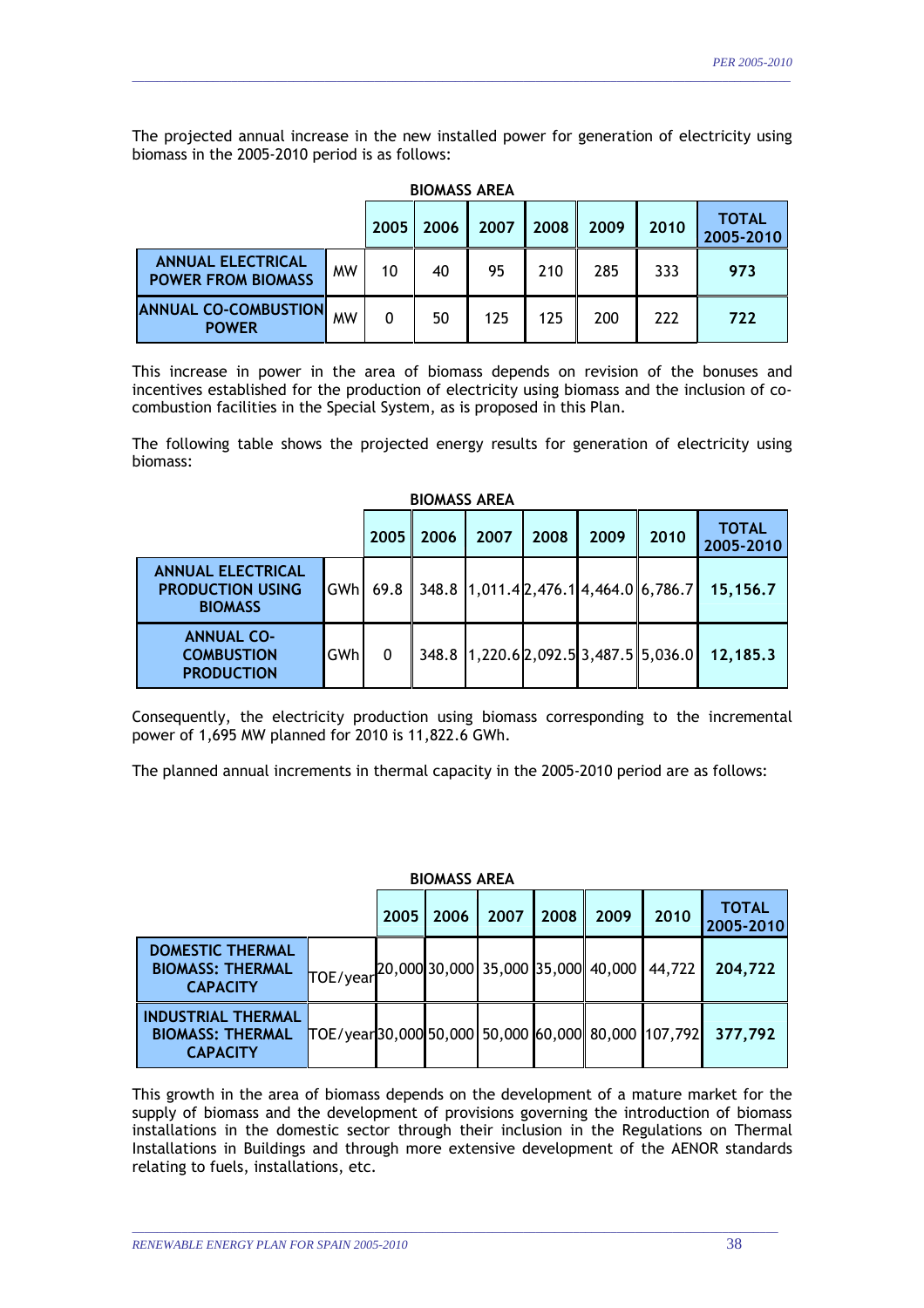The projected annual increase in the new installed power for generation of electricity using biomass in the 2005-2010 period is as follows:

**BIOMASS AREA**

| | | 2005 | 2006 | 2007 | 2008 | 2009 | 2010 | TOTAL 2005-2010 |
|---|---|---|---|---|---|---|---|---|
| **ANNUAL ELECTRICAL POWER FROM BIOMASS** | MW | 10 | 40 | 95 | 210 | 285 | 333 | **973** |
| **ANNUAL CO-COMBUSTION POWER** | MW | 0 | 50 | 125 | 125 | 200 | 222 | **722** |

This increase in power in the area of biomass depends on revision of the bonuses and incentives established for the production of electricity using biomass and the inclusion of co-combustion facilities in the Special System, as is proposed in this Plan.

The following table shows the projected energy results for generation of electricity using biomass:

**BIOMASS AREA**

| | | 2005 | 2006 | 2007 | 2008 | 2009 | 2010 | TOTAL 2005-2010 |
|---|---|---|---|---|---|---|---|---|
| **ANNUAL ELECTRICAL PRODUCTION USING BIOMASS** | GWh | 69.8 | 348.8 | 1,011.4 | 2,476.1 | 4,464.0 | 6,786.7 | **15,156.7** |
| **ANNUAL CO-COMBUSTION PRODUCTION** | GWh | 0 | 348.8 | 1,220.6 | 2,092.5 | 3,487.5 | 5,036.0 | **12,185.3** |

Consequently, the electricity production using biomass corresponding to the incremental power of 1,695 MW planned for 2010 is 11,822.6 GWh.

The planned annual increments in thermal capacity in the 2005-2010 period are as follows:

**BIOMASS AREA**

| | | 2005 | 2006 | 2007 | 2008 | 2009 | 2010 | TOTAL 2005-2010 |
|---|---|---|---|---|---|---|---|---|
| **DOMESTIC THERMAL BIOMASS: THERMAL CAPACITY** | TOE/year | 20,000 | 30,000 | 35,000 | 35,000 | 40,000 | 44,722 | **204,722** |
| **INDUSTRIAL THERMAL BIOMASS: THERMAL CAPACITY** | TOE/year | 30,000 | 50,000 | 50,000 | 60,000 | 80,000 | 107,792 | **377,792** |

This growth in the area of biomass depends on the development of a mature market for the supply of biomass and the development of provisions governing the introduction of biomass installations in the domestic sector through their inclusion in the Regulations on Thermal Installations in Buildings and through more extensive development of the AENOR standards relating to fuels, installations, etc.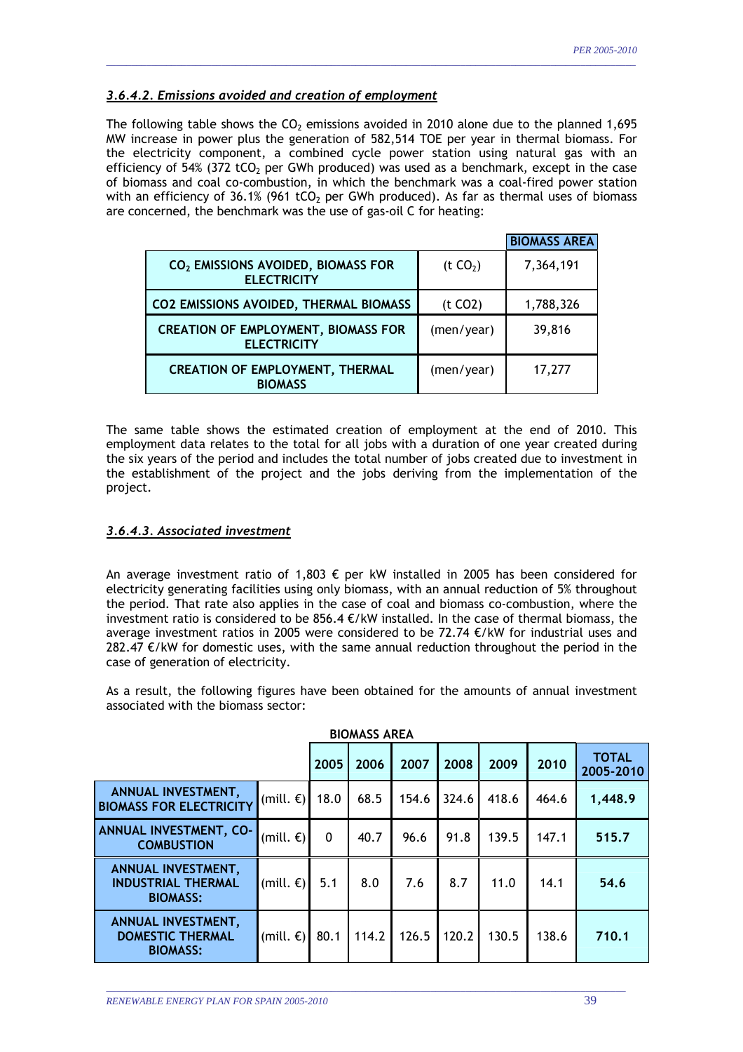### *3.6.4.2. Emissions avoided and creation of employment*

The following table shows the $CO_2$ emissions avoided in 2010 alone due to the planned 1,695 MW increase in power plus the generation of 582,514 TOE per year in thermal biomass. For the electricity component, a combined cycle power station using natural gas with an efficiency of 54% (372 $tCO_2$ per GWh produced) was used as a benchmark, except in the case of biomass and coal co-combustion, in which the benchmark was a coal-fired power station with an efficiency of 36.1% (961 $tCO_2$ per GWh produced). As far as thermal uses of biomass are concerned, the benchmark was the use of gas-oil C for heating:

| | | BIOMASS AREA |
|---|---|---|
| **$CO_2$ EMISSIONS AVOIDED, BIOMASS FOR ELECTRICITY** | (t $CO_2$) | 7,364,191 |
| **CO2 EMISSIONS AVOIDED, THERMAL BIOMASS** | (t CO2) | 1,788,326 |
| **CREATION OF EMPLOYMENT, BIOMASS FOR ELECTRICITY** | (men/year) | 39,816 |
| **CREATION OF EMPLOYMENT, THERMAL BIOMASS** | (men/year) | 17,277 |

The same table shows the estimated creation of employment at the end of 2010. This employment data relates to the total for all jobs with a duration of one year created during the six years of the period and includes the total number of jobs created due to investment in the establishment of the project and the jobs deriving from the implementation of the project.

### *3.6.4.3. Associated investment*

An average investment ratio of 1,803 € per kW installed in 2005 has been considered for electricity generating facilities using only biomass, with an annual reduction of 5% throughout the period. That rate also applies in the case of coal and biomass co-combustion, where the investment ratio is considered to be 856.4 €/kW installed. In the case of thermal biomass, the average investment ratios in 2005 were considered to be 72.74 €/kW for industrial uses and 282.47 €/kW for domestic uses, with the same annual reduction throughout the period in the case of generation of electricity.

As a result, the following figures have been obtained for the amounts of annual investment associated with the biomass sector:

**BIOMASS AREA**

| | | 2005 | 2006 | 2007 | 2008 | 2009 | 2010 | TOTAL 2005-2010 |
|---|---|---|---|---|---|---|---|---|
| **ANNUAL INVESTMENT, BIOMASS FOR ELECTRICITY** | (mill. €) | 18.0 | 68.5 | 154.6 | 324.6 | 418.6 | 464.6 | **1,448.9** |
| **ANNUAL INVESTMENT, CO-COMBUSTION** | (mill. €) | 0 | 40.7 | 96.6 | 91.8 | 139.5 | 147.1 | **515.7** |
| **ANNUAL INVESTMENT, INDUSTRIAL THERMAL BIOMASS:** | (mill. €) | 5.1 | 8.0 | 7.6 | 8.7 | 11.0 | 14.1 | **54.6** |
| **ANNUAL INVESTMENT, DOMESTIC THERMAL BIOMASS:** | (mill. €) | 80.1 | 114.2 | 126.5 | 120.2 | 130.5 | 138.6 | **710.1** |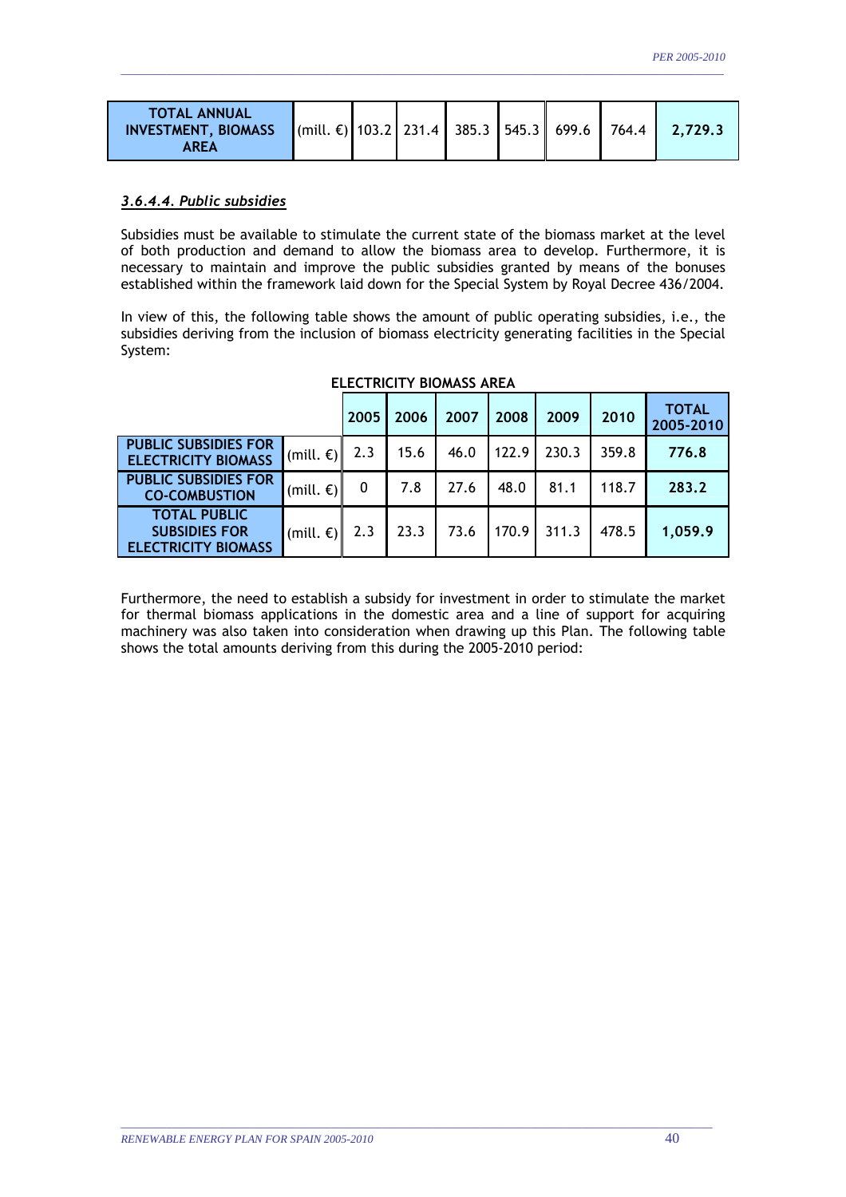| TOTAL ANNUAL INVESTMENT, BIOMASS AREA | (mill. €) | 103.2 | 231.4 | 385.3 | 545.3 | 699.6 | 764.4 | **2,729.3** |
|---|---|---|---|---|---|---|---|---|

### *3.6.4.4. Public subsidies*

Subsidies must be available to stimulate the current state of the biomass market at the level of both production and demand to allow the biomass area to develop. Furthermore, it is necessary to maintain and improve the public subsidies granted by means of the bonuses established within the framework laid down for the Special System by Royal Decree 436/2004.

In view of this, the following table shows the amount of public operating subsidies, i.e., the subsidies deriving from the inclusion of biomass electricity generating facilities in the Special System:

**ELECTRICITY BIOMASS AREA**

| | | 2005 | 2006 | 2007 | 2008 | 2009 | 2010 | TOTAL 2005-2010 |
|---|---|---|---|---|---|---|---|---|
| PUBLIC SUBSIDIES FOR ELECTRICITY BIOMASS | (mill. €) | 2.3 | 15.6 | 46.0 | 122.9 | 230.3 | 359.8 | **776.8** |
| PUBLIC SUBSIDIES FOR CO-COMBUSTION | (mill. €) | 0 | 7.8 | 27.6 | 48.0 | 81.1 | 118.7 | **283.2** |
| TOTAL PUBLIC SUBSIDIES FOR ELECTRICITY BIOMASS | (mill. €) | 2.3 | 23.3 | 73.6 | 170.9 | 311.3 | 478.5 | **1,059.9** |

Furthermore, the need to establish a subsidy for investment in order to stimulate the market for thermal biomass applications in the domestic area and a line of support for acquiring machinery was also taken into consideration when drawing up this Plan. The following table shows the total amounts deriving from this during the 2005-2010 period: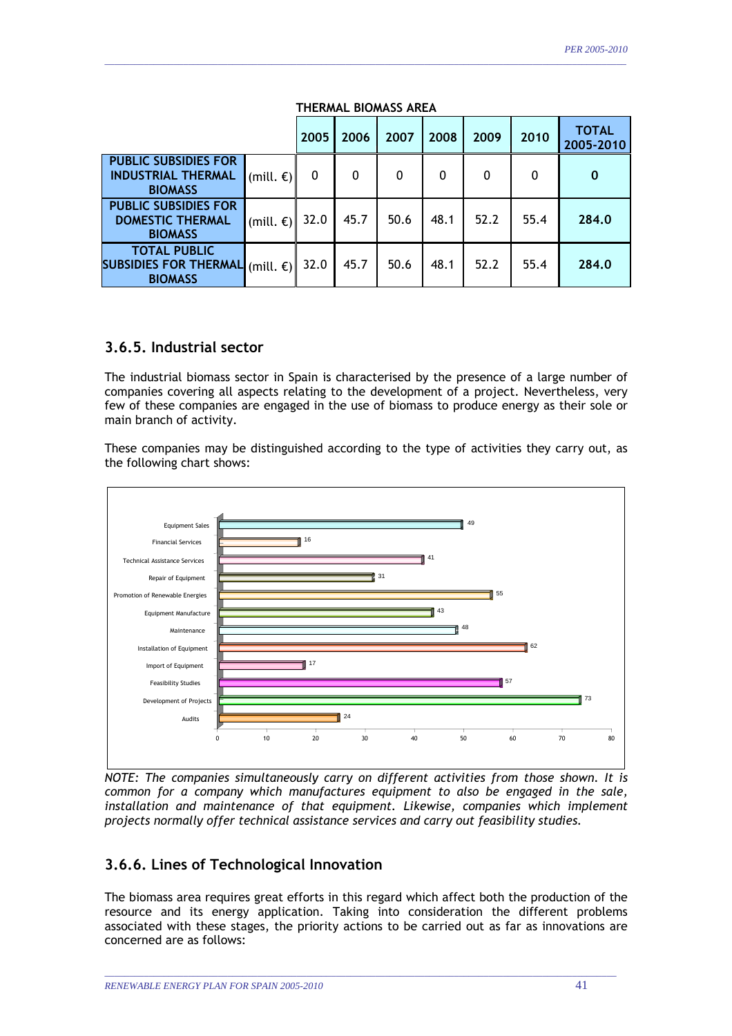**THERMAL BIOMASS AREA**

| | | 2005 | 2006 | 2007 | 2008 | 2009 | 2010 | TOTAL 2005-2010 |
|---|---|---|---|---|---|---|---|---|
| **PUBLIC SUBSIDIES FOR INDUSTRIAL THERMAL BIOMASS** | (mill. €) | 0 | 0 | 0 | 0 | 0 | 0 | **0** |
| **PUBLIC SUBSIDIES FOR DOMESTIC THERMAL BIOMASS** | (mill. €) | 32.0 | 45.7 | 50.6 | 48.1 | 52.2 | 55.4 | **284.0** |
| **TOTAL PUBLIC SUBSIDIES FOR THERMAL BIOMASS** | (mill. €) | 32.0 | 45.7 | 50.6 | 48.1 | 52.2 | 55.4 | **284.0** |

### 3.6.5. Industrial sector

The industrial biomass sector in Spain is characterised by the presence of a large number of companies covering all aspects relating to the development of a project. Nevertheless, very few of these companies are engaged in the use of biomass to produce energy as their sole or main branch of activity.

These companies may be distinguished according to the type of activities they carry out, as the following chart shows:

| Activity | Number of companies |
|---|---|
| Equipment Sales | 49 |
| Financial Services | 16 |
| Technical Assistance Services | 41 |
| Repair of Equipment | 31 |
| Promotion of Renewable Energies | 55 |
| Equipment Manufacture | 43 |
| Maintenance | 48 |
| Installation of Equipment | 62 |
| Import of Equipment | 17 |
| Feasibility Studies | 57 |
| Development of Projects | 73 |
| Audits | 24 |

*NOTE: The companies simultaneously carry on different activities from those shown. It is common for a company which manufactures equipment to also be engaged in the sale, installation and maintenance of that equipment. Likewise, companies which implement projects normally offer technical assistance services and carry out feasibility studies.*

### 3.6.6. Lines of Technological Innovation

The biomass area requires great efforts in this regard which affect both the production of the resource and its energy application. Taking into consideration the different problems associated with these stages, the priority actions to be carried out as far as innovations are concerned are as follows: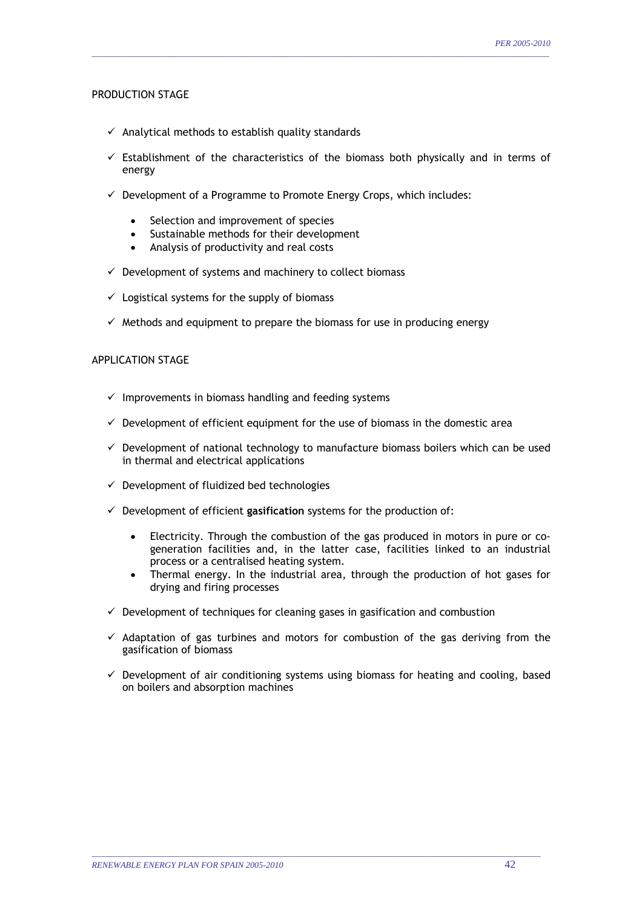PRODUCTION STAGE

- ✓ Analytical methods to establish quality standards
- ✓ Establishment of the characteristics of the biomass both physically and in terms of energy
- ✓ Development of a Programme to Promote Energy Crops, which includes:
  - Selection and improvement of species
  - Sustainable methods for their development
  - Analysis of productivity and real costs
- ✓ Development of systems and machinery to collect biomass
- ✓ Logistical systems for the supply of biomass
- ✓ Methods and equipment to prepare the biomass for use in producing energy

APPLICATION STAGE

- ✓ Improvements in biomass handling and feeding systems
- ✓ Development of efficient equipment for the use of biomass in the domestic area
- ✓ Development of national technology to manufacture biomass boilers which can be used in thermal and electrical applications
- ✓ Development of fluidized bed technologies
- ✓ Development of efficient **gasification** systems for the production of:
  - Electricity. Through the combustion of the gas produced in motors in pure or co-generation facilities and, in the latter case, facilities linked to an industrial process or a centralised heating system.
  - Thermal energy. In the industrial area, through the production of hot gases for drying and firing processes
- ✓ Development of techniques for cleaning gases in gasification and combustion
- ✓ Adaptation of gas turbines and motors for combustion of the gas deriving from the gasification of biomass
- ✓ Development of air conditioning systems using biomass for heating and cooling, based on boilers and absorption machines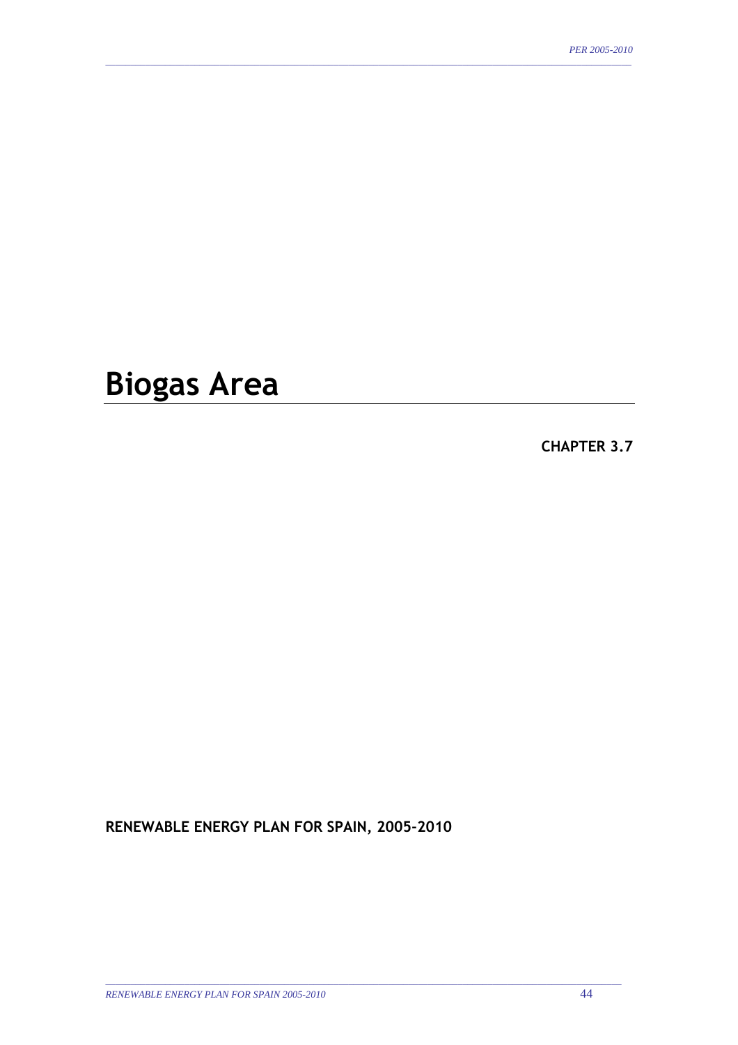# Biogas Area

**CHAPTER 3.7**

**RENEWABLE ENERGY PLAN FOR SPAIN, 2005-2010**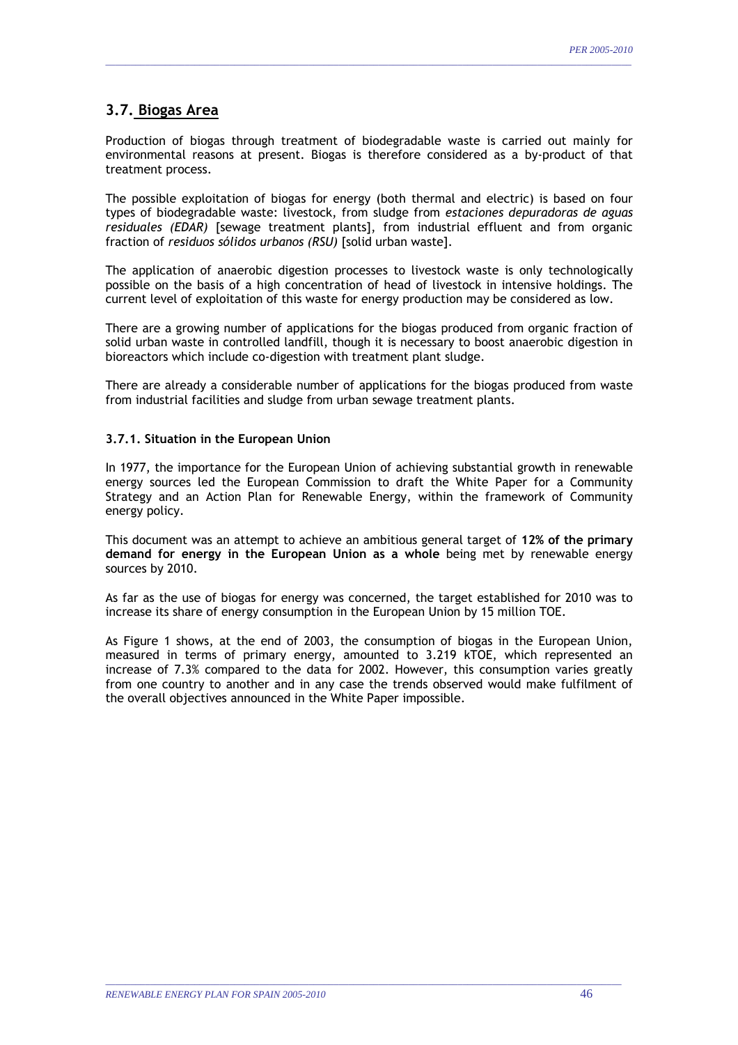## 3.7. Biogas Area

Production of biogas through treatment of biodegradable waste is carried out mainly for environmental reasons at present. Biogas is therefore considered as a by-product of that treatment process.

The possible exploitation of biogas for energy (both thermal and electric) is based on four types of biodegradable waste: livestock, from sludge from *estaciones depuradoras de aguas residuales (EDAR)* [sewage treatment plants], from industrial effluent and from organic fraction of *residuos sólidos urbanos (RSU)* [solid urban waste].

The application of anaerobic digestion processes to livestock waste is only technologically possible on the basis of a high concentration of head of livestock in intensive holdings. The current level of exploitation of this waste for energy production may be considered as low.

There are a growing number of applications for the biogas produced from organic fraction of solid urban waste in controlled landfill, though it is necessary to boost anaerobic digestion in bioreactors which include co-digestion with treatment plant sludge.

There are already a considerable number of applications for the biogas produced from waste from industrial facilities and sludge from urban sewage treatment plants.

### 3.7.1. Situation in the European Union

In 1977, the importance for the European Union of achieving substantial growth in renewable energy sources led the European Commission to draft the White Paper for a Community Strategy and an Action Plan for Renewable Energy, within the framework of Community energy policy.

This document was an attempt to achieve an ambitious general target of **12% of the primary demand for energy in the European Union as a whole** being met by renewable energy sources by 2010.

As far as the use of biogas for energy was concerned, the target established for 2010 was to increase its share of energy consumption in the European Union by 15 million TOE.

As Figure 1 shows, at the end of 2003, the consumption of biogas in the European Union, measured in terms of primary energy, amounted to 3.219 kTOE, which represented an increase of 7.3% compared to the data for 2002. However, this consumption varies greatly from one country to another and in any case the trends observed would make fulfilment of the overall objectives announced in the White Paper impossible.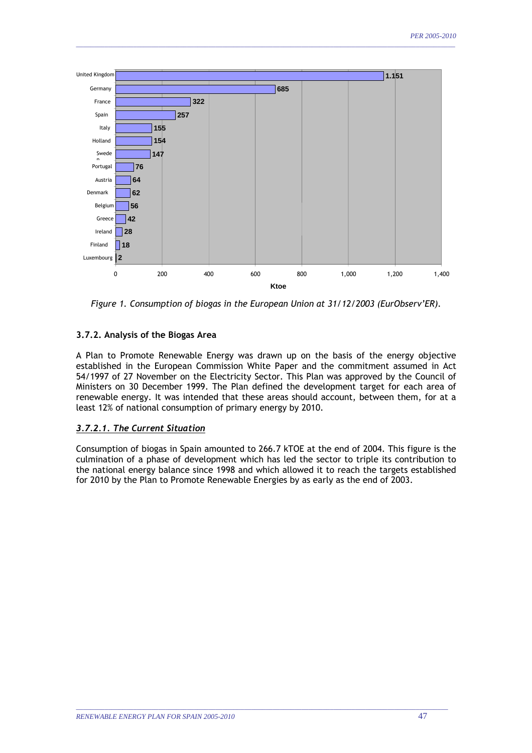| Country | Ktoe |
| --- | --- |
| United Kingdom | 1.151 |
| Germany | 685 |
| France | 322 |
| Spain | 257 |
| Italy | 155 |
| Holland | 154 |
| Sweden | 147 |
| Portugal | 76 |
| Austria | 64 |
| Denmark | 62 |
| Belgium | 56 |
| Greece | 42 |
| Ireland | 28 |
| Finland | 18 |
| Luxembourg | 2 |

*Figure 1. Consumption of biogas in the European Union at 31/12/2003 (EurObserv'ER).*

### 3.7.2. Analysis of the Biogas Area

A Plan to Promote Renewable Energy was drawn up on the basis of the energy objective established in the European Commission White Paper and the commitment assumed in Act 54/1997 of 27 November on the Electricity Sector. This Plan was approved by the Council of Ministers on 30 December 1999. The Plan defined the development target for each area of renewable energy. It was intended that these areas should account, between them, for at a least 12% of national consumption of primary energy by 2010.

#### ***3.7.2.1. The Current Situation***

Consumption of biogas in Spain amounted to 266.7 kTOE at the end of 2004. This figure is the culmination of a phase of development which has led the sector to triple its contribution to the national energy balance since 1998 and which allowed it to reach the targets established for 2010 by the Plan to Promote Renewable Energies by as early as the end of 2003.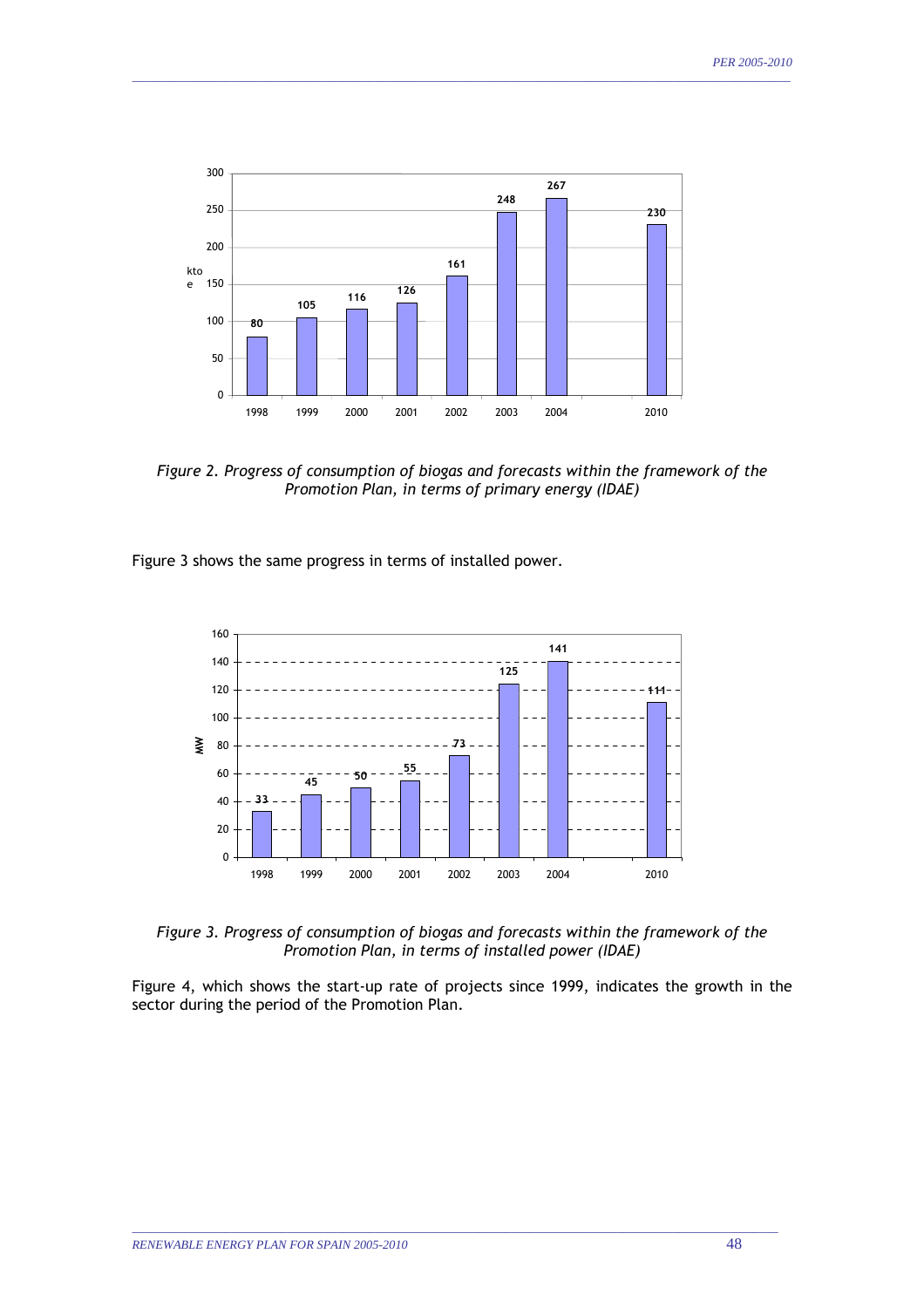*Figure 2. Progress of consumption of biogas and forecasts within the framework of the Promotion Plan, in terms of primary energy (IDAE)*

Figure 3 shows the same progress in terms of installed power.

*Figure 3. Progress of consumption of biogas and forecasts within the framework of the Promotion Plan, in terms of installed power (IDAE)*

Figure 4, which shows the start-up rate of projects since 1999, indicates the growth in the sector during the period of the Promotion Plan.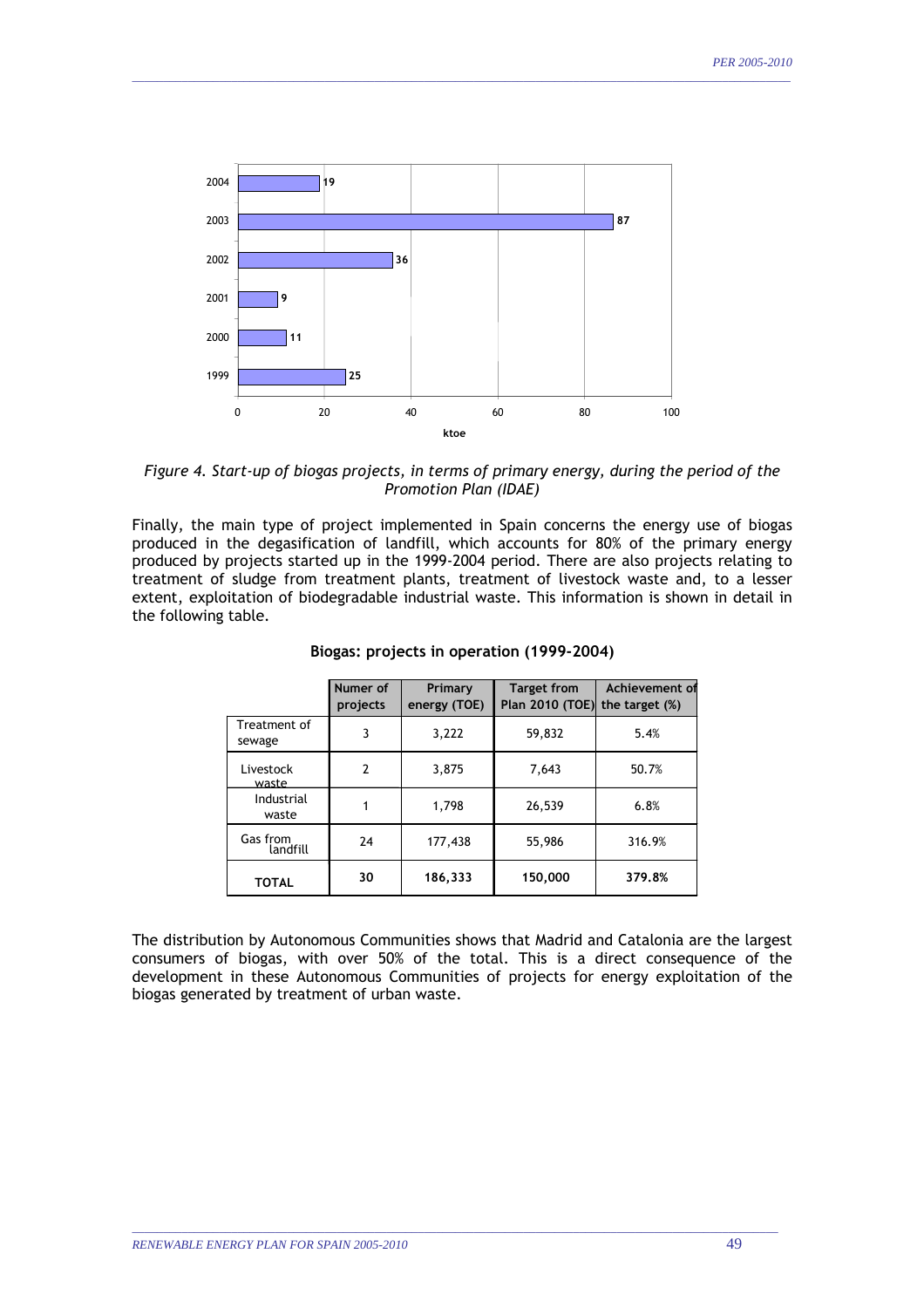*Figure 4. Start-up of biogas projects, in terms of primary energy, during the period of the Promotion Plan (IDAE)*

Finally, the main type of project implemented in Spain concerns the energy use of biogas produced in the degasification of landfill, which accounts for 80% of the primary energy produced by projects started up in the 1999-2004 period. There are also projects relating to treatment of sludge from treatment plants, treatment of livestock waste and, to a lesser extent, exploitation of biodegradable industrial waste. This information is shown in detail in the following table.

**Biogas: projects in operation (1999-2004)**

| | Numer of projects | Primary energy (TOE) | Target from Plan 2010 (TOE) | Achievement of the target (%) |
|---|---|---|---|---|
| Treatment of sewage | 3 | 3,222 | 59,832 | 5.4% |
| Livestock waste | 2 | 3,875 | 7,643 | 50.7% |
| Industrial waste | 1 | 1,798 | 26,539 | 6.8% |
| Gas from landfill | 24 | 177,438 | 55,986 | 316.9% |
| **TOTAL** | **30** | **186,333** | **150,000** | **379.8%** |

The distribution by Autonomous Communities shows that Madrid and Catalonia are the largest consumers of biogas, with over 50% of the total. This is a direct consequence of the development in these Autonomous Communities of projects for energy exploitation of the biogas generated by treatment of urban waste.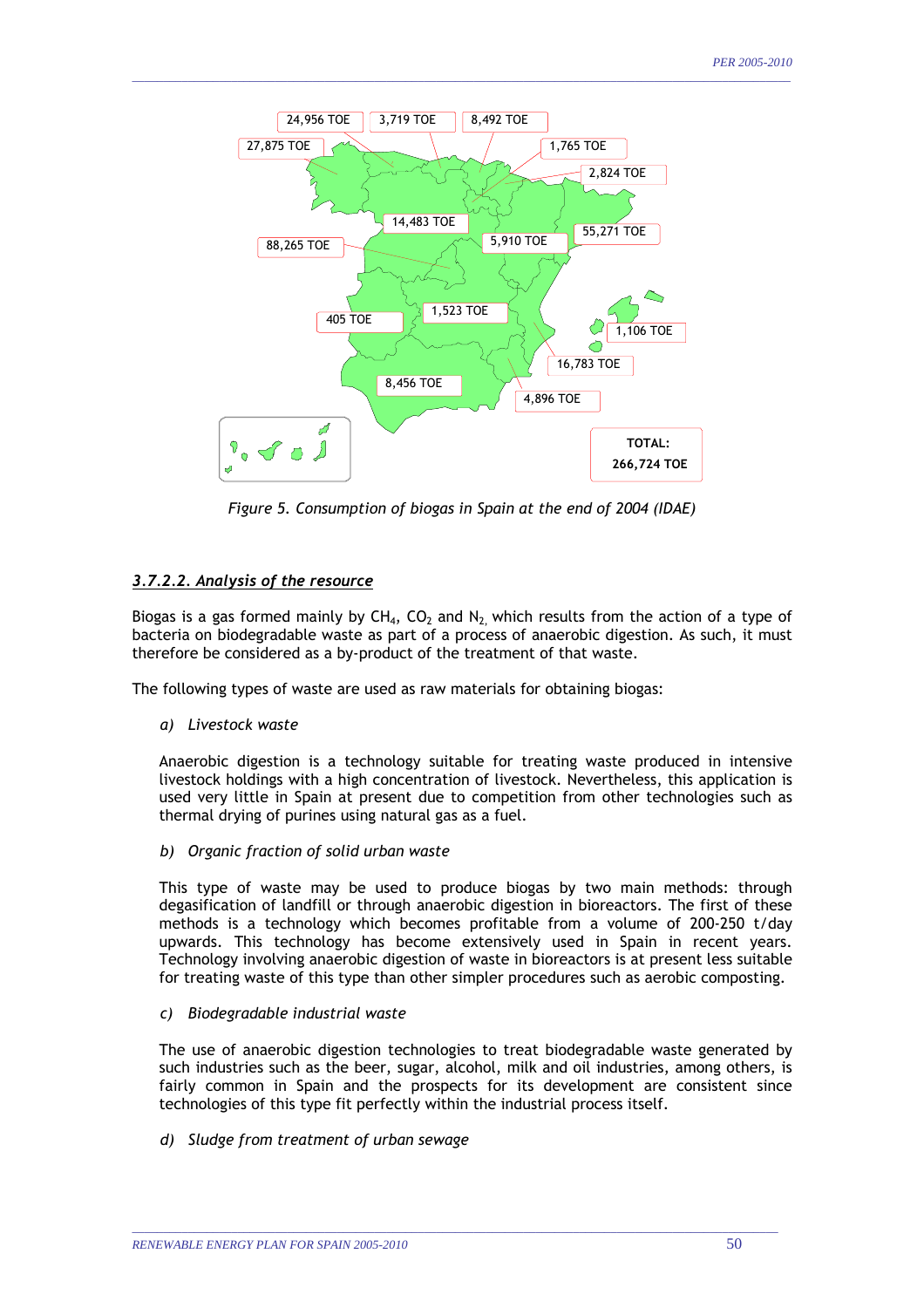24,956 TOE 3,719 TOE 8,492 TOE
27,875 TOE 1,765 TOE
2,824 TOE
14,483 TOE
88,265 TOE 5,910 TOE 55,271 TOE
405 TOE 1,523 TOE
1,106 TOE
16,783 TOE
8,456 TOE
4,896 TOE

**TOTAL:**
**266,724 TOE**

*Figure 5. Consumption of biogas in Spain at the end of 2004 (IDAE)*

### *3.7.2.2. Analysis of the resource*

Biogas is a gas formed mainly by $CH_4$, $CO_2$ and $N_2$, which results from the action of a type of bacteria on biodegradable waste as part of a process of anaerobic digestion. As such, it must therefore be considered as a by-product of the treatment of that waste.

The following types of waste are used as raw materials for obtaining biogas:

*a) Livestock waste*

Anaerobic digestion is a technology suitable for treating waste produced in intensive livestock holdings with a high concentration of livestock. Nevertheless, this application is used very little in Spain at present due to competition from other technologies such as thermal drying of purines using natural gas as a fuel.

*b) Organic fraction of solid urban waste*

This type of waste may be used to produce biogas by two main methods: through degasification of landfill or through anaerobic digestion in bioreactors. The first of these methods is a technology which becomes profitable from a volume of 200-250 t/day upwards. This technology has become extensively used in Spain in recent years. Technology involving anaerobic digestion of waste in bioreactors is at present less suitable for treating waste of this type than other simpler procedures such as aerobic composting.

*c) Biodegradable industrial waste*

The use of anaerobic digestion technologies to treat biodegradable waste generated by such industries such as the beer, sugar, alcohol, milk and oil industries, among others, is fairly common in Spain and the prospects for its development are consistent since technologies of this type fit perfectly within the industrial process itself.

*d) Sludge from treatment of urban sewage*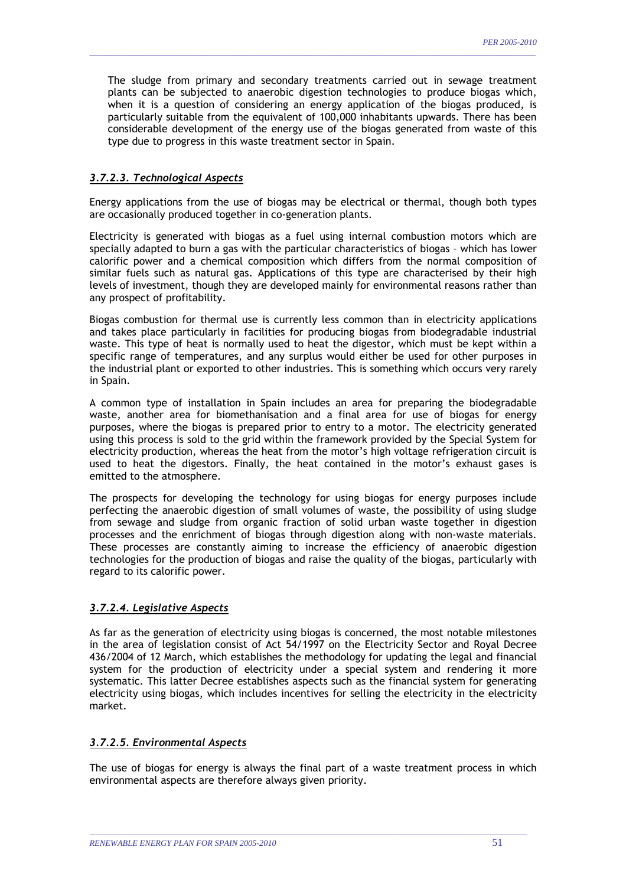The sludge from primary and secondary treatments carried out in sewage treatment plants can be subjected to anaerobic digestion technologies to produce biogas which, when it is a question of considering an energy application of the biogas produced, is particularly suitable from the equivalent of 100,000 inhabitants upwards. There has been considerable development of the energy use of the biogas generated from waste of this type due to progress in this waste treatment sector in Spain.

#### *3.7.2.3. Technological Aspects*

Energy applications from the use of biogas may be electrical or thermal, though both types are occasionally produced together in co-generation plants.

Electricity is generated with biogas as a fuel using internal combustion motors which are specially adapted to burn a gas with the particular characteristics of biogas – which has lower calorific power and a chemical composition which differs from the normal composition of similar fuels such as natural gas. Applications of this type are characterised by their high levels of investment, though they are developed mainly for environmental reasons rather than any prospect of profitability.

Biogas combustion for thermal use is currently less common than in electricity applications and takes place particularly in facilities for producing biogas from biodegradable industrial waste. This type of heat is normally used to heat the digestor, which must be kept within a specific range of temperatures, and any surplus would either be used for other purposes in the industrial plant or exported to other industries. This is something which occurs very rarely in Spain.

A common type of installation in Spain includes an area for preparing the biodegradable waste, another area for biomethanisation and a final area for use of biogas for energy purposes, where the biogas is prepared prior to entry to a motor. The electricity generated using this process is sold to the grid within the framework provided by the Special System for electricity production, whereas the heat from the motor's high voltage refrigeration circuit is used to heat the digestors. Finally, the heat contained in the motor's exhaust gases is emitted to the atmosphere.

The prospects for developing the technology for using biogas for energy purposes include perfecting the anaerobic digestion of small volumes of waste, the possibility of using sludge from sewage and sludge from organic fraction of solid urban waste together in digestion processes and the enrichment of biogas through digestion along with non-waste materials. These processes are constantly aiming to increase the efficiency of anaerobic digestion technologies for the production of biogas and raise the quality of the biogas, particularly with regard to its calorific power.

#### *3.7.2.4. Legislative Aspects*

As far as the generation of electricity using biogas is concerned, the most notable milestones in the area of legislation consist of Act 54/1997 on the Electricity Sector and Royal Decree 436/2004 of 12 March, which establishes the methodology for updating the legal and financial system for the production of electricity under a special system and rendering it more systematic. This latter Decree establishes aspects such as the financial system for generating electricity using biogas, which includes incentives for selling the electricity in the electricity market.

#### *3.7.2.5. Environmental Aspects*

The use of biogas for energy is always the final part of a waste treatment process in which environmental aspects are therefore always given priority.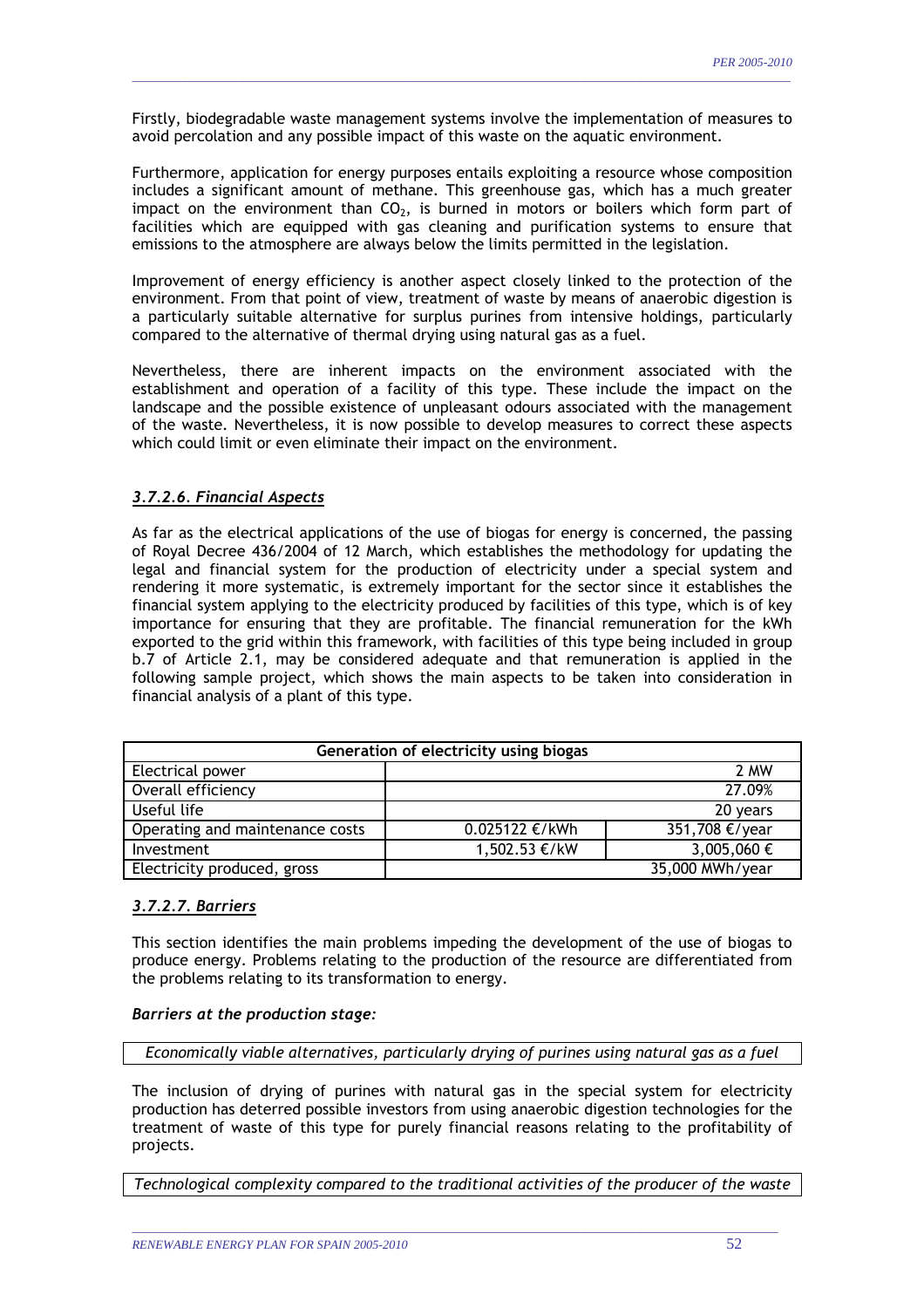Firstly, biodegradable waste management systems involve the implementation of measures to avoid percolation and any possible impact of this waste on the aquatic environment.

Furthermore, application for energy purposes entails exploiting a resource whose composition includes a significant amount of methane. This greenhouse gas, which has a much greater impact on the environment than $CO_2$, is burned in motors or boilers which form part of facilities which are equipped with gas cleaning and purification systems to ensure that emissions to the atmosphere are always below the limits permitted in the legislation.

Improvement of energy efficiency is another aspect closely linked to the protection of the environment. From that point of view, treatment of waste by means of anaerobic digestion is a particularly suitable alternative for surplus purines from intensive holdings, particularly compared to the alternative of thermal drying using natural gas as a fuel.

Nevertheless, there are inherent impacts on the environment associated with the establishment and operation of a facility of this type. These include the impact on the landscape and the possible existence of unpleasant odours associated with the management of the waste. Nevertheless, it is now possible to develop measures to correct these aspects which could limit or even eliminate their impact on the environment.

#### *3.7.2.6. Financial Aspects*

As far as the electrical applications of the use of biogas for energy is concerned, the passing of Royal Decree 436/2004 of 12 March, which establishes the methodology for updating the legal and financial system for the production of electricity under a special system and rendering it more systematic, is extremely important for the sector since it establishes the financial system applying to the electricity produced by facilities of this type, which is of key importance for ensuring that they are profitable. The financial remuneration for the kWh exported to the grid within this framework, with facilities of this type being included in group b.7 of Article 2.1, may be considered adequate and that remuneration is applied in the following sample project, which shows the main aspects to be taken into consideration in financial analysis of a plant of this type.

| Generation of electricity using biogas | | |
|---|---|---|
| Electrical power | | 2 MW |
| Overall efficiency | | 27.09% |
| Useful life | | 20 years |
| Operating and maintenance costs | 0.025122 €/kWh | 351,708 €/year |
| Investment | 1,502.53 €/kW | 3,005,060 € |
| Electricity produced, gross | | 35,000 MWh/year |

#### *3.7.2.7. Barriers*

This section identifies the main problems impeding the development of the use of biogas to produce energy. Problems relating to the production of the resource are differentiated from the problems relating to its transformation to energy.

***Barriers at the production stage:***

*Economically viable alternatives, particularly drying of purines using natural gas as a fuel*

The inclusion of drying of purines with natural gas in the special system for electricity production has deterred possible investors from using anaerobic digestion technologies for the treatment of waste of this type for purely financial reasons relating to the profitability of projects.

*Technological complexity compared to the traditional activities of the producer of the waste*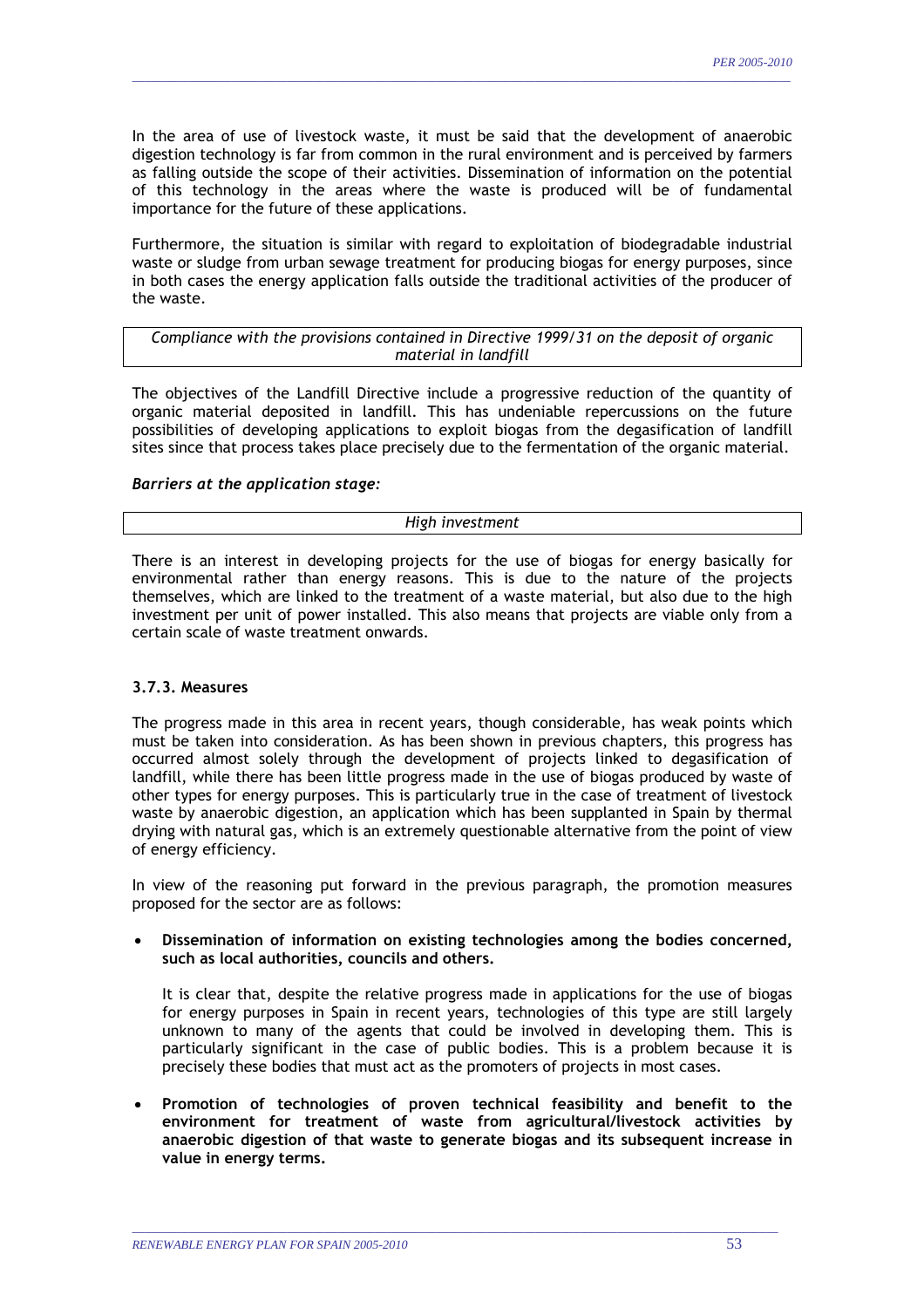In the area of use of livestock waste, it must be said that the development of anaerobic digestion technology is far from common in the rural environment and is perceived by farmers as falling outside the scope of their activities. Dissemination of information on the potential of this technology in the areas where the waste is produced will be of fundamental importance for the future of these applications.

Furthermore, the situation is similar with regard to exploitation of biodegradable industrial waste or sludge from urban sewage treatment for producing biogas for energy purposes, since in both cases the energy application falls outside the traditional activities of the producer of the waste.

*Compliance with the provisions contained in Directive 1999/31 on the deposit of organic material in landfill*

The objectives of the Landfill Directive include a progressive reduction of the quantity of organic material deposited in landfill. This has undeniable repercussions on the future possibilities of developing applications to exploit biogas from the degasification of landfill sites since that process takes place precisely due to the fermentation of the organic material.

***Barriers at the application stage:***

*High investment*

There is an interest in developing projects for the use of biogas for energy basically for environmental rather than energy reasons. This is due to the nature of the projects themselves, which are linked to the treatment of a waste material, but also due to the high investment per unit of power installed. This also means that projects are viable only from a certain scale of waste treatment onwards.

### 3.7.3. Measures

The progress made in this area in recent years, though considerable, has weak points which must be taken into consideration. As has been shown in previous chapters, this progress has occurred almost solely through the development of projects linked to degasification of landfill, while there has been little progress made in the use of biogas produced by waste of other types for energy purposes. This is particularly true in the case of treatment of livestock waste by anaerobic digestion, an application which has been supplanted in Spain by thermal drying with natural gas, which is an extremely questionable alternative from the point of view of energy efficiency.

In view of the reasoning put forward in the previous paragraph, the promotion measures proposed for the sector are as follows:

- **Dissemination of information on existing technologies among the bodies concerned, such as local authorities, councils and others.**

  It is clear that, despite the relative progress made in applications for the use of biogas for energy purposes in Spain in recent years, technologies of this type are still largely unknown to many of the agents that could be involved in developing them. This is particularly significant in the case of public bodies. This is a problem because it is precisely these bodies that must act as the promoters of projects in most cases.

- **Promotion of technologies of proven technical feasibility and benefit to the environment for treatment of waste from agricultural/livestock activities by anaerobic digestion of that waste to generate biogas and its subsequent increase in value in energy terms.**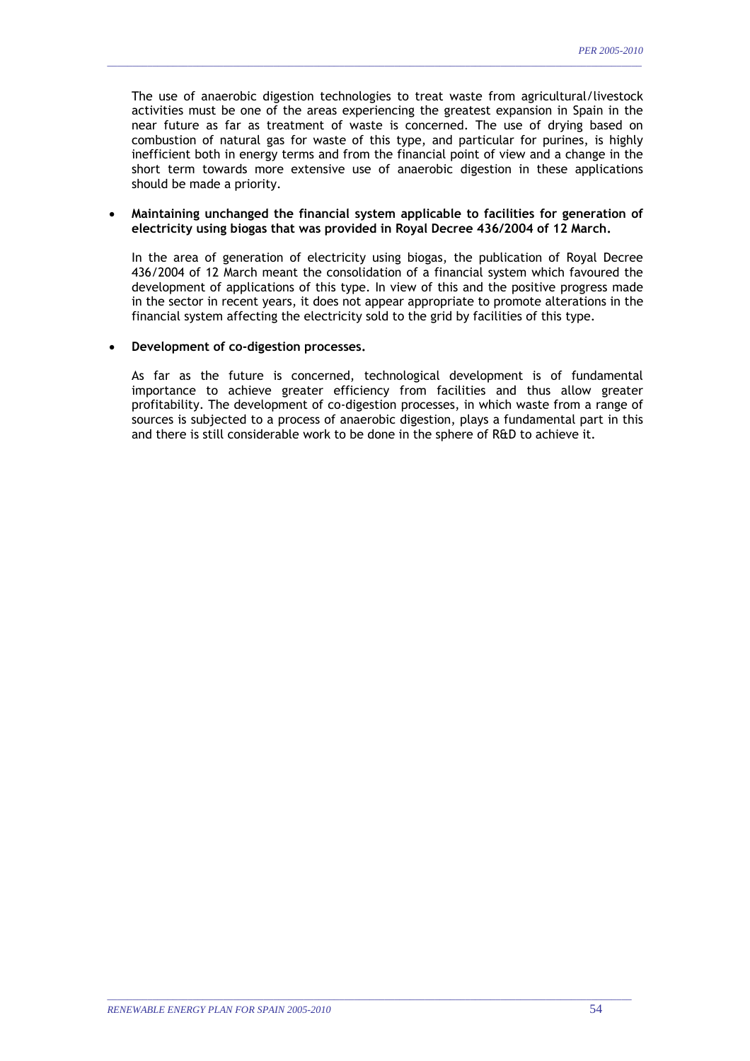The use of anaerobic digestion technologies to treat waste from agricultural/livestock activities must be one of the areas experiencing the greatest expansion in Spain in the near future as far as treatment of waste is concerned. The use of drying based on combustion of natural gas for waste of this type, and particular for purines, is highly inefficient both in energy terms and from the financial point of view and a change in the short term towards more extensive use of anaerobic digestion in these applications should be made a priority.

- **Maintaining unchanged the financial system applicable to facilities for generation of electricity using biogas that was provided in Royal Decree 436/2004 of 12 March.**

  In the area of generation of electricity using biogas, the publication of Royal Decree 436/2004 of 12 March meant the consolidation of a financial system which favoured the development of applications of this type. In view of this and the positive progress made in the sector in recent years, it does not appear appropriate to promote alterations in the financial system affecting the electricity sold to the grid by facilities of this type.

- **Development of co-digestion processes.**

  As far as the future is concerned, technological development is of fundamental importance to achieve greater efficiency from facilities and thus allow greater profitability. The development of co-digestion processes, in which waste from a range of sources is subjected to a process of anaerobic digestion, plays a fundamental part in this and there is still considerable work to be done in the sphere of R&D to achieve it.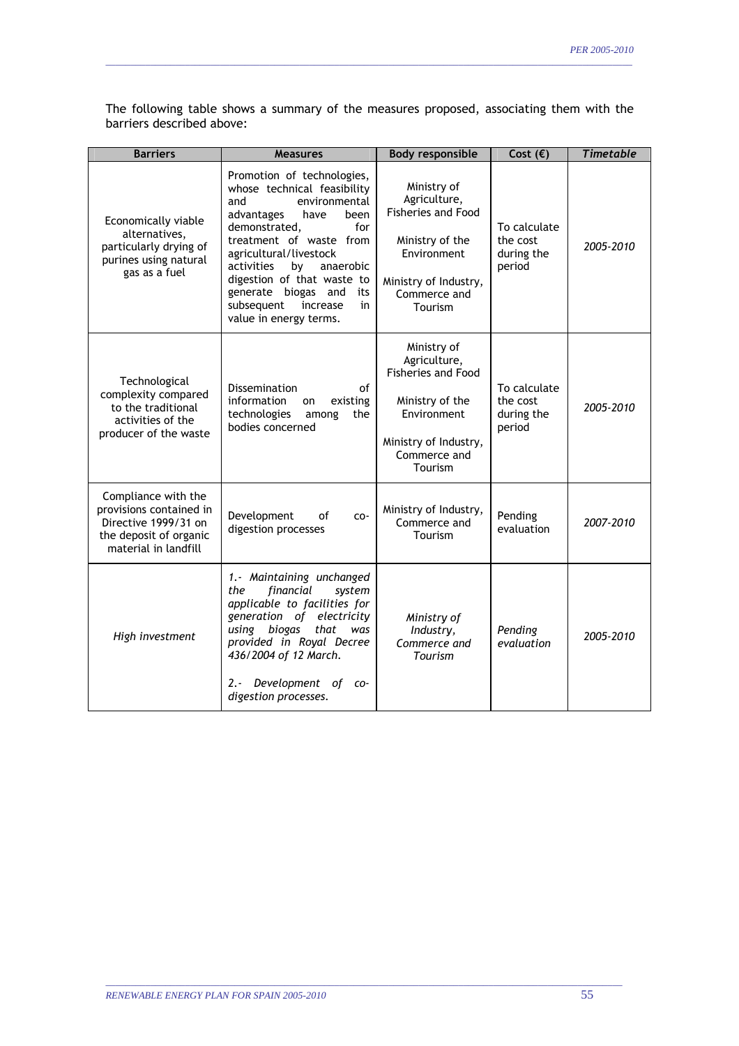The following table shows a summary of the measures proposed, associating them with the barriers described above:

| Barriers | Measures | Body responsible | Cost (€) | *Timetable* |
|---|---|---|---|---|
| Economically viable alternatives, particularly drying of purines using natural gas as a fuel | Promotion of technologies, whose technical feasibility and environmental advantages have been demonstrated, for treatment of waste from agricultural/livestock activities by anaerobic digestion of that waste to generate biogas and its subsequent increase in value in energy terms. | Ministry of Agriculture, Fisheries and Food<br><br>Ministry of the Environment<br><br>Ministry of Industry, Commerce and Tourism | To calculate the cost during the period | *2005-2010* |
| Technological complexity compared to the traditional activities of the producer of the waste | Dissemination of information on existing technologies among the bodies concerned | Ministry of Agriculture, Fisheries and Food<br><br>Ministry of the Environment<br><br>Ministry of Industry, Commerce and Tourism | To calculate the cost during the period | *2005-2010* |
| Compliance with the provisions contained in Directive 1999/31 on the deposit of organic material in landfill | Development of co-digestion processes | Ministry of Industry, Commerce and Tourism | Pending evaluation | *2007-2010* |
| *High investment* | *1.- Maintaining unchanged the financial system applicable to facilities for generation of electricity using biogas that was provided in Royal Decree 436/2004 of 12 March.*<br><br>*2.- Development of co-digestion processes.* | *Ministry of Industry, Commerce and Tourism* | *Pending evaluation* | *2005-2010* |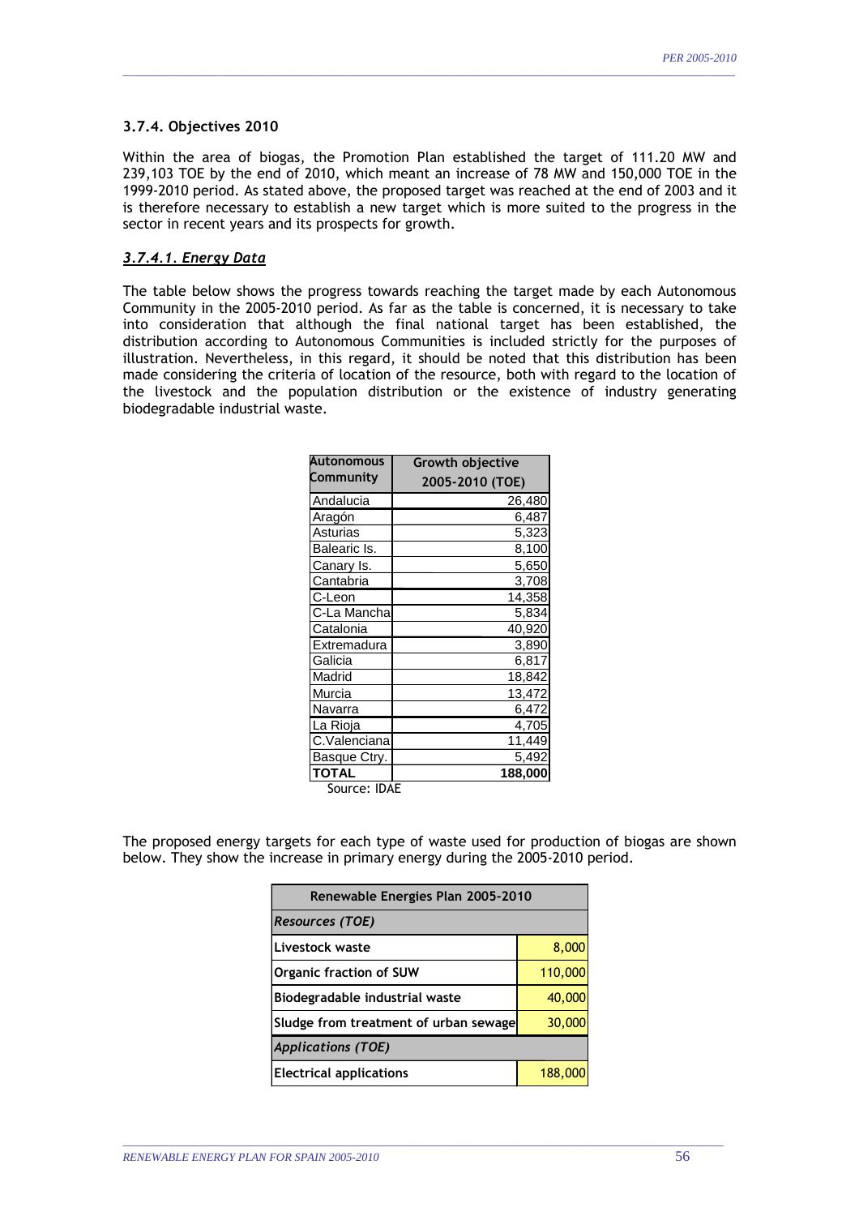### 3.7.4. Objectives 2010

Within the area of biogas, the Promotion Plan established the target of 111.20 MW and 239,103 TOE by the end of 2010, which meant an increase of 78 MW and 150,000 TOE in the 1999-2010 period. As stated above, the proposed target was reached at the end of 2003 and it is therefore necessary to establish a new target which is more suited to the progress in the sector in recent years and its prospects for growth.

#### *3.7.4.1. Energy Data*

The table below shows the progress towards reaching the target made by each Autonomous Community in the 2005-2010 period. As far as the table is concerned, it is necessary to take into consideration that although the final national target has been established, the distribution according to Autonomous Communities is included strictly for the purposes of illustration. Nevertheless, in this regard, it should be noted that this distribution has been made considering the criteria of location of the resource, both with regard to the location of the livestock and the population distribution or the existence of industry generating biodegradable industrial waste.

| Autonomous Community | Growth objective 2005-2010 (TOE) |
|---|---|
| Andalucia | 26,480 |
| Aragón | 6,487 |
| Asturias | 5,323 |
| Balearic Is. | 8,100 |
| Canary Is. | 5,650 |
| Cantabria | 3,708 |
| C-Leon | 14,358 |
| C-La Mancha | 5,834 |
| Catalonia | 40,920 |
| Extremadura | 3,890 |
| Galicia | 6,817 |
| Madrid | 18,842 |
| Murcia | 13,472 |
| Navarra | 6,472 |
| La Rioja | 4,705 |
| C.Valenciana | 11,449 |
| Basque Ctry. | 5,492 |
| **TOTAL** | **188,000** |

Source: IDAE

The proposed energy targets for each type of waste used for production of biogas are shown below. They show the increase in primary energy during the 2005-2010 period.

| Renewable Energies Plan 2005-2010 | |
|---|---|
| ***Resources (TOE)*** | |
| **Livestock waste** | 8,000 |
| **Organic fraction of SUW** | 110,000 |
| **Biodegradable industrial waste** | 40,000 |
| **Sludge from treatment of urban sewage** | 30,000 |
| ***Applications (TOE)*** | |
| **Electrical applications** | 188,000 |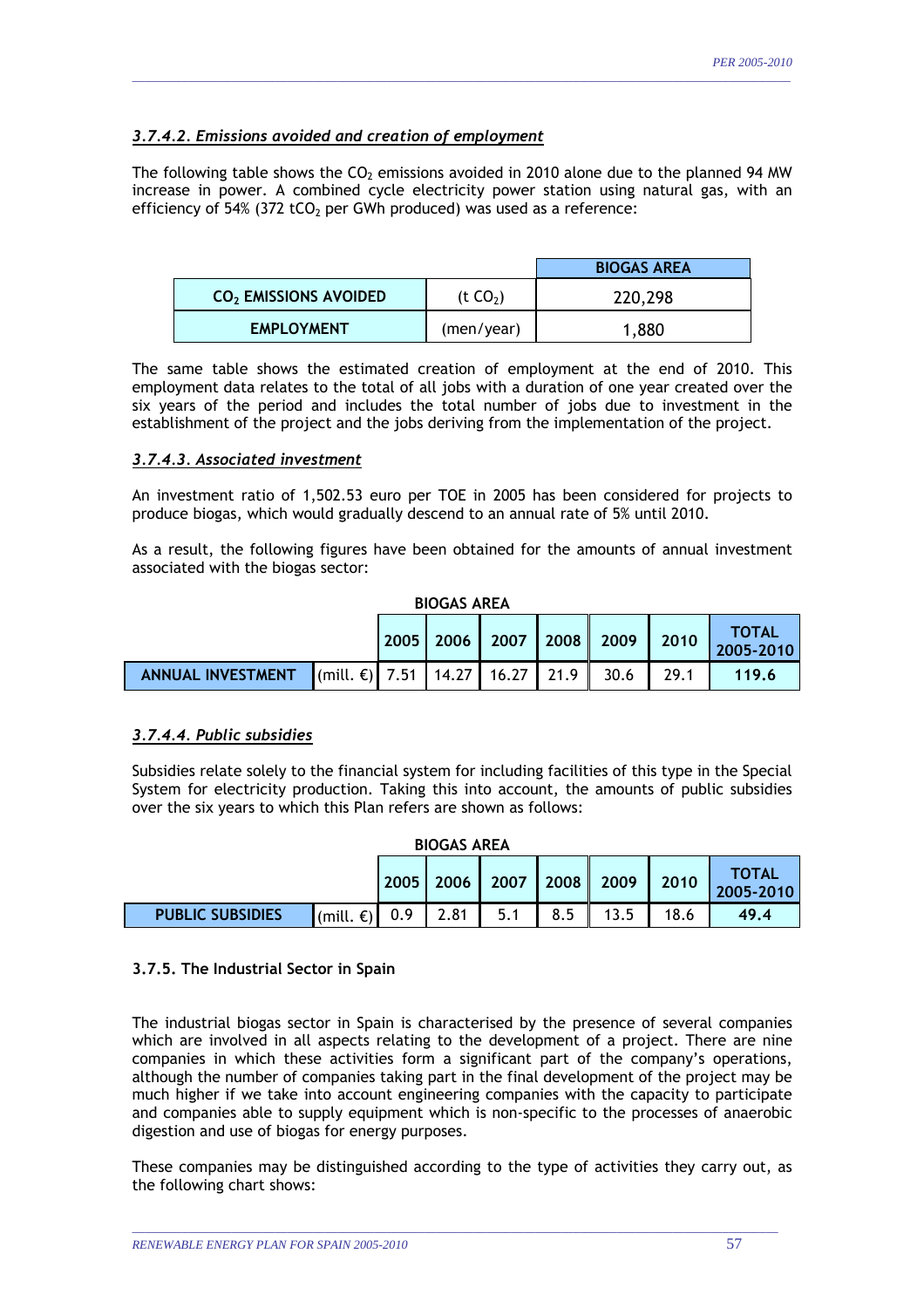#### *3.7.4.2. Emissions avoided and creation of employment*

The following table shows the $CO_2$ emissions avoided in 2010 alone due to the planned 94 MW increase in power. A combined cycle electricity power station using natural gas, with an efficiency of 54% (372 $tCO_2$ per GWh produced) was used as a reference:

| | | BIOGAS AREA |
|---|---|---|
| **$CO_2$ EMISSIONS AVOIDED** | ($t\ CO_2$) | 220,298 |
| **EMPLOYMENT** | (men/year) | 1,880 |

The same table shows the estimated creation of employment at the end of 2010. This employment data relates to the total of all jobs with a duration of one year created over the six years of the period and includes the total number of jobs due to investment in the establishment of the project and the jobs deriving from the implementation of the project.

#### *3.7.4.3. Associated investment*

An investment ratio of 1,502.53 euro per TOE in 2005 has been considered for projects to produce biogas, which would gradually descend to an annual rate of 5% until 2010.

As a result, the following figures have been obtained for the amounts of annual investment associated with the biogas sector:

**BIOGAS AREA**

| | | 2005 | 2006 | 2007 | 2008 | 2009 | 2010 | TOTAL 2005-2010 |
|---|---|---|---|---|---|---|---|---|
| **ANNUAL INVESTMENT** | (mill. €) | 7.51 | 14.27 | 16.27 | 21.9 | 30.6 | 29.1 | **119.6** |

#### *3.7.4.4. Public subsidies*

Subsidies relate solely to the financial system for including facilities of this type in the Special System for electricity production. Taking this into account, the amounts of public subsidies over the six years to which this Plan refers are shown as follows:

**BIOGAS AREA**

| | | 2005 | 2006 | 2007 | 2008 | 2009 | 2010 | TOTAL 2005-2010 |
|---|---|---|---|---|---|---|---|---|
| **PUBLIC SUBSIDIES** | (mill. €) | 0.9 | 2.81 | 5.1 | 8.5 | 13.5 | 18.6 | **49.4** |

### 3.7.5. The Industrial Sector in Spain

The industrial biogas sector in Spain is characterised by the presence of several companies which are involved in all aspects relating to the development of a project. There are nine companies in which these activities form a significant part of the company's operations, although the number of companies taking part in the final development of the project may be much higher if we take into account engineering companies with the capacity to participate and companies able to supply equipment which is non-specific to the processes of anaerobic digestion and use of biogas for energy purposes.

These companies may be distinguished according to the type of activities they carry out, as the following chart shows: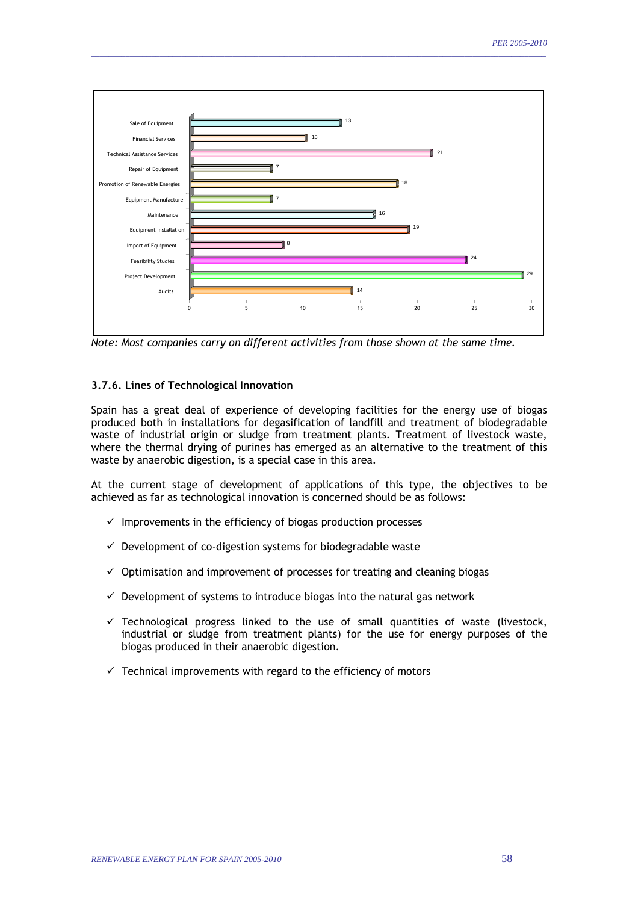| Activity | Number of companies |
|---|---|
| Sale of Equipment | 13 |
| Financial Services | 10 |
| Technical Assistance Services | 21 |
| Repair of Equipment | 7 |
| Promotion of Renewable Energies | 18 |
| Equipment Manufacture | 7 |
| Maintenance | 16 |
| Equipment Installation | 19 |
| Import of Equipment | 8 |
| Feasibility Studies | 24 |
| Project Development | 29 |
| Audits | 14 |

*Note: Most companies carry on different activities from those shown at the same time.*

### 3.7.6. Lines of Technological Innovation

Spain has a great deal of experience of developing facilities for the energy use of biogas produced both in installations for degasification of landfill and treatment of biodegradable waste of industrial origin or sludge from treatment plants. Treatment of livestock waste, where the thermal drying of purines has emerged as an alternative to the treatment of this waste by anaerobic digestion, is a special case in this area.

At the current stage of development of applications of this type, the objectives to be achieved as far as technological innovation is concerned should be as follows:

- ✓ Improvements in the efficiency of biogas production processes
- ✓ Development of co-digestion systems for biodegradable waste
- ✓ Optimisation and improvement of processes for treating and cleaning biogas
- ✓ Development of systems to introduce biogas into the natural gas network
- ✓ Technological progress linked to the use of small quantities of waste (livestock, industrial or sludge from treatment plants) for the use for energy purposes of the biogas produced in their anaerobic digestion.
- ✓ Technical improvements with regard to the efficiency of motors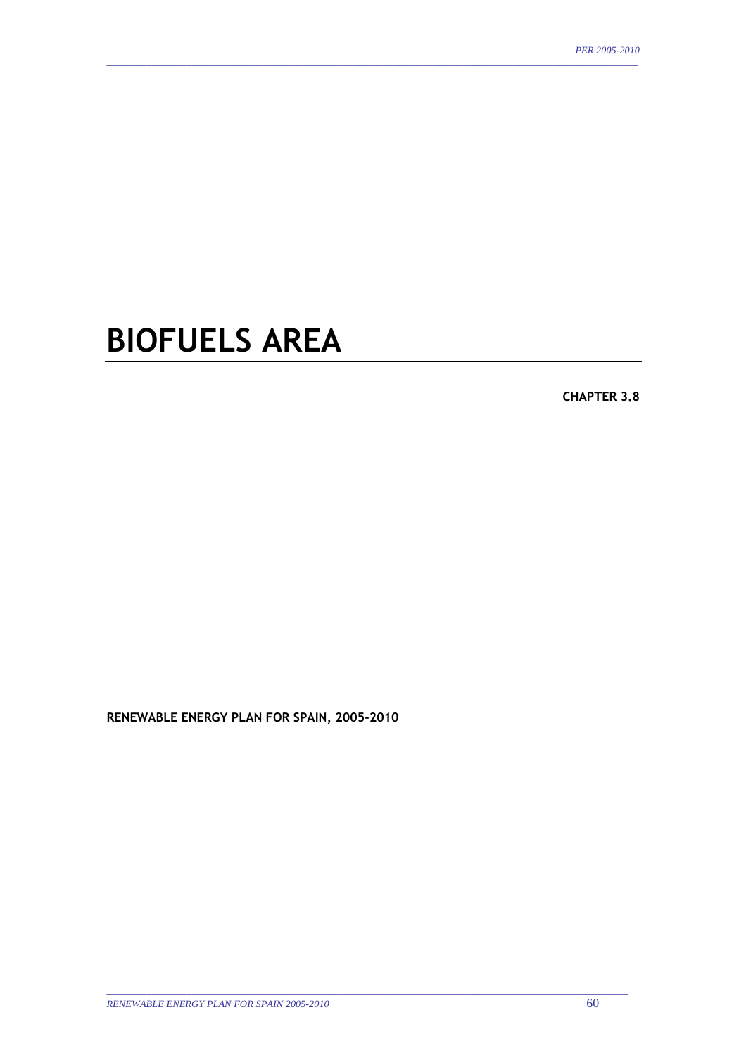# BIOFUELS AREA

**CHAPTER 3.8**

**RENEWABLE ENERGY PLAN FOR SPAIN, 2005-2010**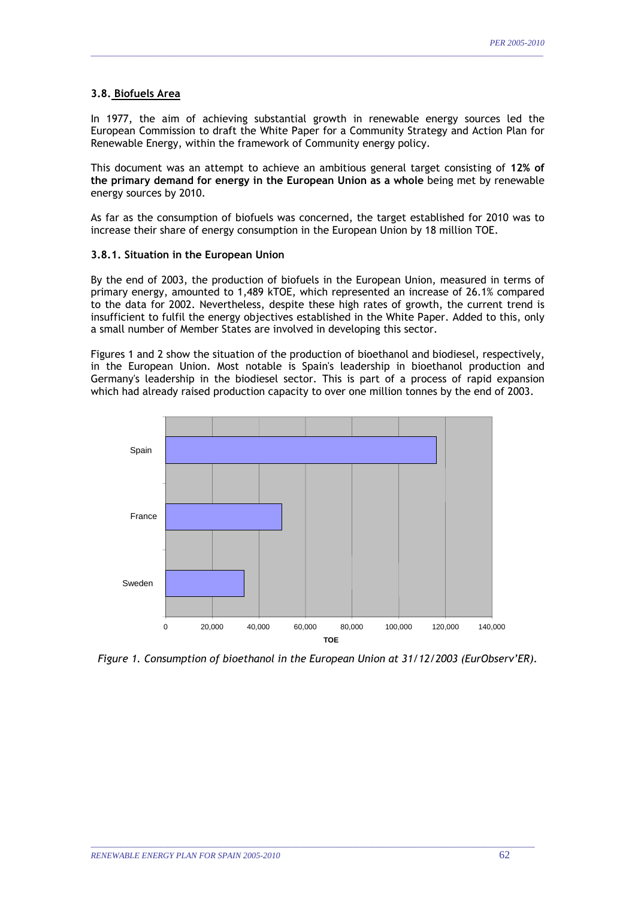### 3.8. Biofuels Area

In 1977, the aim of achieving substantial growth in renewable energy sources led the European Commission to draft the White Paper for a Community Strategy and Action Plan for Renewable Energy, within the framework of Community energy policy.

This document was an attempt to achieve an ambitious general target consisting of **12% of the primary demand for energy in the European Union as a whole** being met by renewable energy sources by 2010.

As far as the consumption of biofuels was concerned, the target established for 2010 was to increase their share of energy consumption in the European Union by 18 million TOE.

#### 3.8.1. Situation in the European Union

By the end of 2003, the production of biofuels in the European Union, measured in terms of primary energy, amounted to 1,489 kTOE, which represented an increase of 26.1% compared to the data for 2002. Nevertheless, despite these high rates of growth, the current trend is insufficient to fulfil the energy objectives established in the White Paper. Added to this, only a small number of Member States are involved in developing this sector.

Figures 1 and 2 show the situation of the production of bioethanol and biodiesel, respectively, in the European Union. Most notable is Spain's leadership in bioethanol production and Germany's leadership in the biodiesel sector. This is part of a process of rapid expansion which had already raised production capacity to over one million tonnes by the end of 2003.

*Figure 1. Consumption of bioethanol in the European Union at 31/12/2003 (EurObserv'ER).*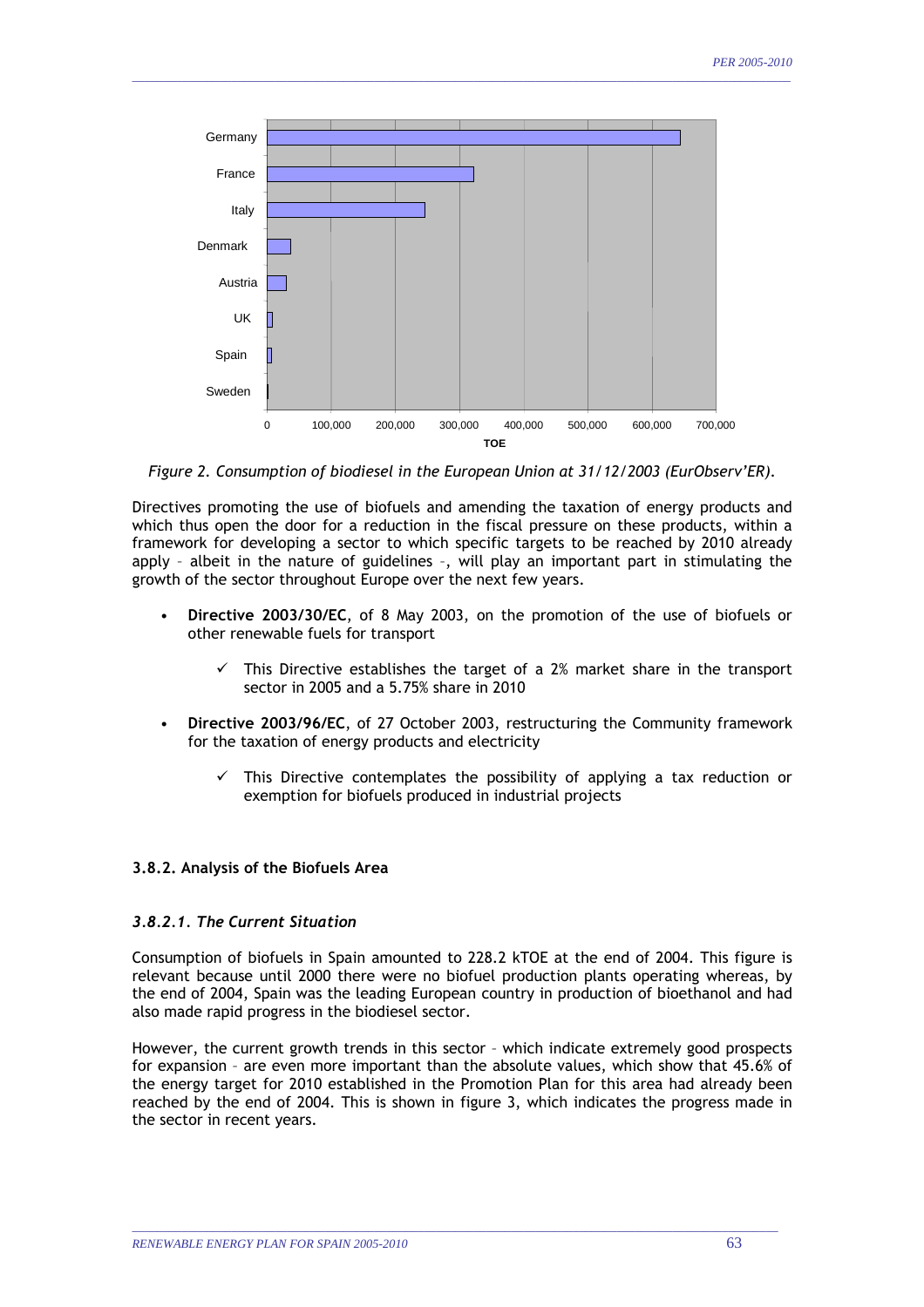Figure 2. Consumption of biodiesel in the European Union at 31/12/2003 (EurObserv'ER).

Directives promoting the use of biofuels and amending the taxation of energy products and which thus open the door for a reduction in the fiscal pressure on these products, within a framework for developing a sector to which specific targets to be reached by 2010 already apply – albeit in the nature of guidelines –, will play an important part in stimulating the growth of the sector throughout Europe over the next few years.

- **Directive 2003/30/EC**, of 8 May 2003, on the promotion of the use of biofuels or other renewable fuels for transport
  - ✓ This Directive establishes the target of a 2% market share in the transport sector in 2005 and a 5.75% share in 2010
- **Directive 2003/96/EC**, of 27 October 2003, restructuring the Community framework for the taxation of energy products and electricity
  - ✓ This Directive contemplates the possibility of applying a tax reduction or exemption for biofuels produced in industrial projects

### 3.8.2. Analysis of the Biofuels Area

#### *3.8.2.1. The Current Situation*

Consumption of biofuels in Spain amounted to 228.2 kTOE at the end of 2004. This figure is relevant because until 2000 there were no biofuel production plants operating whereas, by the end of 2004, Spain was the leading European country in production of bioethanol and had also made rapid progress in the biodiesel sector.

However, the current growth trends in this sector – which indicate extremely good prospects for expansion – are even more important than the absolute values, which show that 45.6% of the energy target for 2010 established in the Promotion Plan for this area had already been reached by the end of 2004. This is shown in figure 3, which indicates the progress made in the sector in recent years.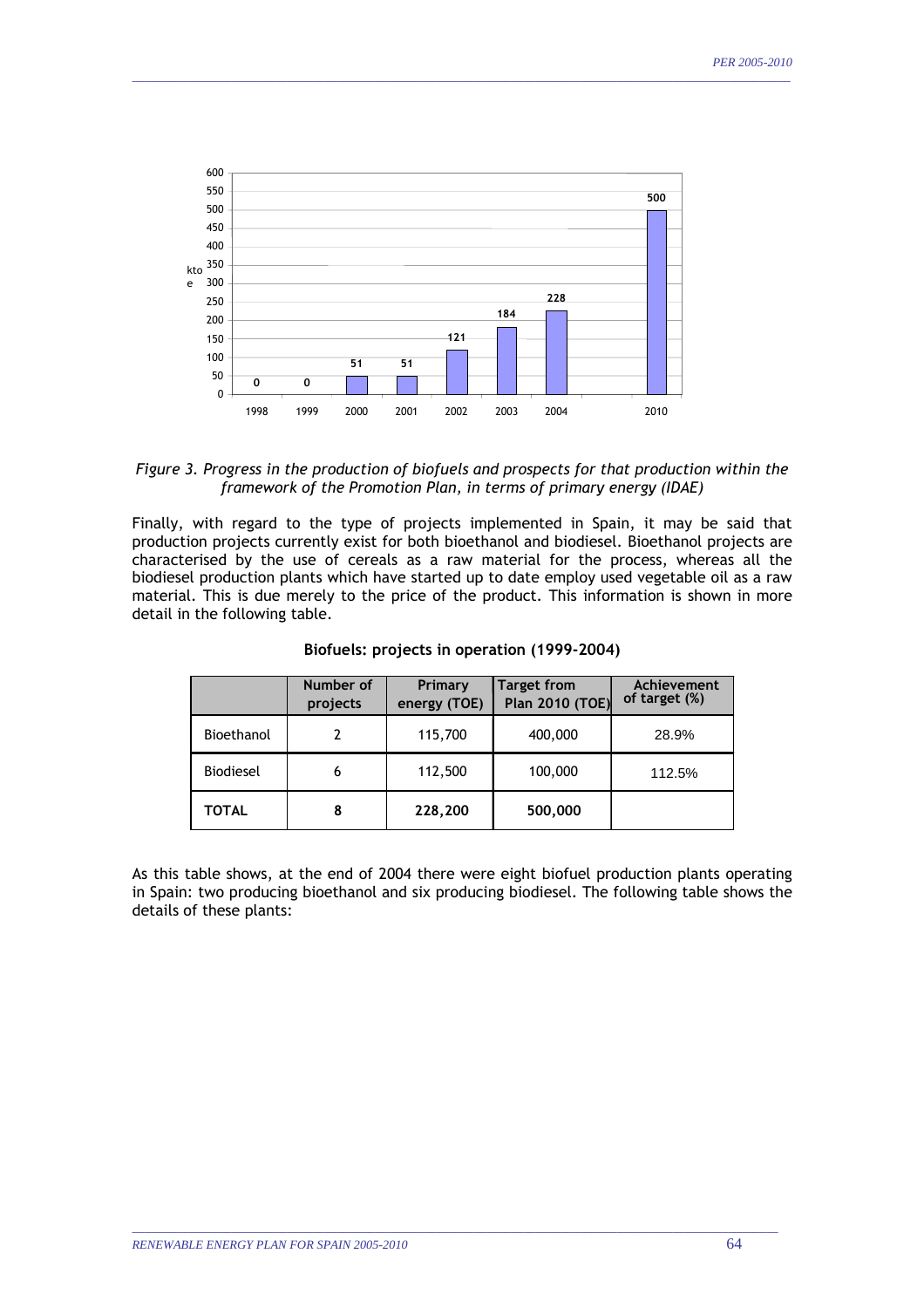*Figure 3. Progress in the production of biofuels and prospects for that production within the framework of the Promotion Plan, in terms of primary energy (IDAE)*

Finally, with regard to the type of projects implemented in Spain, it may be said that production projects currently exist for both bioethanol and biodiesel. Bioethanol projects are characterised by the use of cereals as a raw material for the process, whereas all the biodiesel production plants which have started up to date employ used vegetable oil as a raw material. This is due merely to the price of the product. This information is shown in more detail in the following table.

**Biofuels: projects in operation (1999-2004)**

| | Number of projects | Primary energy (TOE) | Target from Plan 2010 (TOE) | Achievement of target (%) |
|---|---|---|---|---|
| Bioethanol | 2 | 115,700 | 400,000 | 28.9% |
| Biodiesel | 6 | 112,500 | 100,000 | 112.5% |
| **TOTAL** | **8** | **228,200** | **500,000** | |

As this table shows, at the end of 2004 there were eight biofuel production plants operating in Spain: two producing bioethanol and six producing biodiesel. The following table shows the details of these plants: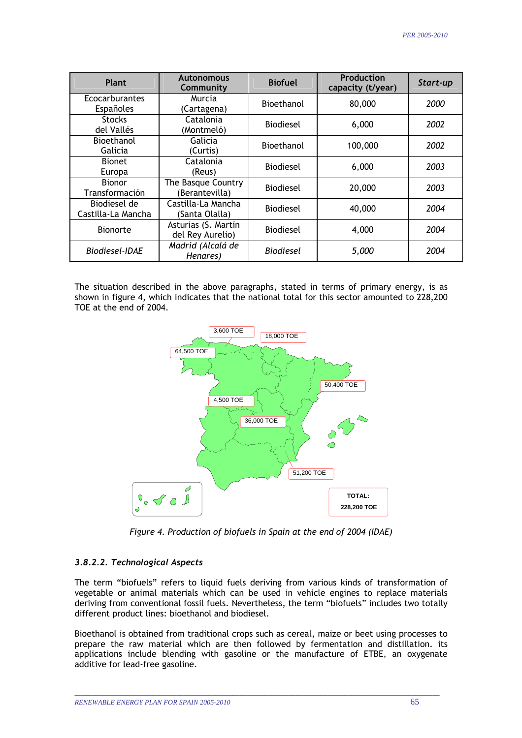| Plant | Autonomous Community | Biofuel | Production capacity (t/year) | *Start-up* |
|---|---|---|---|---|
| Ecocarburantes Españoles | Murcia (Cartagena) | Bioethanol | 80,000 | *2000* |
| Stocks del Vallés | Catalonia (Montmeló) | Biodiesel | 6,000 | *2002* |
| Bioethanol Galicia | Galicia (Curtis) | Bioethanol | 100,000 | *2002* |
| Bionet Europa | Catalonia (Reus) | Biodiesel | 6,000 | *2003* |
| Bionor Transformación | The Basque Country (Berantevilla) | Biodiesel | 20,000 | *2003* |
| Biodiesel de Castilla-La Mancha | Castilla-La Mancha (Santa Olalla) | Biodiesel | 40,000 | *2004* |
| Bionorte | Asturias (S. Martín del Rey Aurelio) | Biodiesel | 4,000 | *2004* |
| *Biodiesel-IDAE* | *Madrid (Alcalá de Henares)* | *Biodiesel* | *5,000* | *2004* |

The situation described in the above paragraphs, stated in terms of primary energy, is as shown in figure 4, which indicates that the national total for this sector amounted to 228,200 TOE at the end of 2004.

3,600 TOE
18,000 TOE
64,500 TOE
50,400 TOE
4,500 TOE
36,000 TOE
51,200 TOE
**TOTAL: 228,200 TOE**

*Figure 4. Production of biofuels in Spain at the end of 2004 (IDAE)*

#### *3.8.2.2. Technological Aspects*

The term "biofuels" refers to liquid fuels deriving from various kinds of transformation of vegetable or animal materials which can be used in vehicle engines to replace materials deriving from conventional fossil fuels. Nevertheless, the term "biofuels" includes two totally different product lines: bioethanol and biodiesel.

Bioethanol is obtained from traditional crops such as cereal, maize or beet using processes to prepare the raw material which are then followed by fermentation and distillation. its applications include blending with gasoline or the manufacture of ETBE, an oxygenate additive for lead-free gasoline.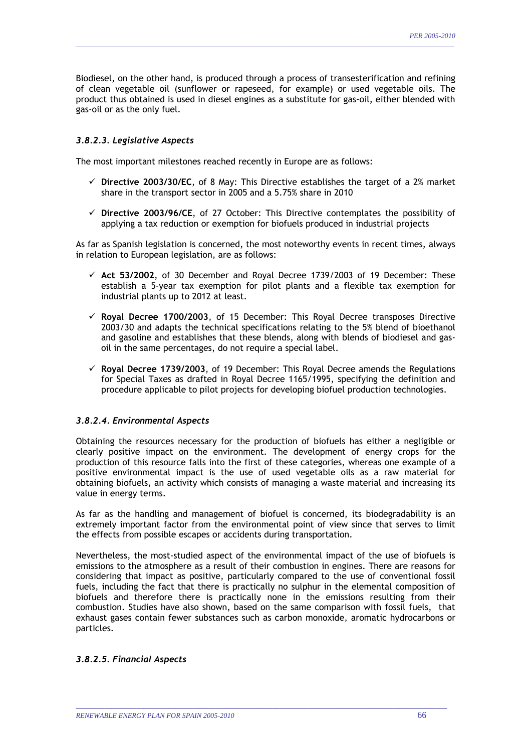Biodiesel, on the other hand, is produced through a process of transesterification and refining of clean vegetable oil (sunflower or rapeseed, for example) or used vegetable oils. The product thus obtained is used in diesel engines as a substitute for gas-oil, either blended with gas-oil or as the only fuel.

### *3.8.2.3. Legislative Aspects*

The most important milestones reached recently in Europe are as follows:

- ✓ **Directive 2003/30/EC**, of 8 May: This Directive establishes the target of a 2% market share in the transport sector in 2005 and a 5.75% share in 2010
- ✓ **Directive 2003/96/CE**, of 27 October: This Directive contemplates the possibility of applying a tax reduction or exemption for biofuels produced in industrial projects

As far as Spanish legislation is concerned, the most noteworthy events in recent times, always in relation to European legislation, are as follows:

- ✓ **Act 53/2002**, of 30 December and Royal Decree 1739/2003 of 19 December: These establish a 5-year tax exemption for pilot plants and a flexible tax exemption for industrial plants up to 2012 at least.
- ✓ **Royal Decree 1700/2003**, of 15 December: This Royal Decree transposes Directive 2003/30 and adapts the technical specifications relating to the 5% blend of bioethanol and gasoline and establishes that these blends, along with blends of biodiesel and gas-oil in the same percentages, do not require a special label.
- ✓ **Royal Decree 1739/2003**, of 19 December: This Royal Decree amends the Regulations for Special Taxes as drafted in Royal Decree 1165/1995, specifying the definition and procedure applicable to pilot projects for developing biofuel production technologies.

### *3.8.2.4. Environmental Aspects*

Obtaining the resources necessary for the production of biofuels has either a negligible or clearly positive impact on the environment. The development of energy crops for the production of this resource falls into the first of these categories, whereas one example of a positive environmental impact is the use of used vegetable oils as a raw material for obtaining biofuels, an activity which consists of managing a waste material and increasing its value in energy terms.

As far as the handling and management of biofuel is concerned, its biodegradability is an extremely important factor from the environmental point of view since that serves to limit the effects from possible escapes or accidents during transportation.

Nevertheless, the most-studied aspect of the environmental impact of the use of biofuels is emissions to the atmosphere as a result of their combustion in engines. There are reasons for considering that impact as positive, particularly compared to the use of conventional fossil fuels, including the fact that there is practically no sulphur in the elemental composition of biofuels and therefore there is practically none in the emissions resulting from their combustion. Studies have also shown, based on the same comparison with fossil fuels, that exhaust gases contain fewer substances such as carbon monoxide, aromatic hydrocarbons or particles.

### *3.8.2.5. Financial Aspects*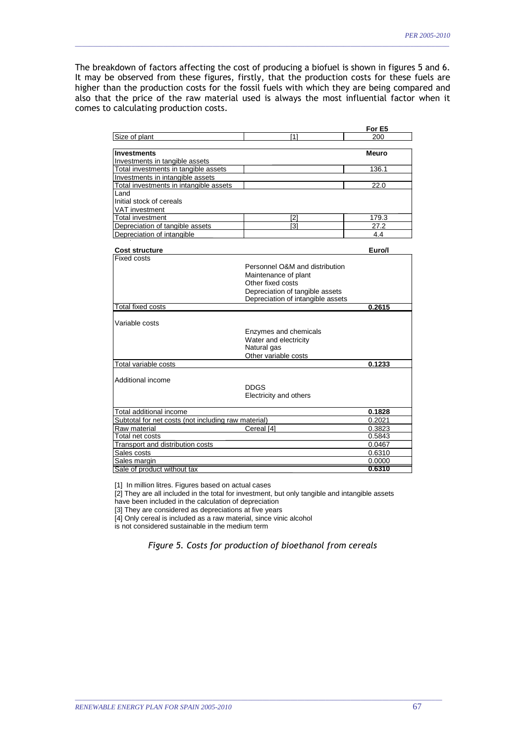The breakdown of factors affecting the cost of producing a biofuel is shown in figures 5 and 6. It may be observed from these figures, firstly, that the production costs for these fuels are higher than the production costs for the fossil fuels with which they are being compared and also that the price of the raw material used is always the most influential factor when it comes to calculating production costs.

| | | For E5 |
|---|---|---|
| Size of plant | [1] | 200 |
| | | |
| **Investments** | | **Meuro** |
| Investments in tangible assets | | |
| Total investments in tangible assets | | 136.1 |
| Investments in intangible assets | | |
| Total investments in intangible assets | | 22.0 |
| Land | | |
| Initial stock of cereals | | |
| VAT investment | | |
| Total investment | [2] | 179.3 |
| Depreciation of tangible assets | [3] | 27.2 |
| Depreciation of intangible | | 4.4 |
| | | |
| **Cost structure** | | **Euro/l** |
| Fixed costs | | |
| | Personnel O&M and distribution | |
| | Maintenance of plant | |
| | Other fixed costs | |
| | Depreciation of tangible assets | |
| | Depreciation of intangible assets | |
| Total fixed costs | | **0.2615** |
| Variable costs | | |
| | Enzymes and chemicals | |
| | Water and electricity | |
| | Natural gas | |
| | Other variable costs | |
| Total variable costs | | **0.1233** |
| Additional income | | |
| | DDGS | |
| | Electricity and others | |
| Total additional income | | **0.1828** |
| Subtotal for net costs (not including raw material) | | 0.2021 |
| Raw material | Cereal [4] | 0.3823 |
| Total net costs | | 0.5843 |
| Transport and distribution costs | | 0.0467 |
| Sales costs | | 0.6310 |
| Sales margin | | 0.0000 |
| Sale of product without tax | | **0.6310** |

[1] In million litres. Figures based on actual cases

[2] They are all included in the total for investment, but only tangible and intangible assets have been included in the calculation of depreciation

[3] They are considered as depreciations at five years

[4] Only cereal is included as a raw material, since vinic alcohol is not considered sustainable in the medium term

*Figure 5. Costs for production of bioethanol from cereals*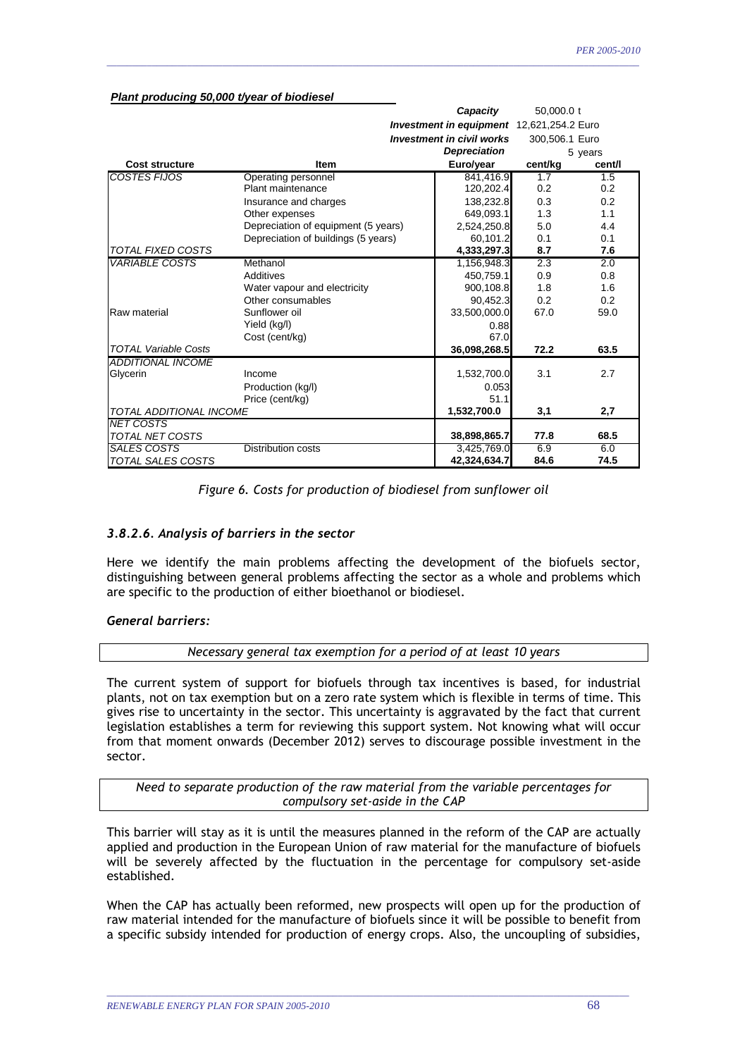***Plant producing 50,000 t/year of biodiesel***

| | | | | |
|---|---|---|---|---|
| | | ***Capacity*** | 50,000.0 t | |
| | | ***Investment in equipment*** | 12,621,254.2 Euro | |
| | | ***Investment in civil works*** | 300,506.1 Euro | |
| | | ***Depreciation*** | 5 years | |
| **Cost structure** | **Item** | **Euro/year** | **cent/kg** | **cent/l** |
| *COSTES FIJOS* | Operating personnel | 841,416.9 | 1.7 | 1.5 |
| | Plant maintenance | 120,202.4 | 0.2 | 0.2 |
| | Insurance and charges | 138,232.8 | 0.3 | 0.2 |
| | Other expenses | 649,093.1 | 1.3 | 1.1 |
| | Depreciation of equipment (5 years) | 2,524,250.8 | 5.0 | 4.4 |
| | Depreciation of buildings (5 years) | 60,101.2 | 0.1 | 0.1 |
| *TOTAL FIXED COSTS* | | **4,333,297.3** | **8.7** | **7.6** |
| *VARIABLE COSTS* | Methanol | 1,156,948.3 | 2.3 | 2.0 |
| | Additives | 450,759.1 | 0.9 | 0.8 |
| | Water vapour and electricity | 900,108.8 | 1.8 | 1.6 |
| | Other consumables | 90,452.3 | 0.2 | 0.2 |
| Raw material | Sunflower oil | 33,500,000.0 | 67.0 | 59.0 |
| | Yield (kg/l) | 0.88 | | |
| | Cost (cent/kg) | 67.0 | | |
| *TOTAL Variable Costs* | | **36,098,268.5** | **72.2** | **63.5** |
| *ADDITIONAL INCOME* | | | | |
| Glycerin | Income | 1,532,700.0 | 3.1 | 2.7 |
| | Production (kg/l) | 0.053 | | |
| | Price (cent/kg) | 51.1 | | |
| *TOTAL ADDITIONAL INCOME* | | **1,532,700.0** | **3,1** | **2,7** |
| *NET COSTS* | | | | |
| *TOTAL NET COSTS* | | **38,898,865.7** | **77.8** | **68.5** |
| *SALES COSTS* | Distribution costs | 3,425,769.0 | 6.9 | 6.0 |
| *TOTAL SALES COSTS* | | **42,324,634.7** | **84.6** | **74.5** |

*Figure 6. Costs for production of biodiesel from sunflower oil*

### *3.8.2.6. Analysis of barriers in the sector*

Here we identify the main problems affecting the development of the biofuels sector, distinguishing between general problems affecting the sector as a whole and problems which are specific to the production of either bioethanol or biodiesel.

***General barriers:***

*Necessary general tax exemption for a period of at least 10 years*

The current system of support for biofuels through tax incentives is based, for industrial plants, not on tax exemption but on a zero rate system which is flexible in terms of time. This gives rise to uncertainty in the sector. This uncertainty is aggravated by the fact that current legislation establishes a term for reviewing this support system. Not knowing what will occur from that moment onwards (December 2012) serves to discourage possible investment in the sector.

*Need to separate production of the raw material from the variable percentages for compulsory set-aside in the CAP*

This barrier will stay as it is until the measures planned in the reform of the CAP are actually applied and production in the European Union of raw material for the manufacture of biofuels will be severely affected by the fluctuation in the percentage for compulsory set-aside established.

When the CAP has actually been reformed, new prospects will open up for the production of raw material intended for the manufacture of biofuels since it will be possible to benefit from a specific subsidy intended for production of energy crops. Also, the uncoupling of subsidies,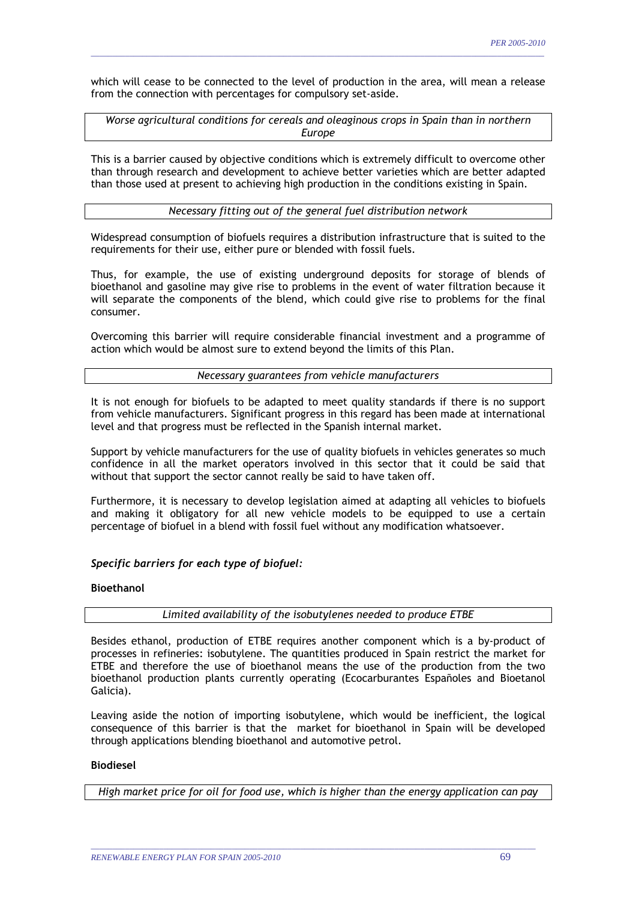which will cease to be connected to the level of production in the area, will mean a release from the connection with percentages for compulsory set-aside.

*Worse agricultural conditions for cereals and oleaginous crops in Spain than in northern Europe*

This is a barrier caused by objective conditions which is extremely difficult to overcome other than through research and development to achieve better varieties which are better adapted than those used at present to achieving high production in the conditions existing in Spain.

*Necessary fitting out of the general fuel distribution network*

Widespread consumption of biofuels requires a distribution infrastructure that is suited to the requirements for their use, either pure or blended with fossil fuels.

Thus, for example, the use of existing underground deposits for storage of blends of bioethanol and gasoline may give rise to problems in the event of water filtration because it will separate the components of the blend, which could give rise to problems for the final consumer.

Overcoming this barrier will require considerable financial investment and a programme of action which would be almost sure to extend beyond the limits of this Plan.

*Necessary guarantees from vehicle manufacturers*

It is not enough for biofuels to be adapted to meet quality standards if there is no support from vehicle manufacturers. Significant progress in this regard has been made at international level and that progress must be reflected in the Spanish internal market.

Support by vehicle manufacturers for the use of quality biofuels in vehicles generates so much confidence in all the market operators involved in this sector that it could be said that without that support the sector cannot really be said to have taken off.

Furthermore, it is necessary to develop legislation aimed at adapting all vehicles to biofuels and making it obligatory for all new vehicle models to be equipped to use a certain percentage of biofuel in a blend with fossil fuel without any modification whatsoever.

***Specific barriers for each type of biofuel:***

**Bioethanol**

*Limited availability of the isobutylenes needed to produce ETBE*

Besides ethanol, production of ETBE requires another component which is a by-product of processes in refineries: isobutylene. The quantities produced in Spain restrict the market for ETBE and therefore the use of bioethanol means the use of the production from the two bioethanol production plants currently operating (Ecocarburantes Españoles and Bioetanol Galicia).

Leaving aside the notion of importing isobutylene, which would be inefficient, the logical consequence of this barrier is that the market for bioethanol in Spain will be developed through applications blending bioethanol and automotive petrol.

**Biodiesel**

*High market price for oil for food use, which is higher than the energy application can pay*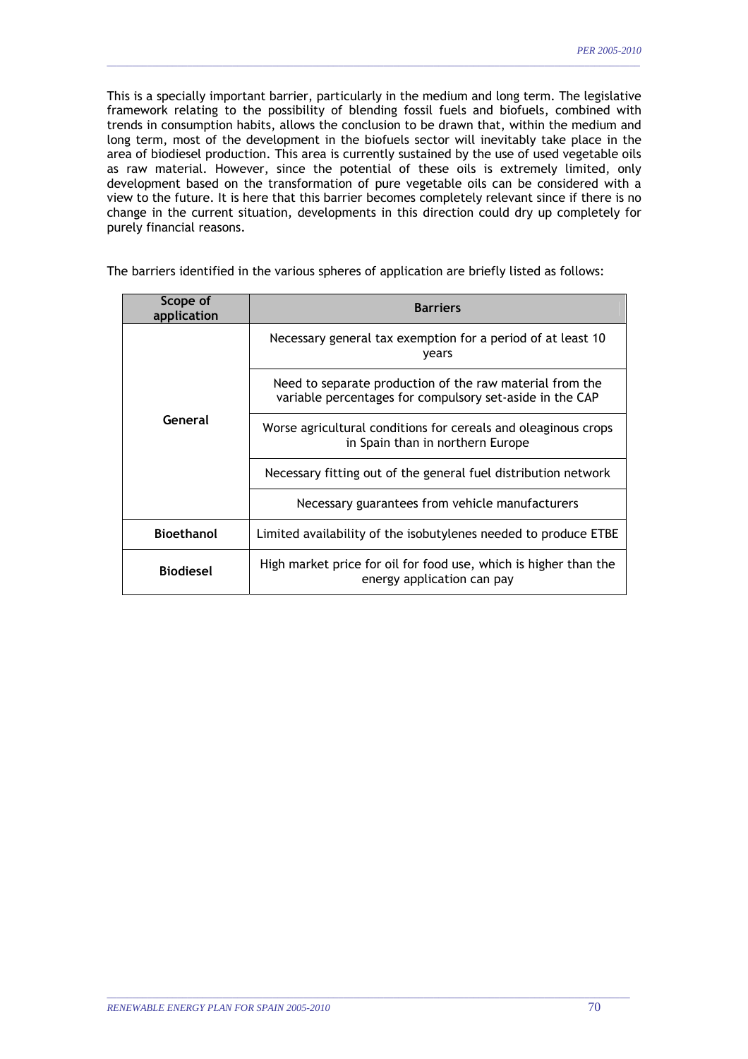This is a specially important barrier, particularly in the medium and long term. The legislative framework relating to the possibility of blending fossil fuels and biofuels, combined with trends in consumption habits, allows the conclusion to be drawn that, within the medium and long term, most of the development in the biofuels sector will inevitably take place in the area of biodiesel production. This area is currently sustained by the use of used vegetable oils as raw material. However, since the potential of these oils is extremely limited, only development based on the transformation of pure vegetable oils can be considered with a view to the future. It is here that this barrier becomes completely relevant since if there is no change in the current situation, developments in this direction could dry up completely for purely financial reasons.

The barriers identified in the various spheres of application are briefly listed as follows:

| Scope of application | Barriers |
|---|---|
| **General** | Necessary general tax exemption for a period of at least 10 years |
| | Need to separate production of the raw material from the variable percentages for compulsory set-aside in the CAP |
| | Worse agricultural conditions for cereals and oleaginous crops in Spain than in northern Europe |
| | Necessary fitting out of the general fuel distribution network |
| | Necessary guarantees from vehicle manufacturers |
| **Bioethanol** | Limited availability of the isobutylenes needed to produce ETBE |
| **Biodiesel** | High market price for oil for food use, which is higher than the energy application can pay |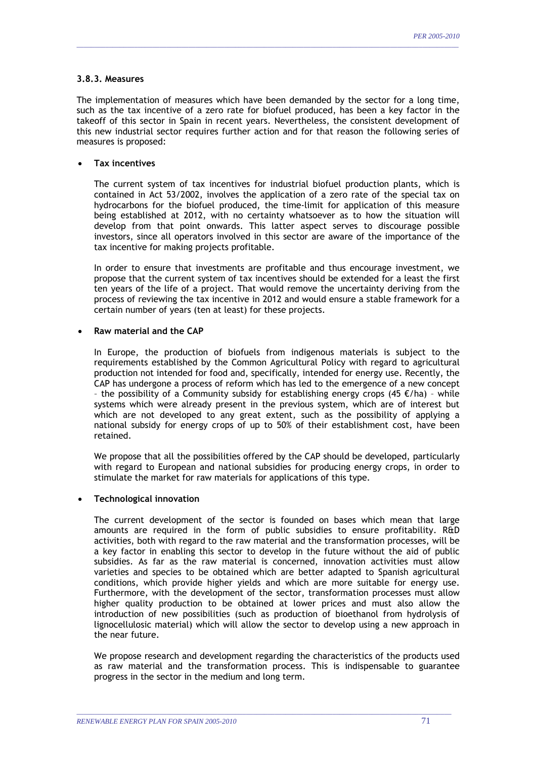### 3.8.3. Measures

The implementation of measures which have been demanded by the sector for a long time, such as the tax incentive of a zero rate for biofuel produced, has been a key factor in the takeoff of this sector in Spain in recent years. Nevertheless, the consistent development of this new industrial sector requires further action and for that reason the following series of measures is proposed:

- **Tax incentives**

  The current system of tax incentives for industrial biofuel production plants, which is contained in Act 53/2002, involves the application of a zero rate of the special tax on hydrocarbons for the biofuel produced, the time-limit for application of this measure being established at 2012, with no certainty whatsoever as to how the situation will develop from that point onwards. This latter aspect serves to discourage possible investors, since all operators involved in this sector are aware of the importance of the tax incentive for making projects profitable.

  In order to ensure that investments are profitable and thus encourage investment, we propose that the current system of tax incentives should be extended for a least the first ten years of the life of a project. That would remove the uncertainty deriving from the process of reviewing the tax incentive in 2012 and would ensure a stable framework for a certain number of years (ten at least) for these projects.

- **Raw material and the CAP**

  In Europe, the production of biofuels from indigenous materials is subject to the requirements established by the Common Agricultural Policy with regard to agricultural production not intended for food and, specifically, intended for energy use. Recently, the CAP has undergone a process of reform which has led to the emergence of a new concept – the possibility of a Community subsidy for establishing energy crops (45 €/ha) – while systems which were already present in the previous system, which are of interest but which are not developed to any great extent, such as the possibility of applying a national subsidy for energy crops of up to 50% of their establishment cost, have been retained.

  We propose that all the possibilities offered by the CAP should be developed, particularly with regard to European and national subsidies for producing energy crops, in order to stimulate the market for raw materials for applications of this type.

- **Technological innovation**

  The current development of the sector is founded on bases which mean that large amounts are required in the form of public subsidies to ensure profitability. R&D activities, both with regard to the raw material and the transformation processes, will be a key factor in enabling this sector to develop in the future without the aid of public subsidies. As far as the raw material is concerned, innovation activities must allow varieties and species to be obtained which are better adapted to Spanish agricultural conditions, which provide higher yields and which are more suitable for energy use. Furthermore, with the development of the sector, transformation processes must allow higher quality production to be obtained at lower prices and must also allow the introduction of new possibilities (such as production of bioethanol from hydrolysis of lignocellulosic material) which will allow the sector to develop using a new approach in the near future.

  We propose research and development regarding the characteristics of the products used as raw material and the transformation process. This is indispensable to guarantee progress in the sector in the medium and long term.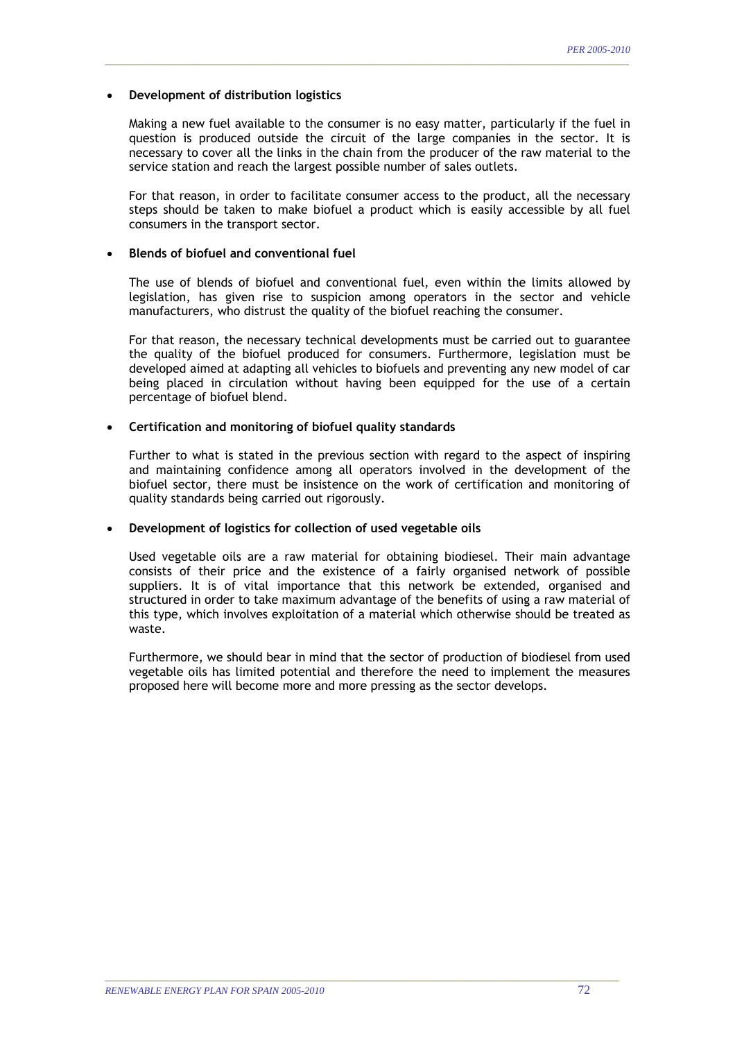- **Development of distribution logistics**

  Making a new fuel available to the consumer is no easy matter, particularly if the fuel in question is produced outside the circuit of the large companies in the sector. It is necessary to cover all the links in the chain from the producer of the raw material to the service station and reach the largest possible number of sales outlets.

  For that reason, in order to facilitate consumer access to the product, all the necessary steps should be taken to make biofuel a product which is easily accessible by all fuel consumers in the transport sector.

- **Blends of biofuel and conventional fuel**

  The use of blends of biofuel and conventional fuel, even within the limits allowed by legislation, has given rise to suspicion among operators in the sector and vehicle manufacturers, who distrust the quality of the biofuel reaching the consumer.

  For that reason, the necessary technical developments must be carried out to guarantee the quality of the biofuel produced for consumers. Furthermore, legislation must be developed aimed at adapting all vehicles to biofuels and preventing any new model of car being placed in circulation without having been equipped for the use of a certain percentage of biofuel blend.

- **Certification and monitoring of biofuel quality standards**

  Further to what is stated in the previous section with regard to the aspect of inspiring and maintaining confidence among all operators involved in the development of the biofuel sector, there must be insistence on the work of certification and monitoring of quality standards being carried out rigorously.

- **Development of logistics for collection of used vegetable oils**

  Used vegetable oils are a raw material for obtaining biodiesel. Their main advantage consists of their price and the existence of a fairly organised network of possible suppliers. It is of vital importance that this network be extended, organised and structured in order to take maximum advantage of the benefits of using a raw material of this type, which involves exploitation of a material which otherwise should be treated as waste.

  Furthermore, we should bear in mind that the sector of production of biodiesel from used vegetable oils has limited potential and therefore the need to implement the measures proposed here will become more and more pressing as the sector develops.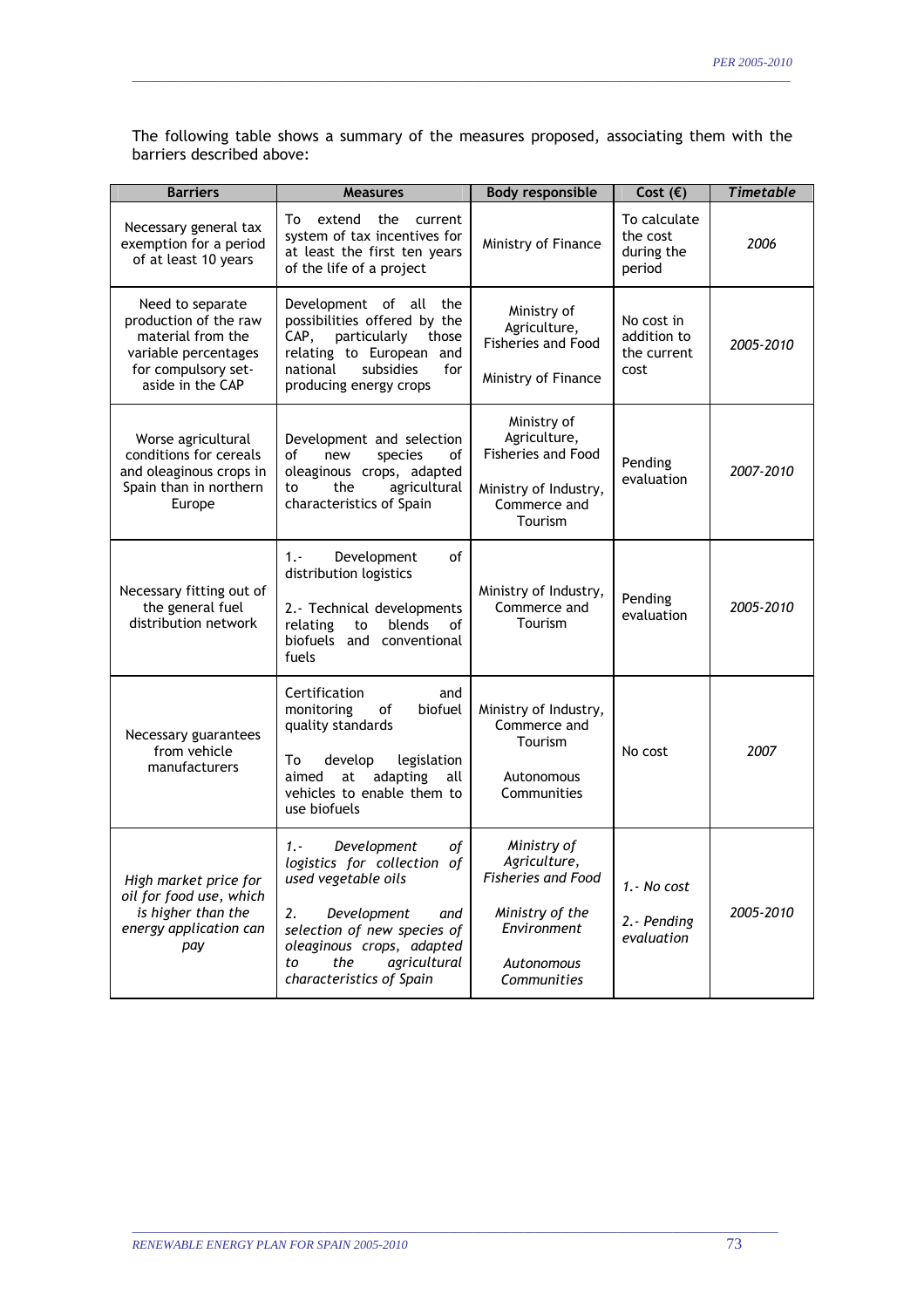The following table shows a summary of the measures proposed, associating them with the barriers described above:

| Barriers | Measures | Body responsible | Cost (€) | *Timetable* |
|---|---|---|---|---|
| Necessary general tax exemption for a period of at least 10 years | To extend the current system of tax incentives for at least the first ten years of the life of a project | Ministry of Finance | To calculate the cost during the period | *2006* |
| Need to separate production of the raw material from the variable percentages for compulsory set-aside in the CAP | Development of all the possibilities offered by the CAP, particularly those relating to European and national subsidies for producing energy crops | Ministry of Agriculture, Fisheries and Food<br><br>Ministry of Finance | No cost in addition to the current cost | *2005-2010* |
| Worse agricultural conditions for cereals and oleaginous crops in Spain than in northern Europe | Development and selection of new species of oleaginous crops, adapted to the agricultural characteristics of Spain | Ministry of Agriculture, Fisheries and Food<br><br>Ministry of Industry, Commerce and Tourism | Pending evaluation | *2007-2010* |
| Necessary fitting out of the general fuel distribution network | 1.- Development of distribution logistics<br><br>2.- Technical developments relating to blends of biofuels and conventional fuels | Ministry of Industry, Commerce and Tourism | Pending evaluation | *2005-2010* |
| Necessary guarantees from vehicle manufacturers | Certification and monitoring of biofuel quality standards<br><br>To develop legislation aimed at adapting all vehicles to enable them to use biofuels | Ministry of Industry, Commerce and Tourism<br><br>Autonomous Communities | No cost | *2007* |
| *High market price for oil for food use, which is higher than the energy application can pay* | *1.- Development of logistics for collection of used vegetable oils*<br><br>*2. Development and selection of new species of oleaginous crops, adapted to the agricultural characteristics of Spain* | *Ministry of Agriculture, Fisheries and Food*<br><br>*Ministry of the Environment*<br><br>*Autonomous Communities* | *1.- No cost*<br><br>*2.- Pending evaluation* | *2005-2010* |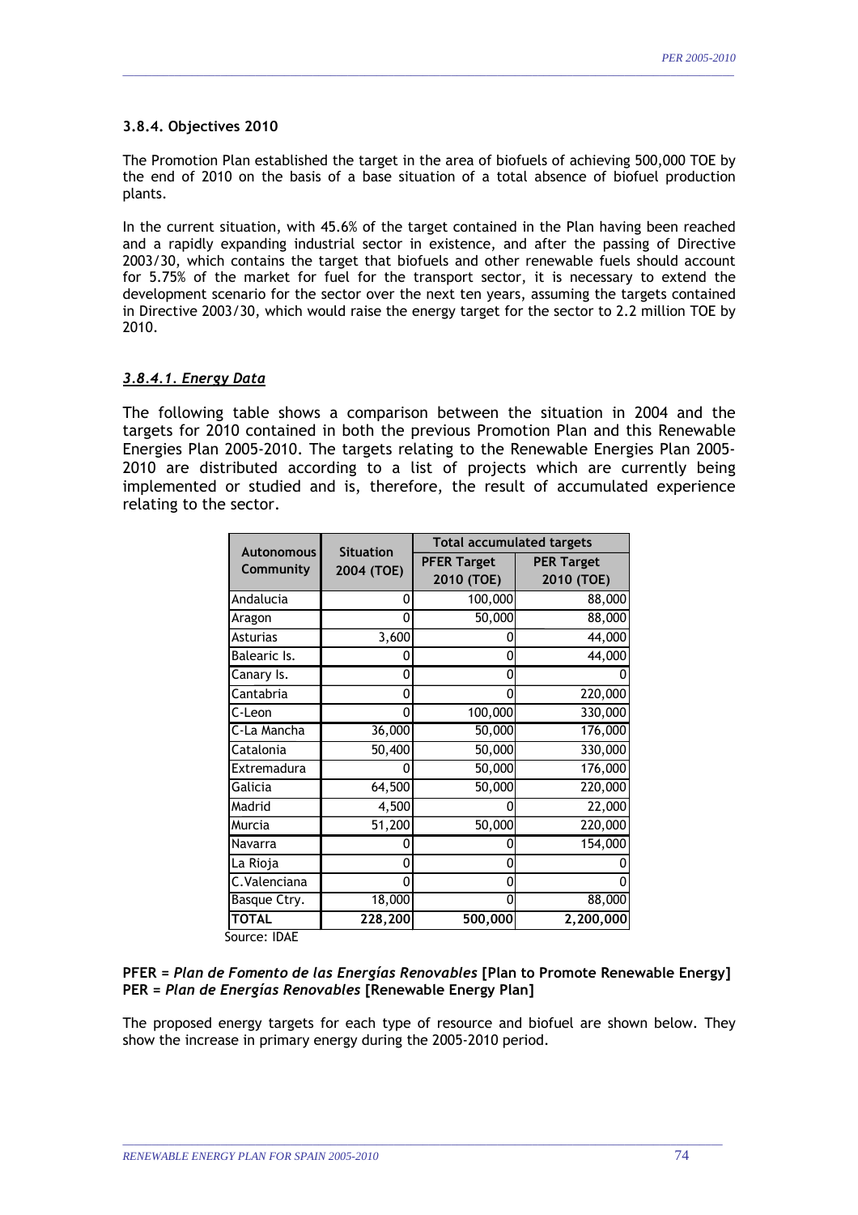### 3.8.4. Objectives 2010

The Promotion Plan established the target in the area of biofuels of achieving 500,000 TOE by the end of 2010 on the basis of a base situation of a total absence of biofuel production plants.

In the current situation, with 45.6% of the target contained in the Plan having been reached and a rapidly expanding industrial sector in existence, and after the passing of Directive 2003/30, which contains the target that biofuels and other renewable fuels should account for 5.75% of the market for fuel for the transport sector, it is necessary to extend the development scenario for the sector over the next ten years, assuming the targets contained in Directive 2003/30, which would raise the energy target for the sector to 2.2 million TOE by 2010.

#### *3.8.4.1. Energy Data*

The following table shows a comparison between the situation in 2004 and the targets for 2010 contained in both the previous Promotion Plan and this Renewable Energies Plan 2005-2010. The targets relating to the Renewable Energies Plan 2005-2010 are distributed according to a list of projects which are currently being implemented or studied and is, therefore, the result of accumulated experience relating to the sector.

| Autonomous Community | Situation 2004 (TOE) | Total accumulated targets | |
|---|---|---|---|
| | | PFER Target 2010 (TOE) | PER Target 2010 (TOE) |
| Andalucia | 0 | 100,000 | 88,000 |
| Aragon | 0 | 50,000 | 88,000 |
| Asturias | 3,600 | 0 | 44,000 |
| Balearic Is. | 0 | 0 | 44,000 |
| Canary Is. | 0 | 0 | 0 |
| Cantabria | 0 | 0 | 220,000 |
| C-Leon | 0 | 100,000 | 330,000 |
| C-La Mancha | 36,000 | 50,000 | 176,000 |
| Catalonia | 50,400 | 50,000 | 330,000 |
| Extremadura | 0 | 50,000 | 176,000 |
| Galicia | 64,500 | 50,000 | 220,000 |
| Madrid | 4,500 | 0 | 22,000 |
| Murcia | 51,200 | 50,000 | 220,000 |
| Navarra | 0 | 0 | 154,000 |
| La Rioja | 0 | 0 | 0 |
| C.Valenciana | 0 | 0 | 0 |
| Basque Ctry. | 18,000 | 0 | 88,000 |
| **TOTAL** | **228,200** | **500,000** | **2,200,000** |

Source: IDAE

**PFER =** ***Plan de Fomento de las Energías Renovables*** **[Plan to Promote Renewable Energy]**
**PER =** ***Plan de Energías Renovables*** **[Renewable Energy Plan]**

The proposed energy targets for each type of resource and biofuel are shown below. They show the increase in primary energy during the 2005-2010 period.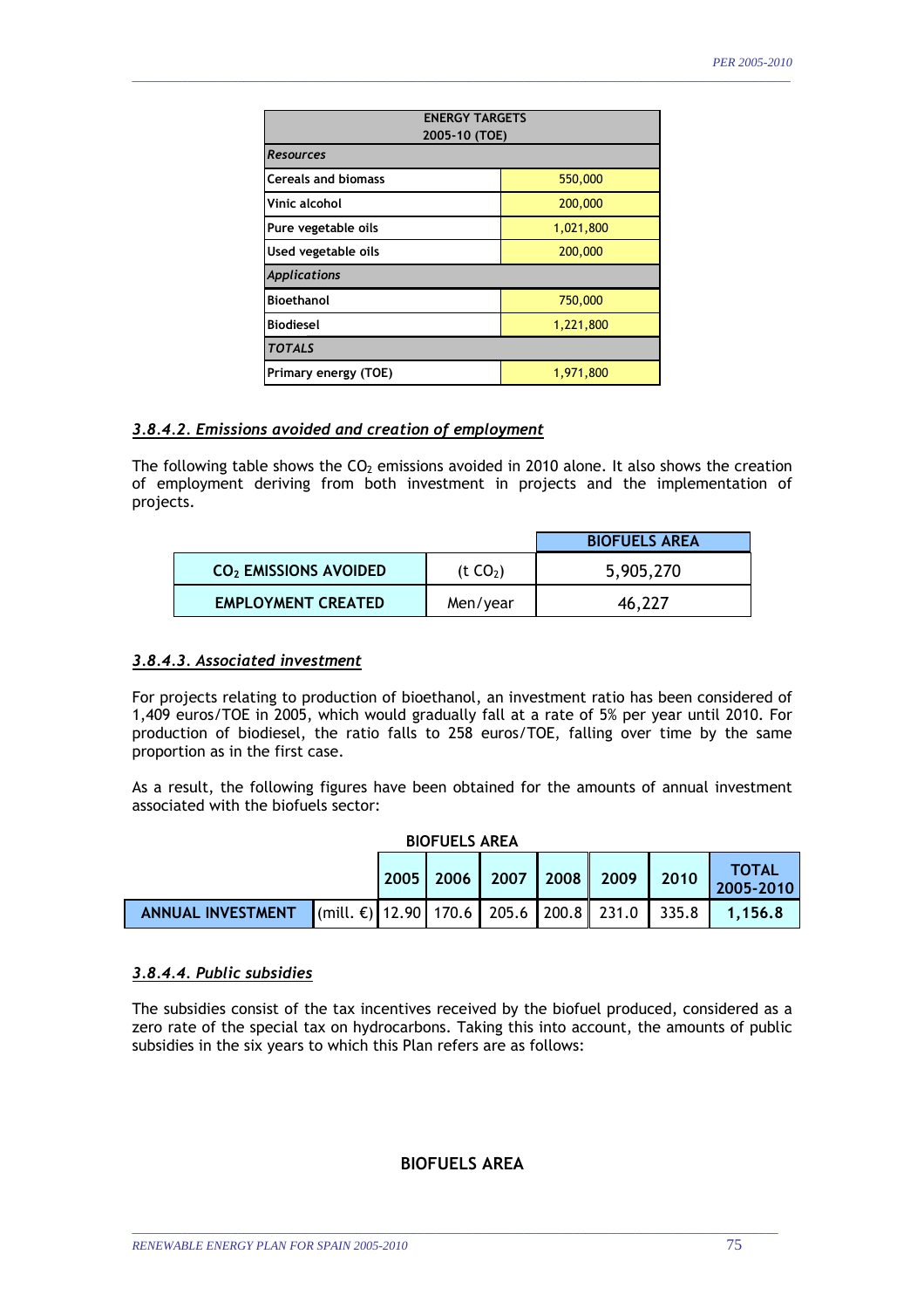| ENERGY TARGETS 2005-10 (TOE) | |
|---|---|
| *Resources* | |
| Cereals and biomass | 550,000 |
| Vinic alcohol | 200,000 |
| Pure vegetable oils | 1,021,800 |
| Used vegetable oils | 200,000 |
| *Applications* | |
| Bioethanol | 750,000 |
| Biodiesel | 1,221,800 |
| *TOTALS* | |
| Primary energy (TOE) | 1,971,800 |

### *3.8.4.2. Emissions avoided and creation of employment*

The following table shows the $CO_2$ emissions avoided in 2010 alone. It also shows the creation of employment deriving from both investment in projects and the implementation of projects.

| | | BIOFUELS AREA |
|---|---|---|
| $CO_2$ EMISSIONS AVOIDED | (t $CO_2$) | 5,905,270 |
| EMPLOYMENT CREATED | Men/year | 46,227 |

### *3.8.4.3. Associated investment*

For projects relating to production of bioethanol, an investment ratio has been considered of 1,409 euros/TOE in 2005, which would gradually fall at a rate of 5% per year until 2010. For production of biodiesel, the ratio falls to 258 euros/TOE, falling over time by the same proportion as in the first case.

As a result, the following figures have been obtained for the amounts of annual investment associated with the biofuels sector:

**BIOFUELS AREA**

| | | 2005 | 2006 | 2007 | 2008 | 2009 | 2010 | TOTAL 2005-2010 |
|---|---|---|---|---|---|---|---|---|
| ANNUAL INVESTMENT | (mill. €) | 12.90 | 170.6 | 205.6 | 200.8 | 231.0 | 335.8 | 1,156.8 |

### *3.8.4.4. Public subsidies*

The subsidies consist of the tax incentives received by the biofuel produced, considered as a zero rate of the special tax on hydrocarbons. Taking this into account, the amounts of public subsidies in the six years to which this Plan refers are as follows:

**BIOFUELS AREA**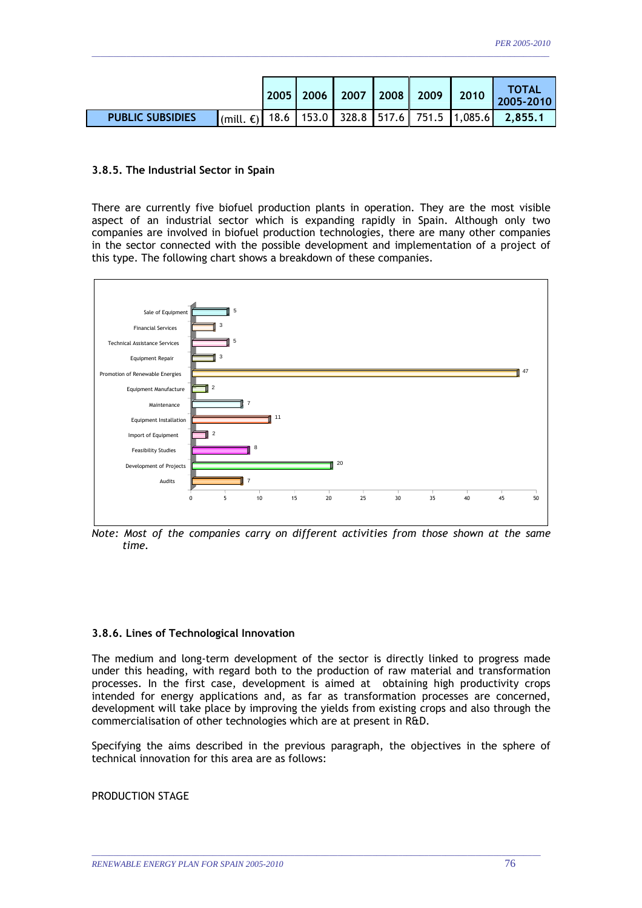| | | 2005 | 2006 | 2007 | 2008 | 2009 | 2010 | TOTAL 2005-2010 |
|---|---|---|---|---|---|---|---|---|
| **PUBLIC SUBSIDIES** | (mill. €) | 18.6 | 153.0 | 328.8 | 517.6 | 751.5 | 1,085.6 | **2,855.1** |

### 3.8.5. The Industrial Sector in Spain

There are currently five biofuel production plants in operation. They are the most visible aspect of an industrial sector which is expanding rapidly in Spain. Although only two companies are involved in biofuel production technologies, there are many other companies in the sector connected with the possible development and implementation of a project of this type. The following chart shows a breakdown of these companies.

| Activity | Number of companies |
|---|---|
| Sale of Equipment | 5 |
| Financial Services | 3 |
| Technical Assistance Services | 5 |
| Equipment Repair | 3 |
| Promotion of Renewable Energies | 47 |
| Equipment Manufacture | 2 |
| Maintenance | 7 |
| Equipment Installation | 11 |
| Import of Equipment | 2 |
| Feasibility Studies | 8 |
| Development of Projects | 20 |
| Audits | 7 |

*Note: Most of the companies carry on different activities from those shown at the same time.*

### 3.8.6. Lines of Technological Innovation

The medium and long-term development of the sector is directly linked to progress made under this heading, with regard both to the production of raw material and transformation processes. In the first case, development is aimed at obtaining high productivity crops intended for energy applications and, as far as transformation processes are concerned, development will take place by improving the yields from existing crops and also through the commercialisation of other technologies which are at present in R&D.

Specifying the aims described in the previous paragraph, the objectives in the sphere of technical innovation for this area are as follows:

PRODUCTION STAGE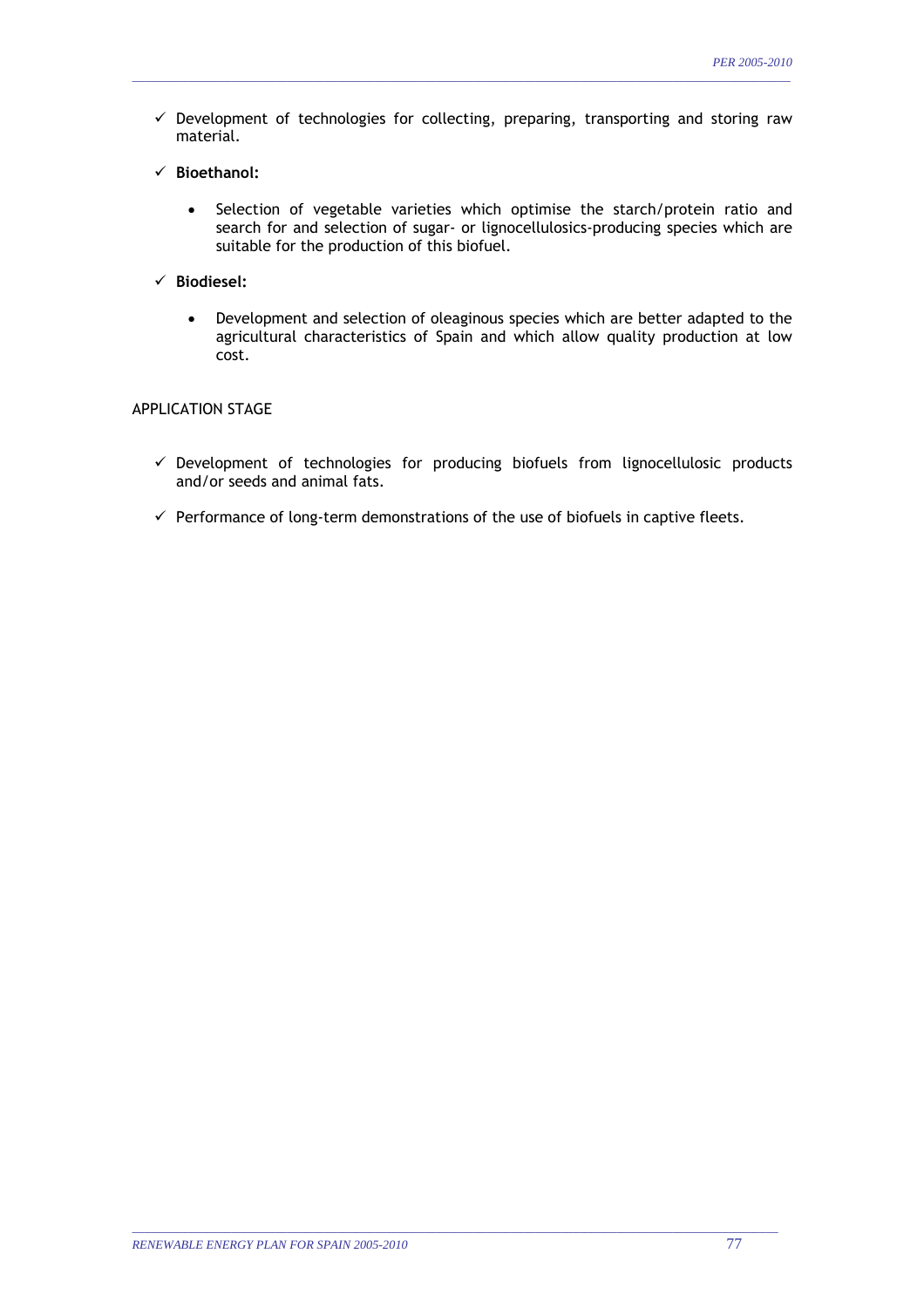- ✓ Development of technologies for collecting, preparing, transporting and storing raw material.

- ✓ **Bioethanol:**

    - Selection of vegetable varieties which optimise the starch/protein ratio and search for and selection of sugar- or lignocellulosics-producing species which are suitable for the production of this biofuel.

- ✓ **Biodiesel:**

    - Development and selection of oleaginous species which are better adapted to the agricultural characteristics of Spain and which allow quality production at low cost.

APPLICATION STAGE

- ✓ Development of technologies for producing biofuels from lignocellulosic products and/or seeds and animal fats.

- ✓ Performance of long-term demonstrations of the use of biofuels in captive fleets.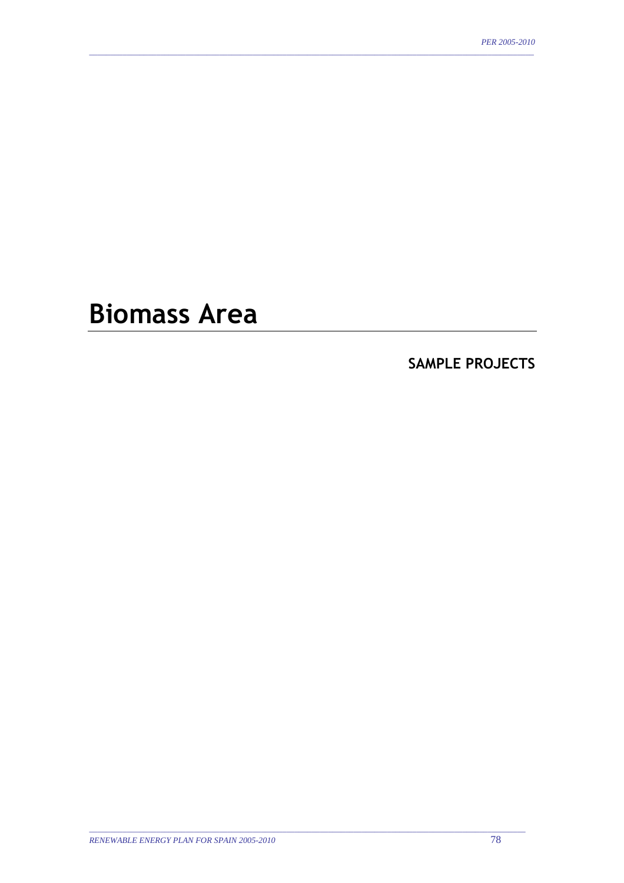# Biomass Area

## SAMPLE PROJECTS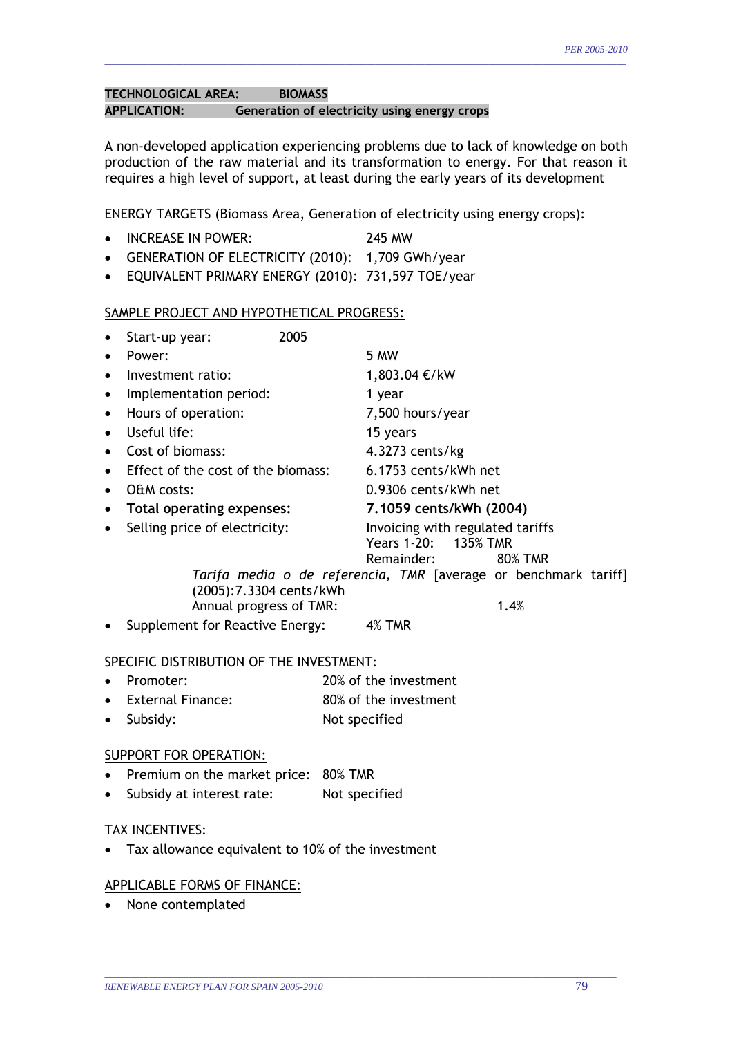**TECHNOLOGICAL AREA: BIOMASS**
**APPLICATION: Generation of electricity using energy crops**

A non-developed application experiencing problems due to lack of knowledge on both production of the raw material and its transformation to energy. For that reason it requires a high level of support, at least during the early years of its development

ENERGY TARGETS (Biomass Area, Generation of electricity using energy crops):

- INCREASE IN POWER: 245 MW
- GENERATION OF ELECTRICITY (2010): 1,709 GWh/year
- EQUIVALENT PRIMARY ENERGY (2010): 731,597 TOE/year

SAMPLE PROJECT AND HYPOTHETICAL PROGRESS:

- Start-up year: 2005
- Power: 5 MW
- Investment ratio: 1,803.04 €/kW
- Implementation period: 1 year
- Hours of operation: 7,500 hours/year
- Useful life: 15 years
- Cost of biomass: 4.3273 cents/kg
- Effect of the cost of the biomass: 6.1753 cents/kWh net
- O&M costs: 0.9306 cents/kWh net
- **Total operating expenses: 7.1059 cents/kWh (2004)**
- Selling price of electricity: Invoicing with regulated tariffs
  Years 1-20: 135% TMR
  Remainder: 80% TMR

  *Tarifa media o de referencia, TMR* [average or benchmark tariff] (2005):7.3304 cents/kWh
  Annual progress of TMR: 1.4%
- Supplement for Reactive Energy: 4% TMR

SPECIFIC DISTRIBUTION OF THE INVESTMENT:

- Promoter: 20% of the investment
- External Finance: 80% of the investment
- Subsidy: Not specified

SUPPORT FOR OPERATION:

- Premium on the market price: 80% TMR
- Subsidy at interest rate: Not specified

TAX INCENTIVES:

- Tax allowance equivalent to 10% of the investment

APPLICABLE FORMS OF FINANCE:

- None contemplated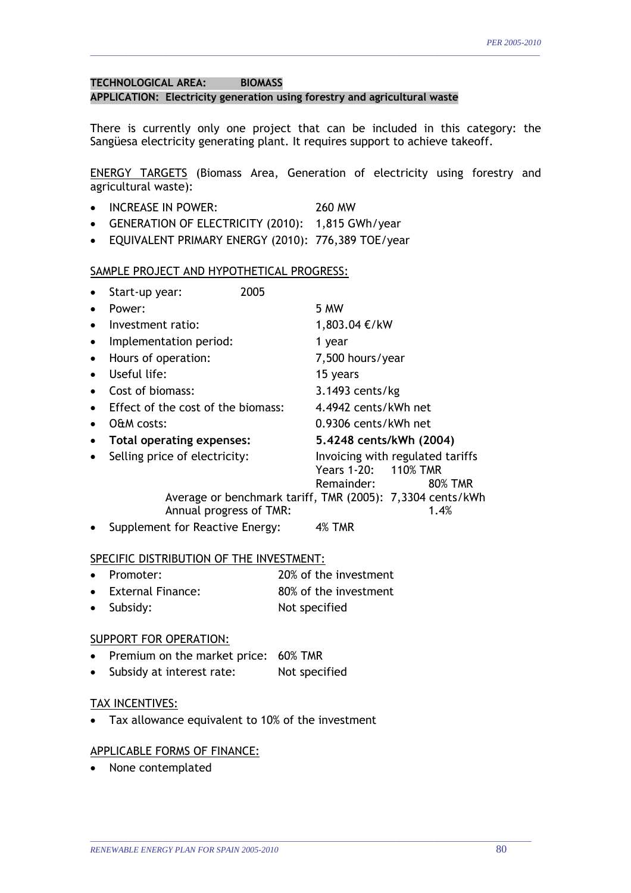**TECHNOLOGICAL AREA: BIOMASS**
**APPLICATION: Electricity generation using forestry and agricultural waste**

There is currently only one project that can be included in this category: the Sangüesa electricity generating plant. It requires support to achieve takeoff.

ENERGY TARGETS (Biomass Area, Generation of electricity using forestry and agricultural waste):

- INCREASE IN POWER: 260 MW
- GENERATION OF ELECTRICITY (2010): 1,815 GWh/year
- EQUIVALENT PRIMARY ENERGY (2010): 776,389 TOE/year

SAMPLE PROJECT AND HYPOTHETICAL PROGRESS:

- Start-up year: 2005
- Power: 5 MW
- Investment ratio: 1,803.04 €/kW
- Implementation period: 1 year
- Hours of operation: 7,500 hours/year
- Useful life: 15 years
- Cost of biomass: 3.1493 cents/kg
- Effect of the cost of the biomass: 4.4942 cents/kWh net
- O&M costs: 0.9306 cents/kWh net
- **Total operating expenses: 5.4248 cents/kWh (2004)**
- Selling price of electricity: Invoicing with regulated tariffs
  Years 1-20: 110% TMR
  Remainder: 80% TMR
  Average or benchmark tariff, TMR (2005): 7,3304 cents/kWh
  Annual progress of TMR: 1.4%
- Supplement for Reactive Energy: 4% TMR

SPECIFIC DISTRIBUTION OF THE INVESTMENT:

- Promoter: 20% of the investment
- External Finance: 80% of the investment
- Subsidy: Not specified

SUPPORT FOR OPERATION:

- Premium on the market price: 60% TMR
- Subsidy at interest rate: Not specified

TAX INCENTIVES:

- Tax allowance equivalent to 10% of the investment

APPLICABLE FORMS OF FINANCE:

- None contemplated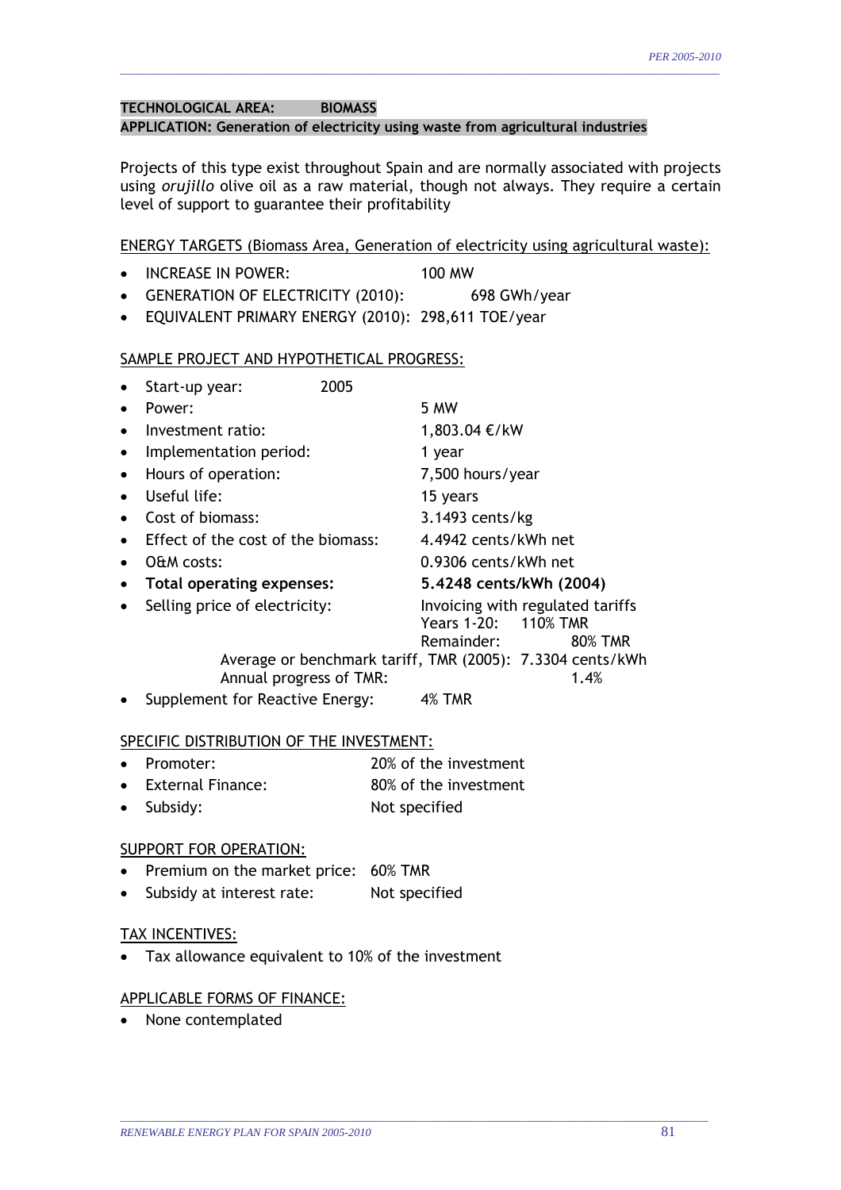**TECHNOLOGICAL AREA: BIOMASS**
**APPLICATION: Generation of electricity using waste from agricultural industries**

Projects of this type exist throughout Spain and are normally associated with projects using *orujillo* olive oil as a raw material, though not always. They require a certain level of support to guarantee their profitability

ENERGY TARGETS (Biomass Area, Generation of electricity using agricultural waste):

- INCREASE IN POWER: 100 MW
- GENERATION OF ELECTRICITY (2010): 698 GWh/year
- EQUIVALENT PRIMARY ENERGY (2010): 298,611 TOE/year

SAMPLE PROJECT AND HYPOTHETICAL PROGRESS:

- Start-up year: 2005
- Power: 5 MW
- Investment ratio: 1,803.04 €/kW
- Implementation period: 1 year
- Hours of operation: 7,500 hours/year
- Useful life: 15 years
- Cost of biomass: 3.1493 cents/kg
- Effect of the cost of the biomass: 4.4942 cents/kWh net
- O&M costs: 0.9306 cents/kWh net
- **Total operating expenses: 5.4248 cents/kWh (2004)**
- Selling price of electricity: Invoicing with regulated tariffs
  Years 1-20: 110% TMR
  Remainder: 80% TMR
  Average or benchmark tariff, TMR (2005): 7.3304 cents/kWh
  Annual progress of TMR: 1.4%
- Supplement for Reactive Energy: 4% TMR

SPECIFIC DISTRIBUTION OF THE INVESTMENT:

- Promoter: 20% of the investment
- External Finance: 80% of the investment
- Subsidy: Not specified

SUPPORT FOR OPERATION:

- Premium on the market price: 60% TMR
- Subsidy at interest rate: Not specified

TAX INCENTIVES:

- Tax allowance equivalent to 10% of the investment

APPLICABLE FORMS OF FINANCE:

- None contemplated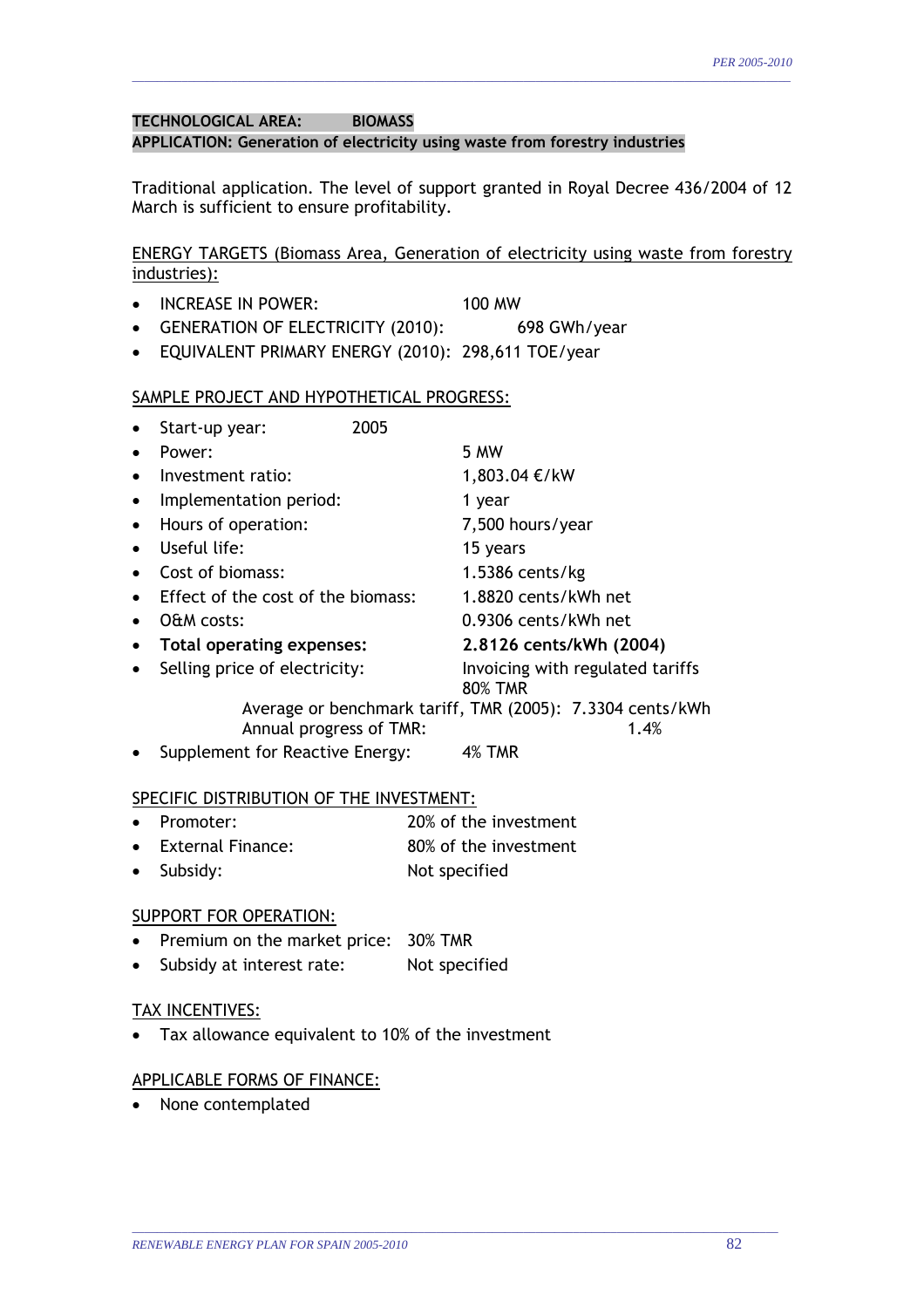**TECHNOLOGICAL AREA: BIOMASS**

**APPLICATION: Generation of electricity using waste from forestry industries**

Traditional application. The level of support granted in Royal Decree 436/2004 of 12 March is sufficient to ensure profitability.

ENERGY TARGETS (Biomass Area, Generation of electricity using waste from forestry industries):

- INCREASE IN POWER: 100 MW
- GENERATION OF ELECTRICITY (2010): 698 GWh/year
- EQUIVALENT PRIMARY ENERGY (2010): 298,611 TOE/year

SAMPLE PROJECT AND HYPOTHETICAL PROGRESS:

- Start-up year: 2005
- Power: 5 MW
- Investment ratio: 1,803.04 €/kW
- Implementation period: 1 year
- Hours of operation: 7,500 hours/year
- Useful life: 15 years
- Cost of biomass: 1.5386 cents/kg
- Effect of the cost of the biomass: 1.8820 cents/kWh net
- O&M costs: 0.9306 cents/kWh net
- **Total operating expenses: 2.8126 cents/kWh (2004)**
- Selling price of electricity: Invoicing with regulated tariffs 80% TMR

  Average or benchmark tariff, TMR (2005): 7.3304 cents/kWh
  Annual progress of TMR: 1.4%
- Supplement for Reactive Energy: 4% TMR

SPECIFIC DISTRIBUTION OF THE INVESTMENT:

- Promoter: 20% of the investment
- External Finance: 80% of the investment
- Subsidy: Not specified

SUPPORT FOR OPERATION:

- Premium on the market price: 30% TMR
- Subsidy at interest rate: Not specified

TAX INCENTIVES:

- Tax allowance equivalent to 10% of the investment

APPLICABLE FORMS OF FINANCE:

- None contemplated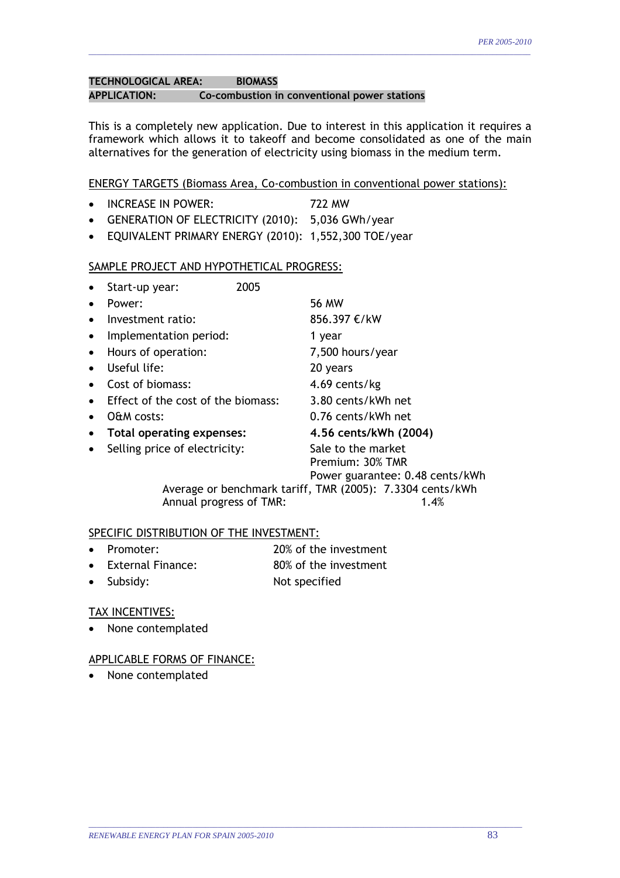**TECHNOLOGICAL AREA: BIOMASS**
**APPLICATION: Co-combustion in conventional power stations**

This is a completely new application. Due to interest in this application it requires a framework which allows it to takeoff and become consolidated as one of the main alternatives for the generation of electricity using biomass in the medium term.

ENERGY TARGETS (Biomass Area, Co-combustion in conventional power stations):

- INCREASE IN POWER: 722 MW
- GENERATION OF ELECTRICITY (2010): 5,036 GWh/year
- EQUIVALENT PRIMARY ENERGY (2010): 1,552,300 TOE/year

SAMPLE PROJECT AND HYPOTHETICAL PROGRESS:

- Start-up year: 2005
- Power: 56 MW
- Investment ratio: 856.397 €/kW
- Implementation period: 1 year
- Hours of operation: 7,500 hours/year
- Useful life: 20 years
- Cost of biomass: 4.69 cents/kg
- Effect of the cost of the biomass: 3.80 cents/kWh net
- O&M costs: 0.76 cents/kWh net
- **Total operating expenses: 4.56 cents/kWh (2004)**
- Selling price of electricity: Sale to the market
  Premium: 30% TMR
  Power guarantee: 0.48 cents/kWh

  Average or benchmark tariff, TMR (2005): 7.3304 cents/kWh
  Annual progress of TMR: 1.4%

SPECIFIC DISTRIBUTION OF THE INVESTMENT:

- Promoter: 20% of the investment
- External Finance: 80% of the investment
- Subsidy: Not specified

TAX INCENTIVES:

- None contemplated

APPLICABLE FORMS OF FINANCE:

- None contemplated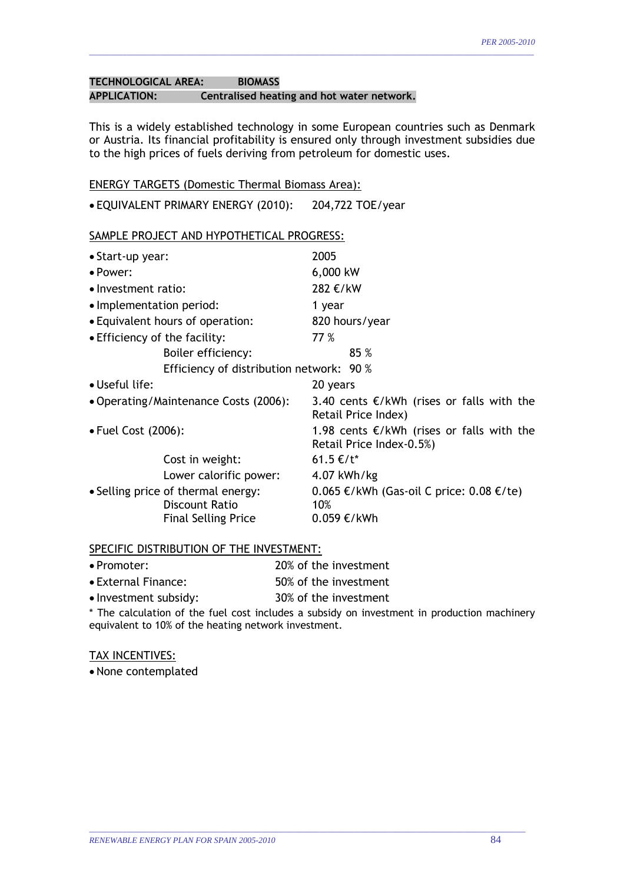**TECHNOLOGICAL AREA:** **BIOMASS**
**APPLICATION:** **Centralised heating and hot water network.**

This is a widely established technology in some European countries such as Denmark or Austria. Its financial profitability is ensured only through investment subsidies due to the high prices of fuels deriving from petroleum for domestic uses.

ENERGY TARGETS (Domestic Thermal Biomass Area):

- EQUIVALENT PRIMARY ENERGY (2010): 204,722 TOE/year

SAMPLE PROJECT AND HYPOTHETICAL PROGRESS:

- Start-up year: 2005
- Power: 6,000 kW
- Investment ratio: 282 €/kW
- Implementation period: 1 year
- Equivalent hours of operation: 820 hours/year
- Efficiency of the facility: 77 %
  - Boiler efficiency: 85 %
  - Efficiency of distribution network: 90 %
- Useful life: 20 years
- Operating/Maintenance Costs (2006): 3.40 cents €/kWh (rises or falls with the Retail Price Index)
- Fuel Cost (2006): 1.98 cents €/kWh (rises or falls with the Retail Price Index-0.5%)
  - Cost in weight: 61.5 €/t*
  - Lower calorific power: 4.07 kWh/kg
- Selling price of thermal energy: 0.065 €/kWh (Gas-oil C price: 0.08 €/te)
  - Discount Ratio 10%
  - Final Selling Price 0.059 €/kWh

SPECIFIC DISTRIBUTION OF THE INVESTMENT:

- Promoter: 20% of the investment
- External Finance: 50% of the investment
- Investment subsidy: 30% of the investment

\* The calculation of the fuel cost includes a subsidy on investment in production machinery equivalent to 10% of the heating network investment.

TAX INCENTIVES:

- None contemplated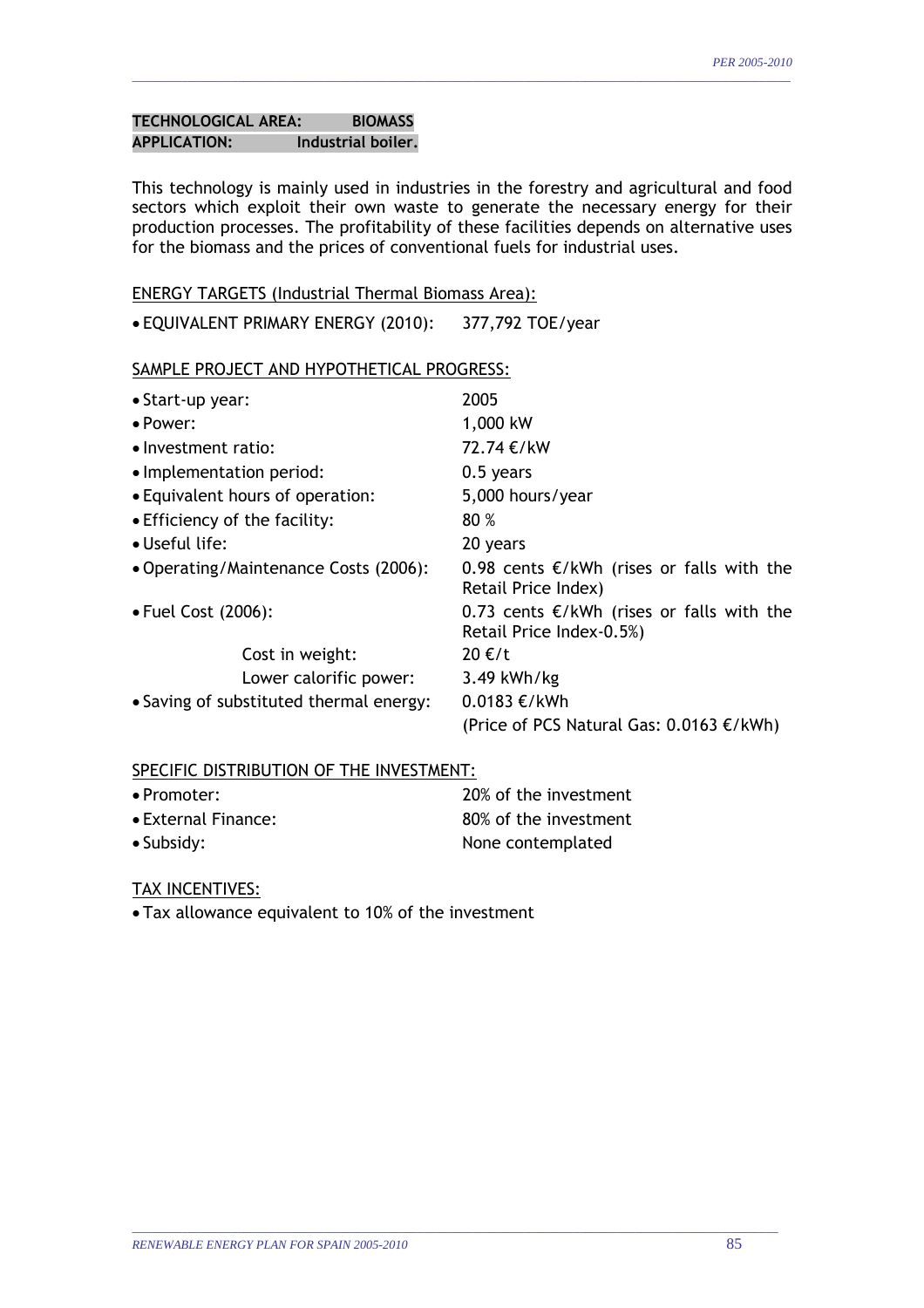**TECHNOLOGICAL AREA: BIOMASS**
**APPLICATION: Industrial boiler.**

This technology is mainly used in industries in the forestry and agricultural and food sectors which exploit their own waste to generate the necessary energy for their production processes. The profitability of these facilities depends on alternative uses for the biomass and the prices of conventional fuels for industrial uses.

ENERGY TARGETS (Industrial Thermal Biomass Area):

- EQUIVALENT PRIMARY ENERGY (2010): 377,792 TOE/year

SAMPLE PROJECT AND HYPOTHETICAL PROGRESS:

- Start-up year: 2005
- Power: 1,000 kW
- Investment ratio: 72.74 €/kW
- Implementation period: 0.5 years
- Equivalent hours of operation: 5,000 hours/year
- Efficiency of the facility: 80 %
- Useful life: 20 years
- Operating/Maintenance Costs (2006): 0.98 cents €/kWh (rises or falls with the Retail Price Index)
- Fuel Cost (2006): 0.73 cents €/kWh (rises or falls with the Retail Price Index-0.5%)
  - Cost in weight: 20 €/t
  - Lower calorific power: 3.49 kWh/kg
- Saving of substituted thermal energy: 0.0183 €/kWh (Price of PCS Natural Gas: 0.0163 €/kWh)

SPECIFIC DISTRIBUTION OF THE INVESTMENT:

- Promoter: 20% of the investment
- External Finance: 80% of the investment
- Subsidy: None contemplated

TAX INCENTIVES:

- Tax allowance equivalent to 10% of the investment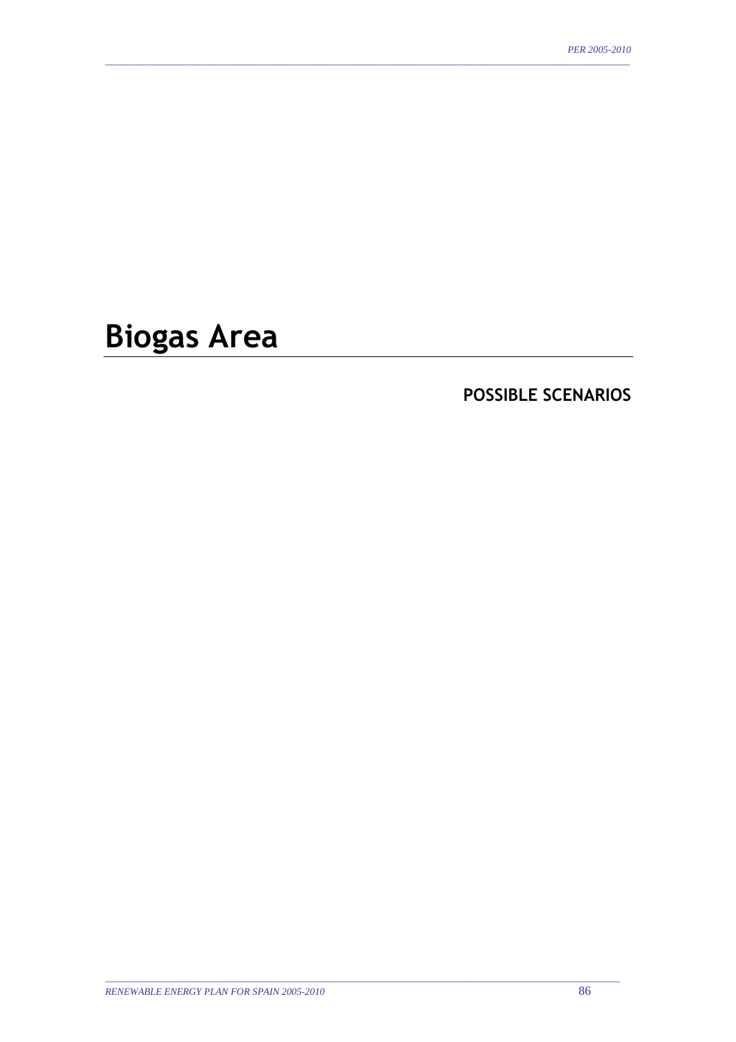# Biogas Area

## POSSIBLE SCENARIOS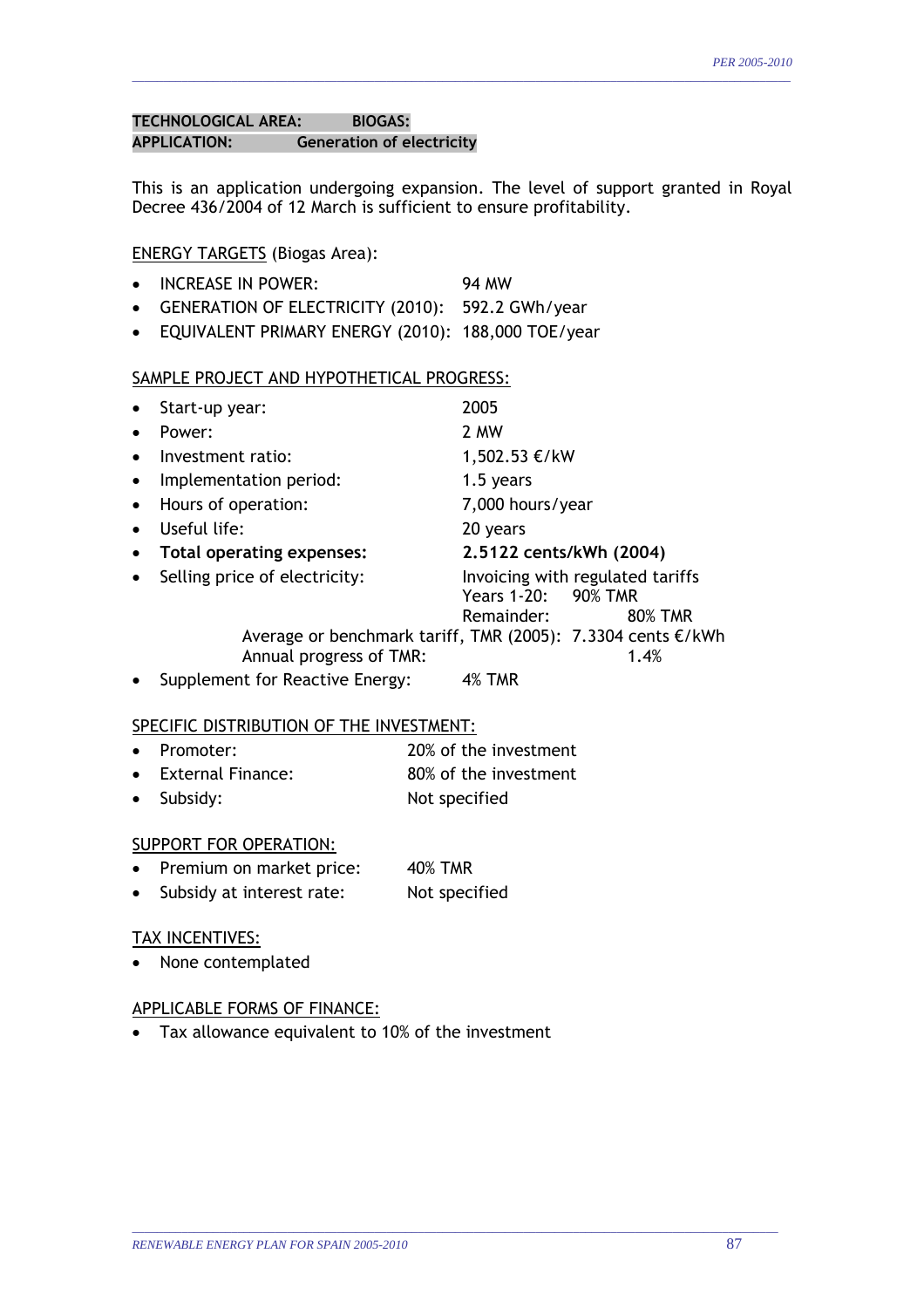**TECHNOLOGICAL AREA: BIOGAS:**
**APPLICATION: Generation of electricity**

This is an application undergoing expansion. The level of support granted in Royal Decree 436/2004 of 12 March is sufficient to ensure profitability.

ENERGY TARGETS (Biogas Area):

- INCREASE IN POWER: 94 MW
- GENERATION OF ELECTRICITY (2010): 592.2 GWh/year
- EQUIVALENT PRIMARY ENERGY (2010): 188,000 TOE/year

SAMPLE PROJECT AND HYPOTHETICAL PROGRESS:

- Start-up year: 2005
- Power: 2 MW
- Investment ratio: 1,502.53 €/kW
- Implementation period: 1.5 years
- Hours of operation: 7,000 hours/year
- Useful life: 20 years
- **Total operating expenses: 2.5122 cents/kWh (2004)**
- Selling price of electricity: Invoicing with regulated tariffs
  Years 1-20: 90% TMR
  Remainder: 80% TMR
  Average or benchmark tariff, TMR (2005): 7.3304 cents €/kWh
  Annual progress of TMR: 1.4%
- Supplement for Reactive Energy: 4% TMR

SPECIFIC DISTRIBUTION OF THE INVESTMENT:

- Promoter: 20% of the investment
- External Finance: 80% of the investment
- Subsidy: Not specified

SUPPORT FOR OPERATION:

- Premium on market price: 40% TMR
- Subsidy at interest rate: Not specified

TAX INCENTIVES:

- None contemplated

APPLICABLE FORMS OF FINANCE:

- Tax allowance equivalent to 10% of the investment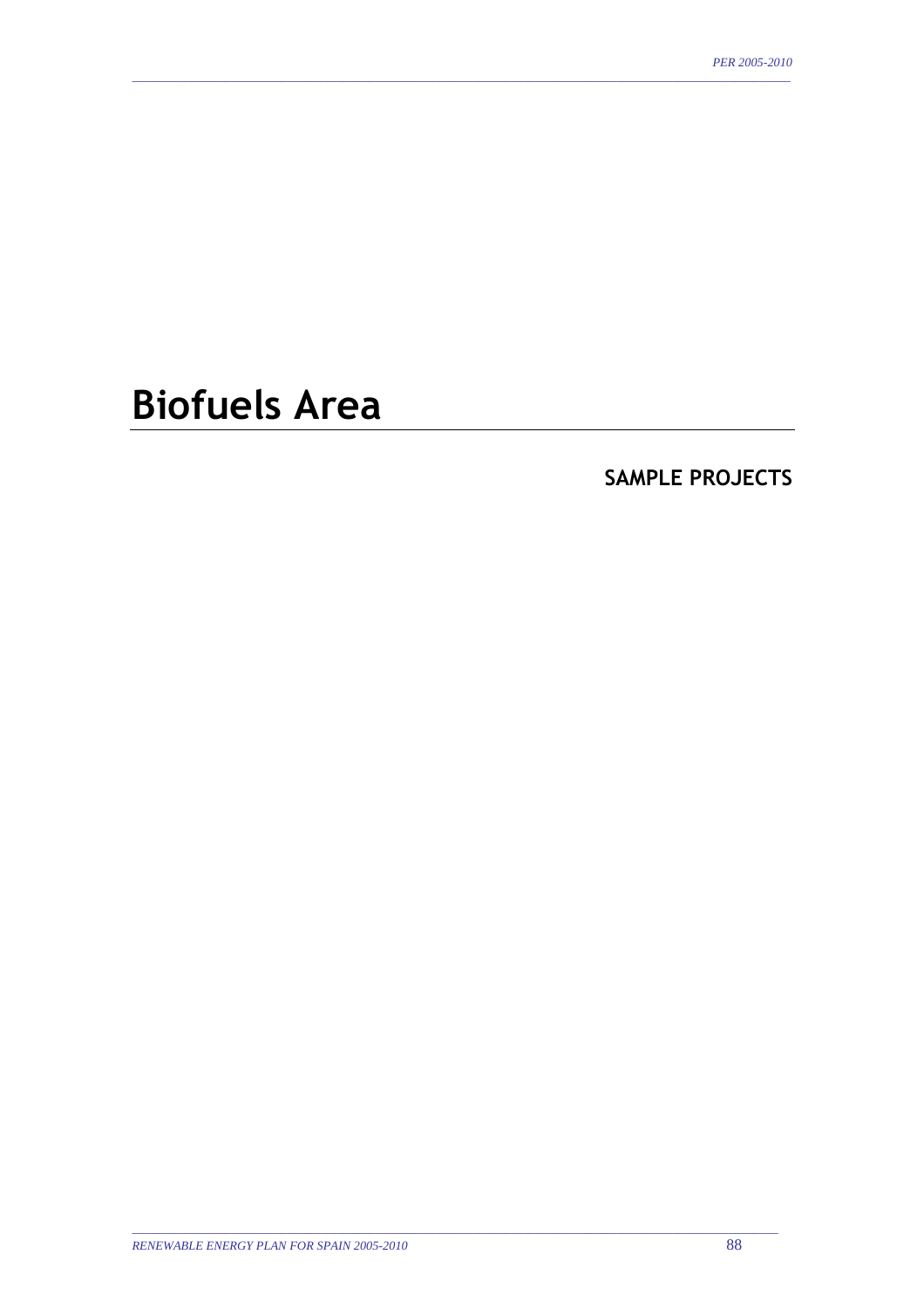# Biofuels Area

## SAMPLE PROJECTS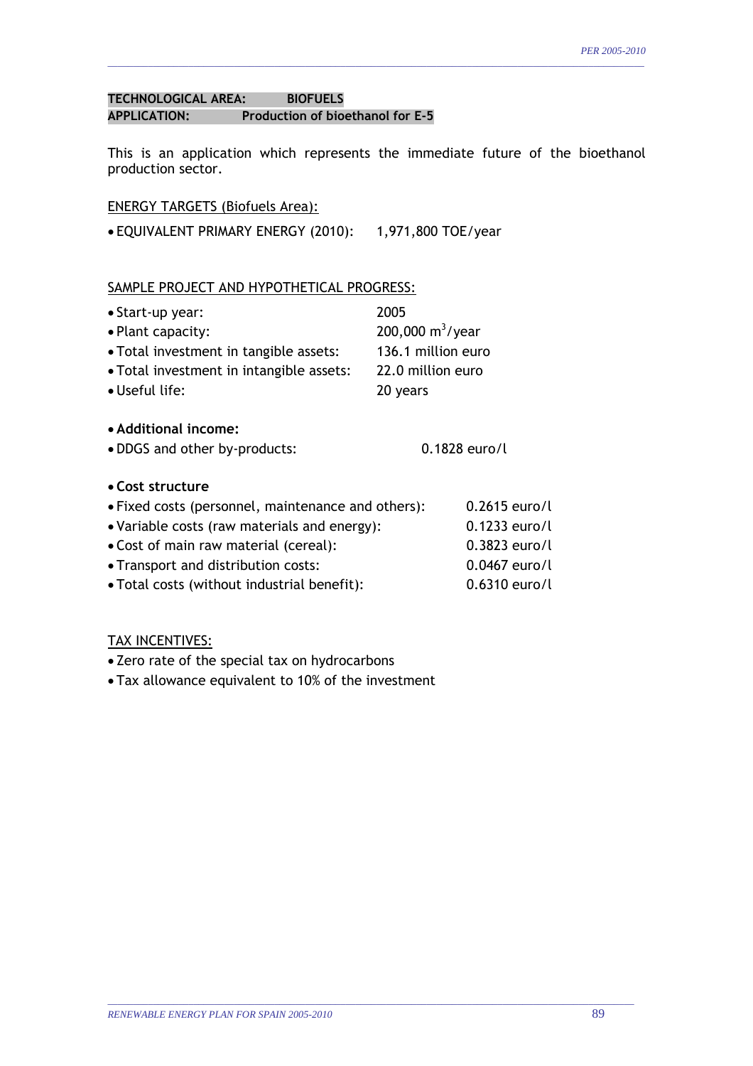**TECHNOLOGICAL AREA: BIOFUELS**
**APPLICATION: Production of bioethanol for E-5**

This is an application which represents the immediate future of the bioethanol production sector.

ENERGY TARGETS (Biofuels Area):

- EQUIVALENT PRIMARY ENERGY (2010): 1,971,800 TOE/year

SAMPLE PROJECT AND HYPOTHETICAL PROGRESS:

- Start-up year: 2005
- Plant capacity: 200,000 $m^3$/year
- Total investment in tangible assets: 136.1 million euro
- Total investment in intangible assets: 22.0 million euro
- Useful life: 20 years

- **Additional income:**
- DDGS and other by-products: 0.1828 euro/l

- **Cost structure**
- Fixed costs (personnel, maintenance and others): 0.2615 euro/l
- Variable costs (raw materials and energy): 0.1233 euro/l
- Cost of main raw material (cereal): 0.3823 euro/l
- Transport and distribution costs: 0.0467 euro/l
- Total costs (without industrial benefit): 0.6310 euro/l

TAX INCENTIVES:

- Zero rate of the special tax on hydrocarbons
- Tax allowance equivalent to 10% of the investment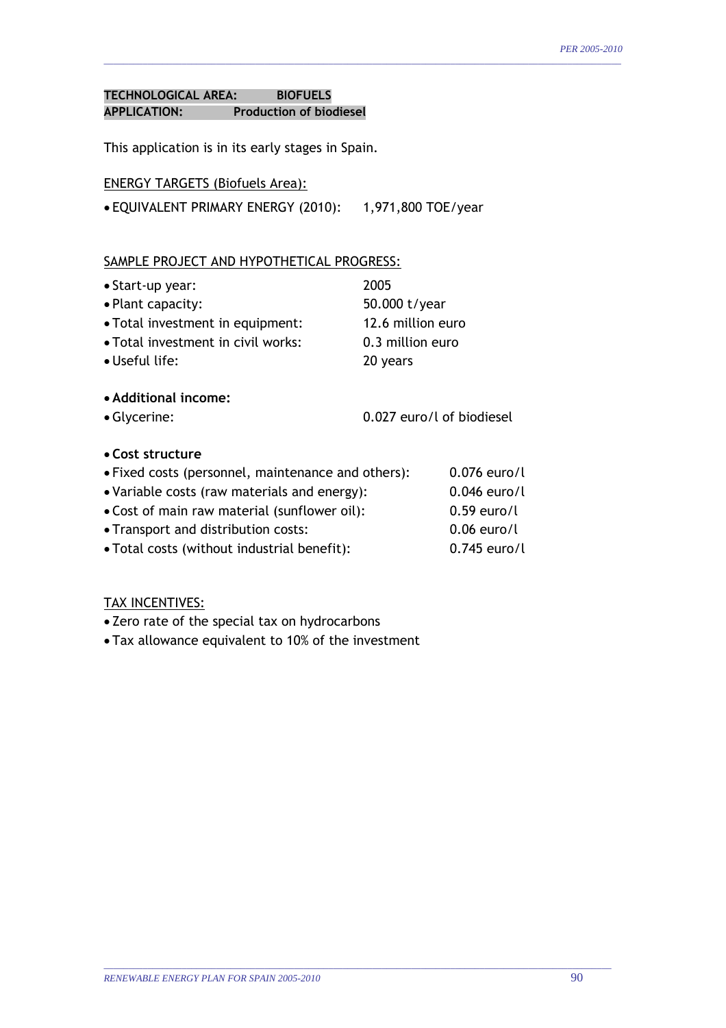**TECHNOLOGICAL AREA: BIOFUELS**
**APPLICATION: Production of biodiesel**

This application is in its early stages in Spain.

ENERGY TARGETS (Biofuels Area):

- EQUIVALENT PRIMARY ENERGY (2010): 1,971,800 TOE/year

SAMPLE PROJECT AND HYPOTHETICAL PROGRESS:

- Start-up year: 2005
- Plant capacity: 50.000 t/year
- Total investment in equipment: 12.6 million euro
- Total investment in civil works: 0.3 million euro
- Useful life: 20 years

- **Additional income:**
- Glycerine: 0.027 euro/l of biodiesel

- **Cost structure**
- Fixed costs (personnel, maintenance and others): 0.076 euro/l
- Variable costs (raw materials and energy): 0.046 euro/l
- Cost of main raw material (sunflower oil): 0.59 euro/l
- Transport and distribution costs: 0.06 euro/l
- Total costs (without industrial benefit): 0.745 euro/l

TAX INCENTIVES:

- Zero rate of the special tax on hydrocarbons
- Tax allowance equivalent to 10% of the investment